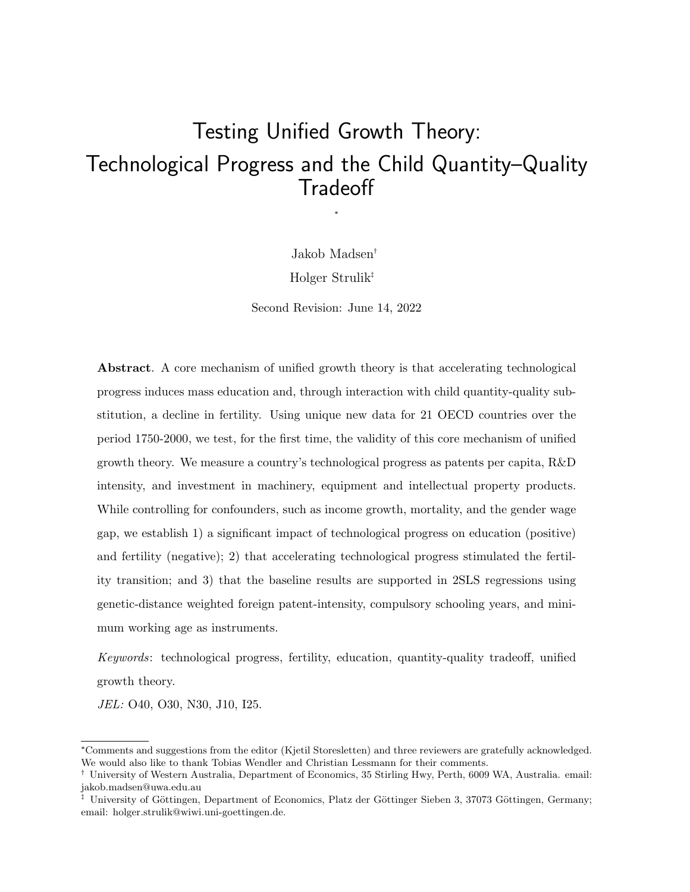# Testing Unified Growth Theory: Technological Progress and the Child Quantity–Quality Tradeoff

[*]

Jakob Madsen[†]

Holger Strulik[‡]

Second Revision: June 14, 2022

**Abstract**. A core mechanism of unified growth theory is that accelerating technological progress induces mass education and, through interaction with child quantity-quality substitution, a decline in fertility. Using unique new data for 21 OECD countries over the period 1750-2000, we test, for the first time, the validity of this core mechanism of unified growth theory. We measure a country's technological progress as patents per capita, R&D intensity, and investment in machinery, equipment and intellectual property products. While controlling for confounders, such as income growth, mortality, and the gender wage gap, we establish 1) a significant impact of technological progress on education (positive) and fertility (negative); 2) that accelerating technological progress stimulated the fertility transition; and 3) that the baseline results are supported in 2SLS regressions using genetic-distance weighted foreign patent-intensity, compulsory schooling years, and minimum working age as instruments.

*Keywords*: technological progress, fertility, education, quantity-quality tradeoff, unified growth theory.

*JEL:* O40, O30, N30, J10, I25.

---

[*]Comments and suggestions from the editor (Kjetil Storesletten) and three reviewers are gratefully acknowledged. We would also like to thank Tobias Wendler and Christian Lessmann for their comments.

[†] University of Western Australia, Department of Economics, 35 Stirling Hwy, Perth, 6009 WA, Australia. email: jakob.madsen@uwa.edu.au

[‡] University of Göttingen, Department of Economics, Platz der Göttinger Sieben 3, 37073 Göttingen, Germany; email: holger.strulik@wiwi.uni-goettingen.de.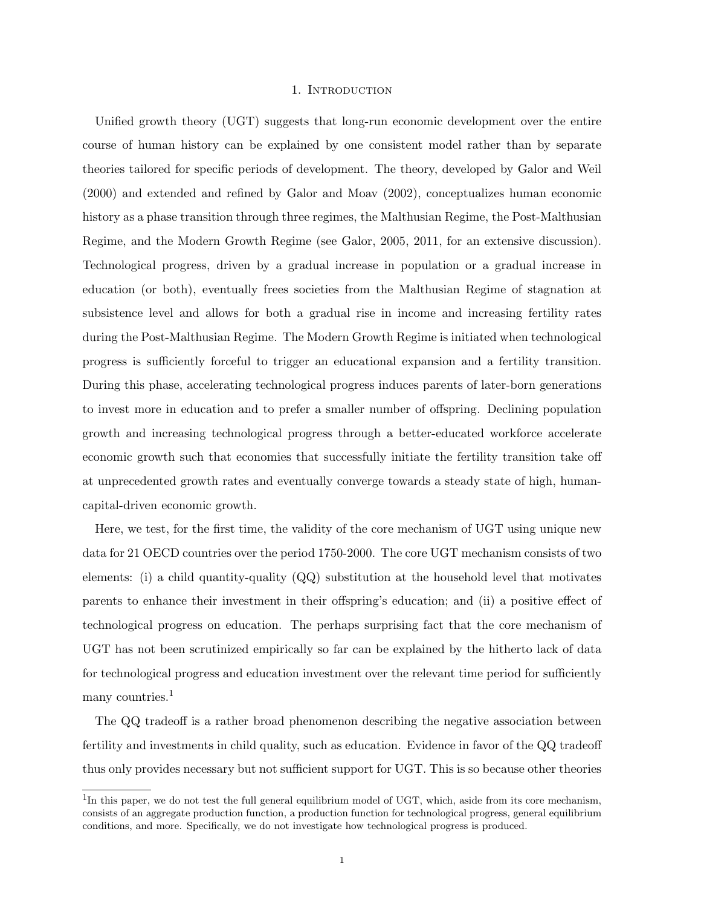# 1. Introduction

Unified growth theory (UGT) suggests that long-run economic development over the entire course of human history can be explained by one consistent model rather than by separate theories tailored for specific periods of development. The theory, developed by Galor and Weil (2000) and extended and refined by Galor and Moav (2002), conceptualizes human economic history as a phase transition through three regimes, the Malthusian Regime, the Post-Malthusian Regime, and the Modern Growth Regime (see Galor, 2005, 2011, for an extensive discussion). Technological progress, driven by a gradual increase in population or a gradual increase in education (or both), eventually frees societies from the Malthusian Regime of stagnation at subsistence level and allows for both a gradual rise in income and increasing fertility rates during the Post-Malthusian Regime. The Modern Growth Regime is initiated when technological progress is sufficiently forceful to trigger an educational expansion and a fertility transition. During this phase, accelerating technological progress induces parents of later-born generations to invest more in education and to prefer a smaller number of offspring. Declining population growth and increasing technological progress through a better-educated workforce accelerate economic growth such that economies that successfully initiate the fertility transition take off at unprecedented growth rates and eventually converge towards a steady state of high, human-capital-driven economic growth.

Here, we test, for the first time, the validity of the core mechanism of UGT using unique new data for 21 OECD countries over the period 1750-2000. The core UGT mechanism consists of two elements: (i) a child quantity-quality (QQ) substitution at the household level that motivates parents to enhance their investment in their offspring's education; and (ii) a positive effect of technological progress on education. The perhaps surprising fact that the core mechanism of UGT has not been scrutinized empirically so far can be explained by the hitherto lack of data for technological progress and education investment over the relevant time period for sufficiently many countries.[1]

The QQ tradeoff is a rather broad phenomenon describing the negative association between fertility and investments in child quality, such as education. Evidence in favor of the QQ tradeoff thus only provides necessary but not sufficient support for UGT. This is so because other theories

[1] In this paper, we do not test the full general equilibrium model of UGT, which, aside from its core mechanism, consists of an aggregate production function, a production function for technological progress, general equilibrium conditions, and more. Specifically, we do not investigate how technological progress is produced.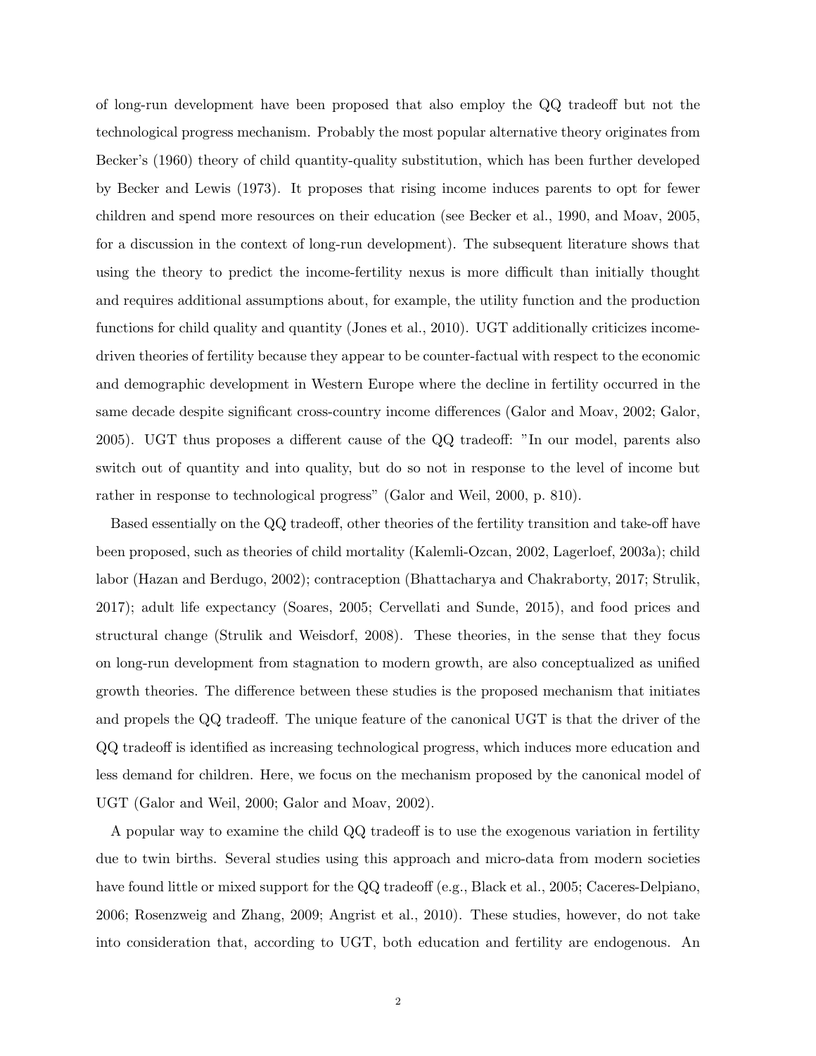of long-run development have been proposed that also employ the QQ tradeoff but not the technological progress mechanism. Probably the most popular alternative theory originates from Becker's (1960) theory of child quantity-quality substitution, which has been further developed by Becker and Lewis (1973). It proposes that rising income induces parents to opt for fewer children and spend more resources on their education (see Becker et al., 1990, and Moav, 2005, for a discussion in the context of long-run development). The subsequent literature shows that using the theory to predict the income-fertility nexus is more difficult than initially thought and requires additional assumptions about, for example, the utility function and the production functions for child quality and quantity (Jones et al., 2010). UGT additionally criticizes income-driven theories of fertility because they appear to be counter-factual with respect to the economic and demographic development in Western Europe where the decline in fertility occurred in the same decade despite significant cross-country income differences (Galor and Moav, 2002; Galor, 2005). UGT thus proposes a different cause of the QQ tradeoff: "In our model, parents also switch out of quantity and into quality, but do so not in response to the level of income but rather in response to technological progress" (Galor and Weil, 2000, p. 810).

Based essentially on the QQ tradeoff, other theories of the fertility transition and take-off have been proposed, such as theories of child mortality (Kalemli-Ozcan, 2002, Lagerloef, 2003a); child labor (Hazan and Berdugo, 2002); contraception (Bhattacharya and Chakraborty, 2017; Strulik, 2017); adult life expectancy (Soares, 2005; Cervellati and Sunde, 2015), and food prices and structural change (Strulik and Weisdorf, 2008). These theories, in the sense that they focus on long-run development from stagnation to modern growth, are also conceptualized as unified growth theories. The difference between these studies is the proposed mechanism that initiates and propels the QQ tradeoff. The unique feature of the canonical UGT is that the driver of the QQ tradeoff is identified as increasing technological progress, which induces more education and less demand for children. Here, we focus on the mechanism proposed by the canonical model of UGT (Galor and Weil, 2000; Galor and Moav, 2002).

A popular way to examine the child QQ tradeoff is to use the exogenous variation in fertility due to twin births. Several studies using this approach and micro-data from modern societies have found little or mixed support for the QQ tradeoff (e.g., Black et al., 2005; Caceres-Delpiano, 2006; Rosenzweig and Zhang, 2009; Angrist et al., 2010). These studies, however, do not take into consideration that, according to UGT, both education and fertility are endogenous. An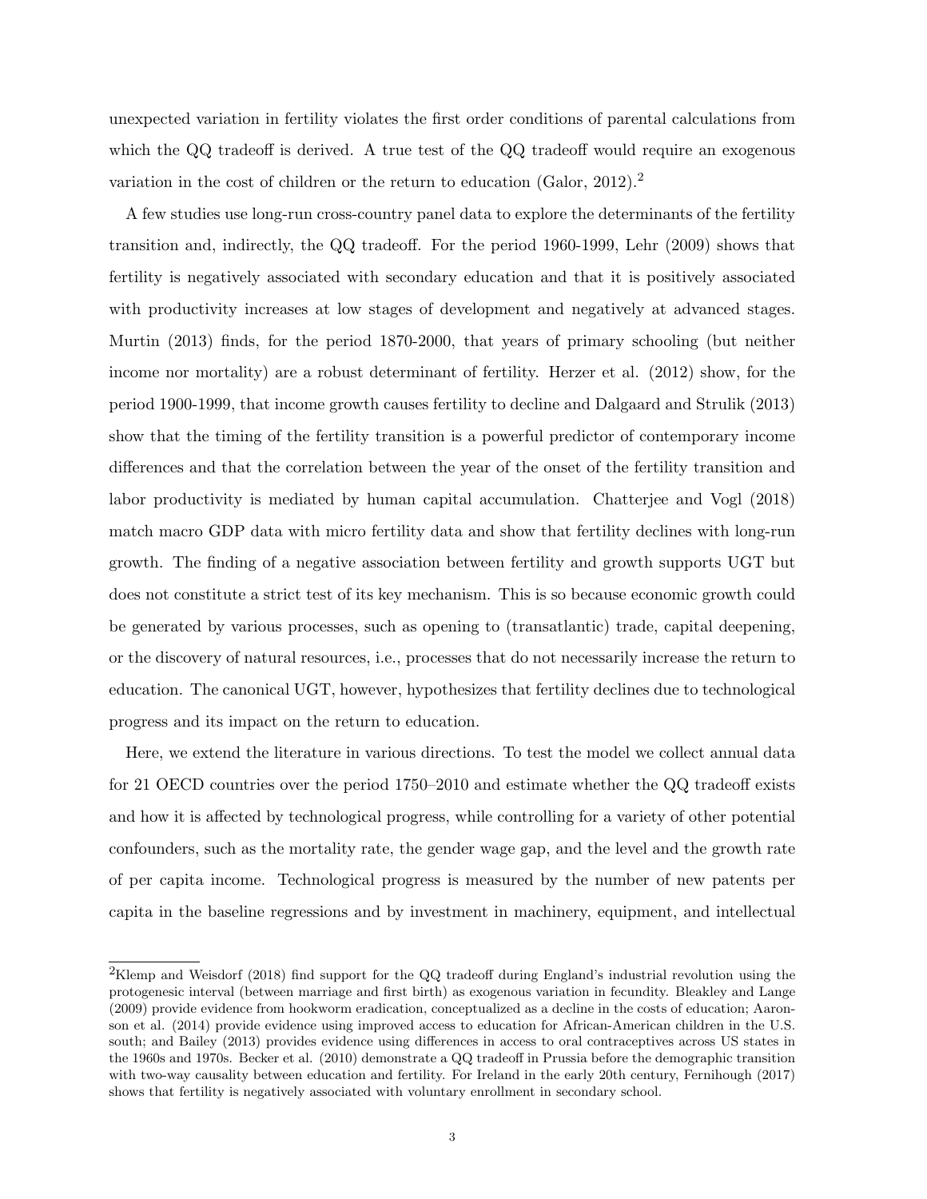unexpected variation in fertility violates the first order conditions of parental calculations from which the QQ tradeoff is derived. A true test of the QQ tradeoff would require an exogenous variation in the cost of children or the return to education (Galor, 2012).[2]

A few studies use long-run cross-country panel data to explore the determinants of the fertility transition and, indirectly, the QQ tradeoff. For the period 1960-1999, Lehr (2009) shows that fertility is negatively associated with secondary education and that it is positively associated with productivity increases at low stages of development and negatively at advanced stages. Murtin (2013) finds, for the period 1870-2000, that years of primary schooling (but neither income nor mortality) are a robust determinant of fertility. Herzer et al. (2012) show, for the period 1900-1999, that income growth causes fertility to decline and Dalgaard and Strulik (2013) show that the timing of the fertility transition is a powerful predictor of contemporary income differences and that the correlation between the year of the onset of the fertility transition and labor productivity is mediated by human capital accumulation. Chatterjee and Vogl (2018) match macro GDP data with micro fertility data and show that fertility declines with long-run growth. The finding of a negative association between fertility and growth supports UGT but does not constitute a strict test of its key mechanism. This is so because economic growth could be generated by various processes, such as opening to (transatlantic) trade, capital deepening, or the discovery of natural resources, i.e., processes that do not necessarily increase the return to education. The canonical UGT, however, hypothesizes that fertility declines due to technological progress and its impact on the return to education.

Here, we extend the literature in various directions. To test the model we collect annual data for 21 OECD countries over the period 1750–2010 and estimate whether the QQ tradeoff exists and how it is affected by technological progress, while controlling for a variety of other potential confounders, such as the mortality rate, the gender wage gap, and the level and the growth rate of per capita income. Technological progress is measured by the number of new patents per capita in the baseline regressions and by investment in machinery, equipment, and intellectual

[2]Klemp and Weisdorf (2018) find support for the QQ tradeoff during England's industrial revolution using the protogenesic interval (between marriage and first birth) as exogenous variation in fecundity. Bleakley and Lange (2009) provide evidence from hookworm eradication, conceptualized as a decline in the costs of education; Aaronson et al. (2014) provide evidence using improved access to education for African-American children in the U.S. south; and Bailey (2013) provides evidence using differences in access to oral contraceptives across US states in the 1960s and 1970s. Becker et al. (2010) demonstrate a QQ tradeoff in Prussia before the demographic transition with two-way causality between education and fertility. For Ireland in the early 20th century, Fernihough (2017) shows that fertility is negatively associated with voluntary enrollment in secondary school.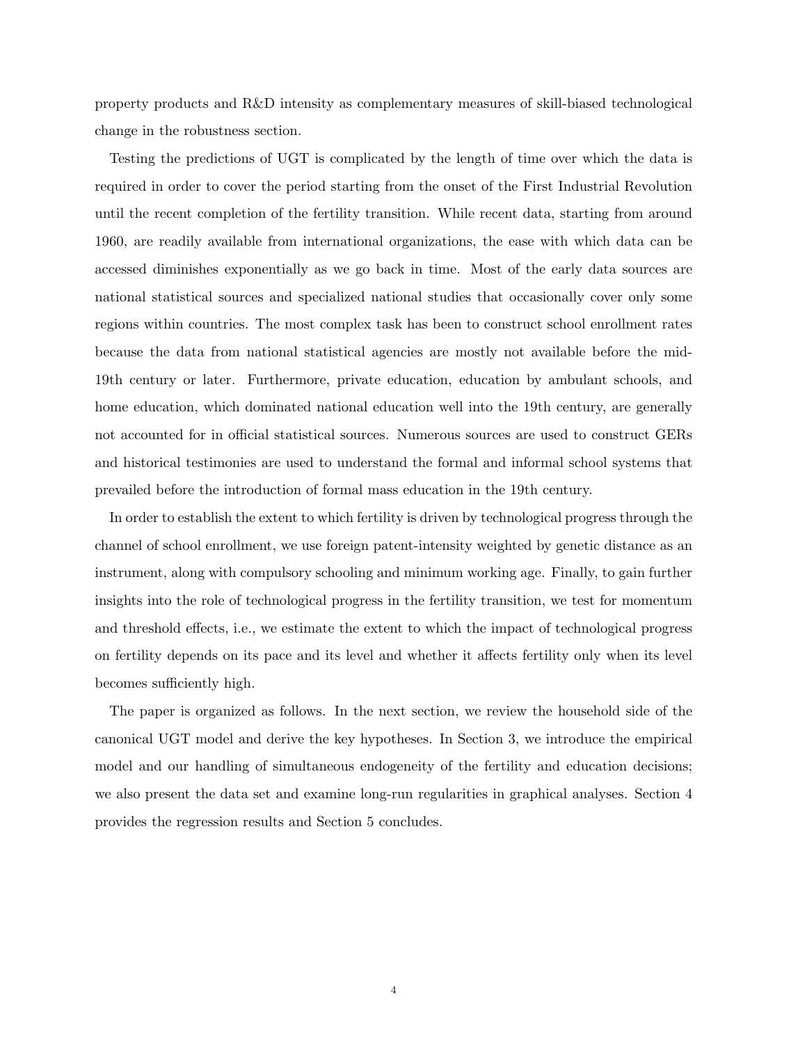property products and R&D intensity as complementary measures of skill-biased technological change in the robustness section.

Testing the predictions of UGT is complicated by the length of time over which the data is required in order to cover the period starting from the onset of the First Industrial Revolution until the recent completion of the fertility transition. While recent data, starting from around 1960, are readily available from international organizations, the ease with which data can be accessed diminishes exponentially as we go back in time. Most of the early data sources are national statistical sources and specialized national studies that occasionally cover only some regions within countries. The most complex task has been to construct school enrollment rates because the data from national statistical agencies are mostly not available before the mid-19th century or later. Furthermore, private education, education by ambulant schools, and home education, which dominated national education well into the 19th century, are generally not accounted for in official statistical sources. Numerous sources are used to construct GERs and historical testimonies are used to understand the formal and informal school systems that prevailed before the introduction of formal mass education in the 19th century.

In order to establish the extent to which fertility is driven by technological progress through the channel of school enrollment, we use foreign patent-intensity weighted by genetic distance as an instrument, along with compulsory schooling and minimum working age. Finally, to gain further insights into the role of technological progress in the fertility transition, we test for momentum and threshold effects, i.e., we estimate the extent to which the impact of technological progress on fertility depends on its pace and its level and whether it affects fertility only when its level becomes sufficiently high.

The paper is organized as follows. In the next section, we review the household side of the canonical UGT model and derive the key hypotheses. In Section 3, we introduce the empirical model and our handling of simultaneous endogeneity of the fertility and education decisions; we also present the data set and examine long-run regularities in graphical analyses. Section 4 provides the regression results and Section 5 concludes.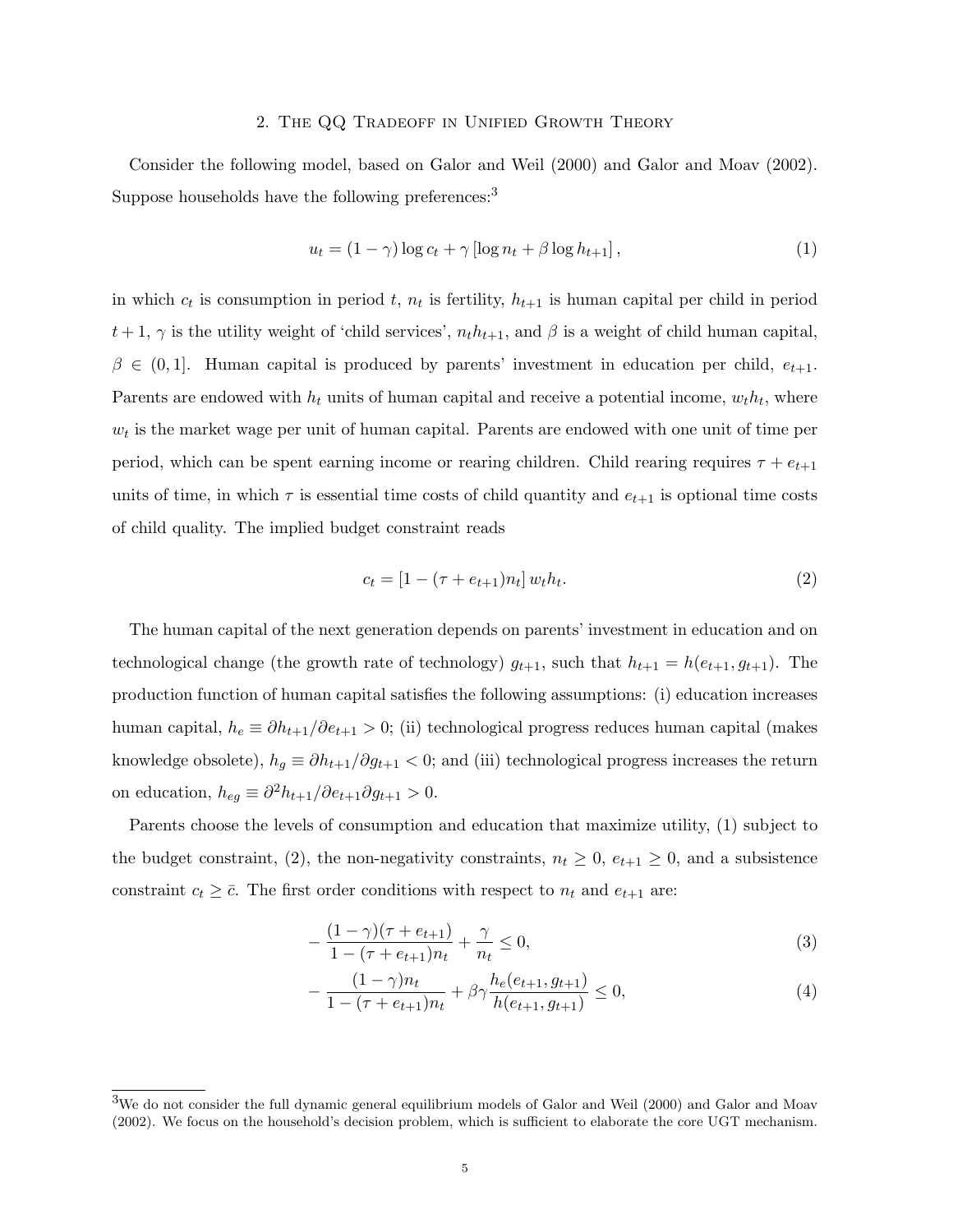## 2. The QQ Tradeoff in Unified Growth Theory

Consider the following model, based on Galor and Weil (2000) and Galor and Moav (2002). Suppose households have the following preferences:[3]

$$u_t = (1-\gamma)\log c_t + \gamma \left[\log n_t + \beta \log h_{t+1}\right], \tag{1}$$

in which $c_t$ is consumption in period $t$, $n_t$ is fertility, $h_{t+1}$ is human capital per child in period $t+1$, $\gamma$ is the utility weight of 'child services', $n_t h_{t+1}$, and $\beta$ is a weight of child human capital, $\beta \in (0,1]$. Human capital is produced by parents' investment in education per child, $e_{t+1}$. Parents are endowed with $h_t$ units of human capital and receive a potential income, $w_t h_t$, where $w_t$ is the market wage per unit of human capital. Parents are endowed with one unit of time per period, which can be spent earning income or rearing children. Child rearing requires $\tau + e_{t+1}$ units of time, in which $\tau$ is essential time costs of child quantity and $e_{t+1}$ is optional time costs of child quality. The implied budget constraint reads

$$c_t = \left[1-(\tau + e_{t+1})n_t\right] w_t h_t. \tag{2}$$

The human capital of the next generation depends on parents' investment in education and on technological change (the growth rate of technology) $g_{t+1}$, such that $h_{t+1} = h(e_{t+1}, g_{t+1})$. The production function of human capital satisfies the following assumptions: (i) education increases human capital, $h_e \equiv \partial h_{t+1}/\partial e_{t+1} > 0$; (ii) technological progress reduces human capital (makes knowledge obsolete), $h_g \equiv \partial h_{t+1}/\partial g_{t+1} < 0$; and (iii) technological progress increases the return on education, $h_{eg} \equiv \partial^2 h_{t+1}/\partial e_{t+1}\partial g_{t+1} > 0$.

Parents choose the levels of consumption and education that maximize utility, (1) subject to the budget constraint, (2), the non-negativity constraints, $n_t \geq 0$, $e_{t+1} \geq 0$, and a subsistence constraint $c_t \geq \bar{c}$. The first order conditions with respect to $n_t$ and $e_{t+1}$ are:

$$-\frac{(1-\gamma)(\tau + e_{t+1})}{1-(\tau + e_{t+1})n_t} + \frac{\gamma}{n_t} \leq 0, \tag{3}$$

$$-\frac{(1-\gamma)n_t}{1-(\tau + e_{t+1})n_t} + \beta\gamma \frac{h_e(e_{t+1}, g_{t+1})}{h(e_{t+1}, g_{t+1})} \leq 0, \tag{4}$$

---

[3] We do not consider the full dynamic general equilibrium models of Galor and Weil (2000) and Galor and Moav (2002). We focus on the household's decision problem, which is sufficient to elaborate the core UGT mechanism.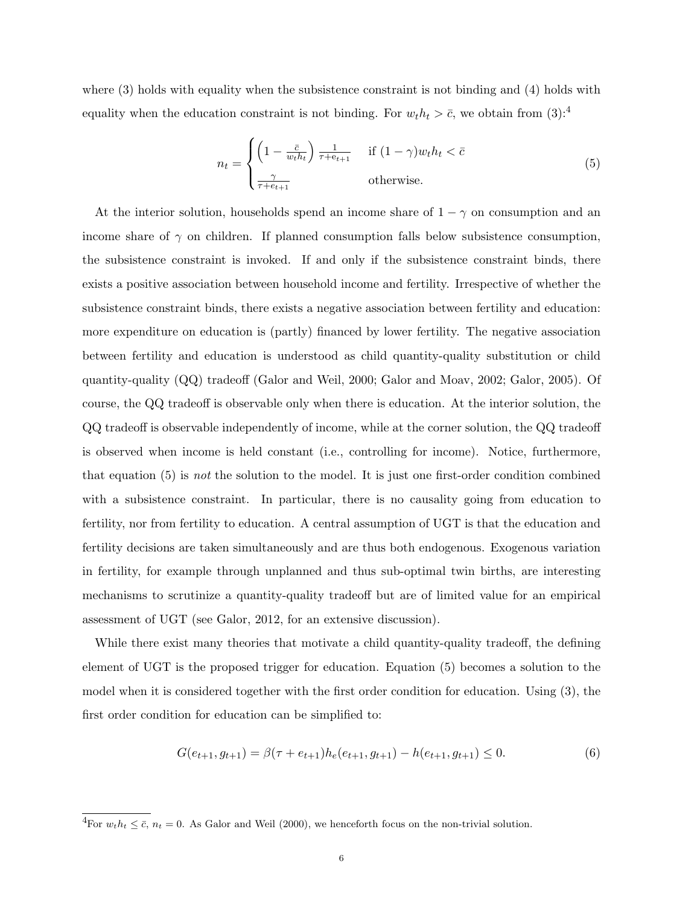where (3) holds with equality when the subsistence constraint is not binding and (4) holds with equality when the education constraint is not binding. For $w_t h_t > \bar{c}$, we obtain from (3):[4]

$$n_t = \begin{cases} \left(1 - \frac{\bar{c}}{w_t h_t}\right) \frac{1}{\tau + e_{t+1}} & \text{if } (1-\gamma) w_t h_t < \bar{c} \\ \frac{\gamma}{\tau + e_{t+1}} & \text{otherwise.} \end{cases} \tag{5}$$

At the interior solution, households spend an income share of $1-\gamma$ on consumption and an income share of $\gamma$ on children. If planned consumption falls below subsistence consumption, the subsistence constraint is invoked. If and only if the subsistence constraint binds, there exists a positive association between household income and fertility. Irrespective of whether the subsistence constraint binds, there exists a negative association between fertility and education: more expenditure on education is (partly) financed by lower fertility. The negative association between fertility and education is understood as child quantity-quality substitution or child quantity-quality (QQ) tradeoff (Galor and Weil, 2000; Galor and Moav, 2002; Galor, 2005). Of course, the QQ tradeoff is observable only when there is education. At the interior solution, the QQ tradeoff is observable independently of income, while at the corner solution, the QQ tradeoff is observed when income is held constant (i.e., controlling for income). Notice, furthermore, that equation (5) is *not* the solution to the model. It is just one first-order condition combined with a subsistence constraint. In particular, there is no causality going from education to fertility, nor from fertility to education. A central assumption of UGT is that the education and fertility decisions are taken simultaneously and are thus both endogenous. Exogenous variation in fertility, for example through unplanned and thus sub-optimal twin births, are interesting mechanisms to scrutinize a quantity-quality tradeoff but are of limited value for an empirical assessment of UGT (see Galor, 2012, for an extensive discussion).

While there exist many theories that motivate a child quantity-quality tradeoff, the defining element of UGT is the proposed trigger for education. Equation (5) becomes a solution to the model when it is considered together with the first order condition for education. Using (3), the first order condition for education can be simplified to:

$$G(e_{t+1}, g_{t+1}) = \beta(\tau + e_{t+1}) h_e(e_{t+1}, g_{t+1}) - h(e_{t+1}, g_{t+1}) \leq 0. \tag{6}$$

[4]For $w_t h_t \leq \bar{c}$, $n_t = 0$. As Galor and Weil (2000), we henceforth focus on the non-trivial solution.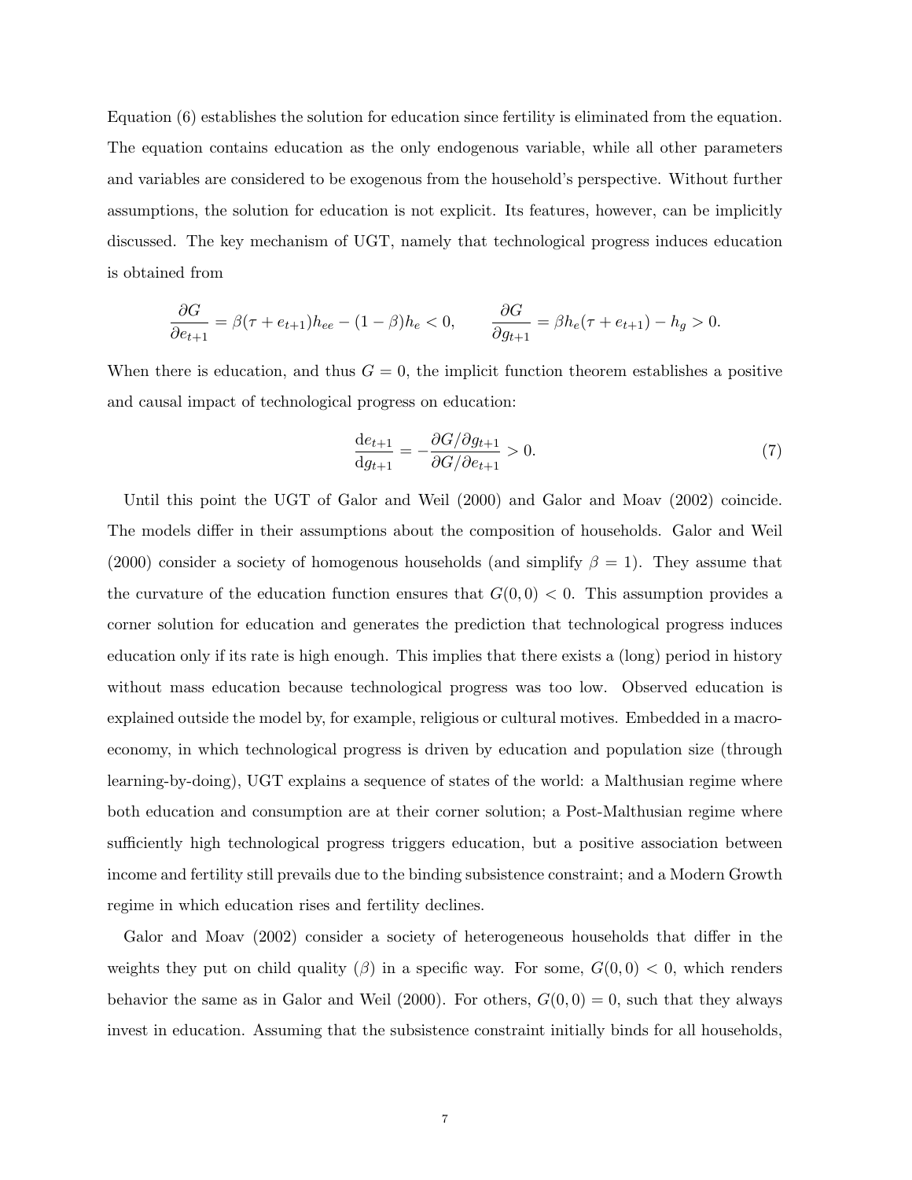Equation (6) establishes the solution for education since fertility is eliminated from the equation. The equation contains education as the only endogenous variable, while all other parameters and variables are considered to be exogenous from the household's perspective. Without further assumptions, the solution for education is not explicit. Its features, however, can be implicitly discussed. The key mechanism of UGT, namely that technological progress induces education is obtained from

$$\frac{\partial G}{\partial e_{t+1}} = \beta(\tau + e_{t+1})h_{ee} - (1-\beta)h_e < 0, \qquad \frac{\partial G}{\partial g_{t+1}} = \beta h_e(\tau + e_{t+1}) - h_g > 0.$$

When there is education, and thus $G = 0$, the implicit function theorem establishes a positive and causal impact of technological progress on education:

$$\frac{\mathrm{d}e_{t+1}}{\mathrm{d}g_{t+1}} = -\frac{\partial G/\partial g_{t+1}}{\partial G/\partial e_{t+1}} > 0. \tag{7}$$

Until this point the UGT of Galor and Weil (2000) and Galor and Moav (2002) coincide. The models differ in their assumptions about the composition of households. Galor and Weil (2000) consider a society of homogenous households (and simplify $\beta = 1$). They assume that the curvature of the education function ensures that $G(0, 0) < 0$. This assumption provides a corner solution for education and generates the prediction that technological progress induces education only if its rate is high enough. This implies that there exists a (long) period in history without mass education because technological progress was too low. Observed education is explained outside the model by, for example, religious or cultural motives. Embedded in a macro-economy, in which technological progress is driven by education and population size (through learning-by-doing), UGT explains a sequence of states of the world: a Malthusian regime where both education and consumption are at their corner solution; a Post-Malthusian regime where sufficiently high technological progress triggers education, but a positive association between income and fertility still prevails due to the binding subsistence constraint; and a Modern Growth regime in which education rises and fertility declines.

Galor and Moav (2002) consider a society of heterogeneous households that differ in the weights they put on child quality ($\beta$) in a specific way. For some, $G(0, 0) < 0$, which renders behavior the same as in Galor and Weil (2000). For others, $G(0, 0) = 0$, such that they always invest in education. Assuming that the subsistence constraint initially binds for all households,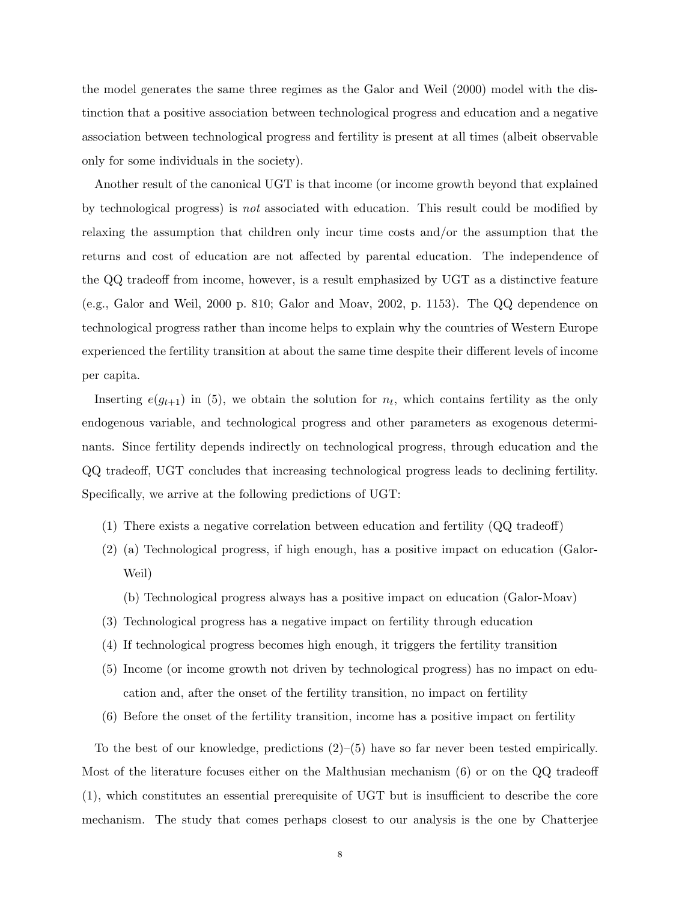the model generates the same three regimes as the Galor and Weil (2000) model with the distinction that a positive association between technological progress and education and a negative association between technological progress and fertility is present at all times (albeit observable only for some individuals in the society).

Another result of the canonical UGT is that income (or income growth beyond that explained by technological progress) is *not* associated with education. This result could be modified by relaxing the assumption that children only incur time costs and/or the assumption that the returns and cost of education are not affected by parental education. The independence of the QQ tradeoff from income, however, is a result emphasized by UGT as a distinctive feature (e.g., Galor and Weil, 2000 p. 810; Galor and Moav, 2002, p. 1153). The QQ dependence on technological progress rather than income helps to explain why the countries of Western Europe experienced the fertility transition at about the same time despite their different levels of income per capita.

Inserting $e(g_{t+1})$ in (5), we obtain the solution for $n_t$, which contains fertility as the only endogenous variable, and technological progress and other parameters as exogenous determinants. Since fertility depends indirectly on technological progress, through education and the QQ tradeoff, UGT concludes that increasing technological progress leads to declining fertility. Specifically, we arrive at the following predictions of UGT:

(1) There exists a negative correlation between education and fertility (QQ tradeoff)

(2) (a) Technological progress, if high enough, has a positive impact on education (Galor-Weil)

(b) Technological progress always has a positive impact on education (Galor-Moav)

(3) Technological progress has a negative impact on fertility through education

(4) If technological progress becomes high enough, it triggers the fertility transition

(5) Income (or income growth not driven by technological progress) has no impact on education and, after the onset of the fertility transition, no impact on fertility

(6) Before the onset of the fertility transition, income has a positive impact on fertility

To the best of our knowledge, predictions (2)–(5) have so far never been tested empirically. Most of the literature focuses either on the Malthusian mechanism (6) or on the QQ tradeoff (1), which constitutes an essential prerequisite of UGT but is insufficient to describe the core mechanism. The study that comes perhaps closest to our analysis is the one by Chatterjee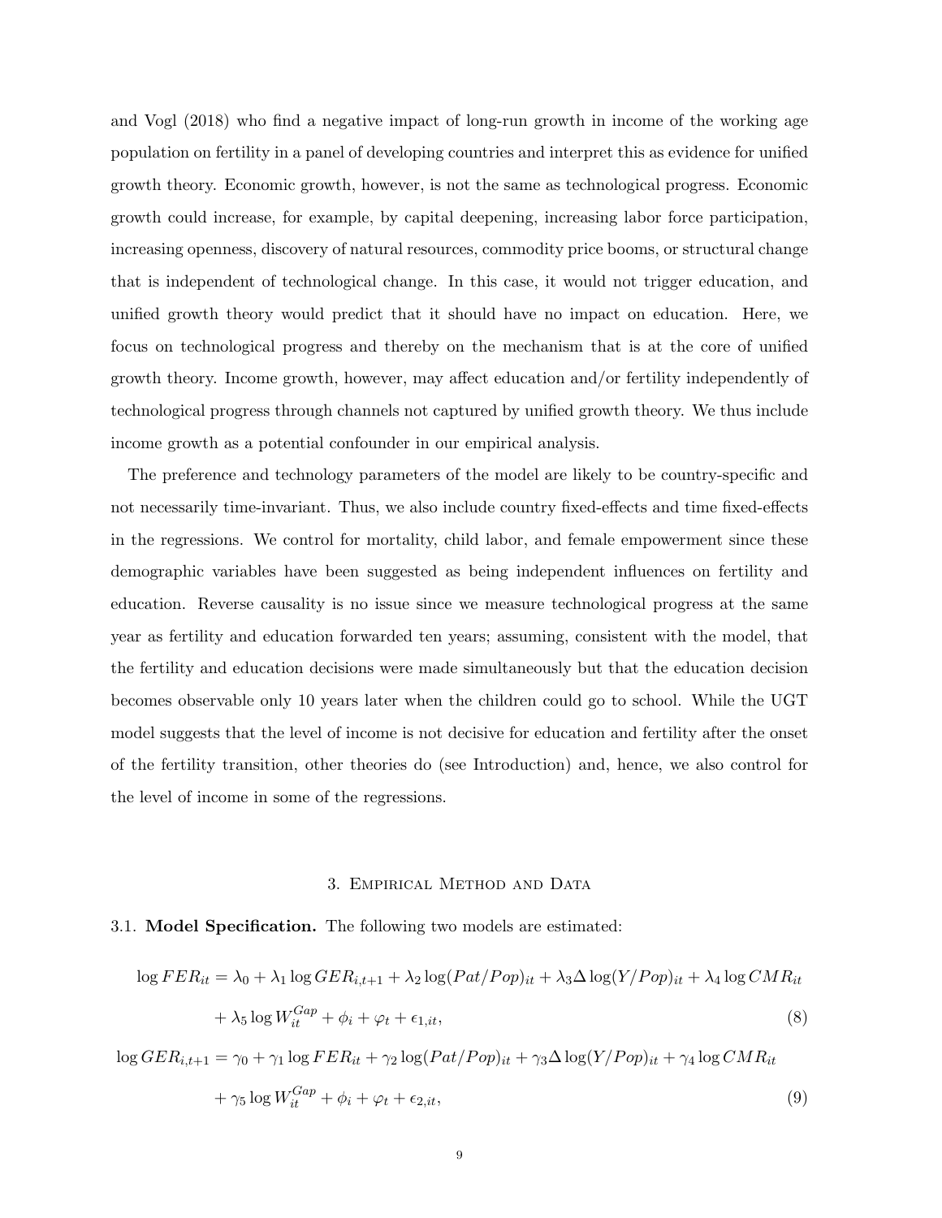and Vogl (2018) who find a negative impact of long-run growth in income of the working age population on fertility in a panel of developing countries and interpret this as evidence for unified growth theory. Economic growth, however, is not the same as technological progress. Economic growth could increase, for example, by capital deepening, increasing labor force participation, increasing openness, discovery of natural resources, commodity price booms, or structural change that is independent of technological change. In this case, it would not trigger education, and unified growth theory would predict that it should have no impact on education. Here, we focus on technological progress and thereby on the mechanism that is at the core of unified growth theory. Income growth, however, may affect education and/or fertility independently of technological progress through channels not captured by unified growth theory. We thus include income growth as a potential confounder in our empirical analysis.

The preference and technology parameters of the model are likely to be country-specific and not necessarily time-invariant. Thus, we also include country fixed-effects and time fixed-effects in the regressions. We control for mortality, child labor, and female empowerment since these demographic variables have been suggested as being independent influences on fertility and education. Reverse causality is no issue since we measure technological progress at the same year as fertility and education forwarded ten years; assuming, consistent with the model, that the fertility and education decisions were made simultaneously but that the education decision becomes observable only 10 years later when the children could go to school. While the UGT model suggests that the level of income is not decisive for education and fertility after the onset of the fertility transition, other theories do (see Introduction) and, hence, we also control for the level of income in some of the regressions.

## 3. Empirical Method and Data

3.1. **Model Specification.** The following two models are estimated:

$$\log FER_{it} = \lambda_0 + \lambda_1 \log GER_{i,t+1} + \lambda_2 \log(Pat/Pop)_{it} + \lambda_3 \Delta \log(Y/Pop)_{it} + \lambda_4 \log CMR_{it} + \lambda_5 \log W_{it}^{Gap} + \phi_i + \varphi_t + \epsilon_{1,it}, \tag{8}$$

$$\log GER_{i,t+1} = \gamma_0 + \gamma_1 \log FER_{it} + \gamma_2 \log(Pat/Pop)_{it} + \gamma_3 \Delta \log(Y/Pop)_{it} + \gamma_4 \log CMR_{it} + \gamma_5 \log W_{it}^{Gap} + \phi_i + \varphi_t + \epsilon_{2,it}, \tag{9}$$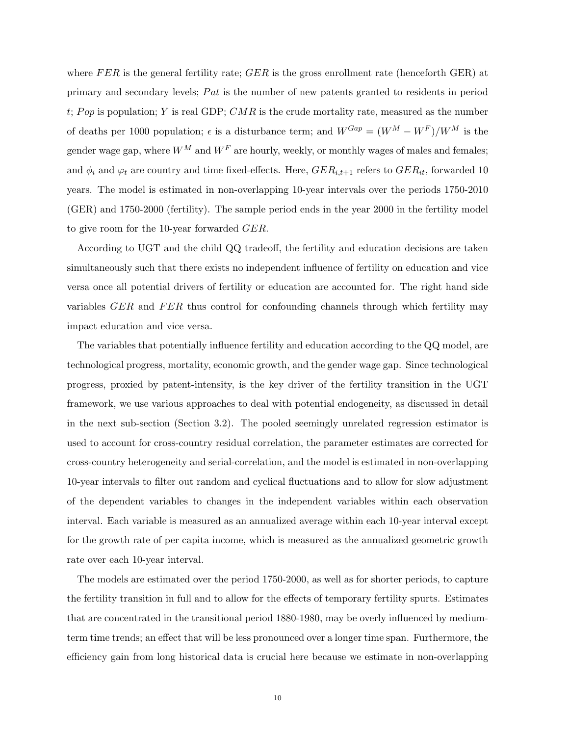where $FER$ is the general fertility rate; $GER$ is the gross enrollment rate (henceforth GER) at primary and secondary levels; $Pat$ is the number of new patents granted to residents in period $t$; $Pop$ is population; $Y$ is real GDP; $CMR$ is the crude mortality rate, measured as the number of deaths per 1000 population; $\epsilon$ is a disturbance term; and $W^{Gap} = (W^M - W^F)/W^M$ is the gender wage gap, where $W^M$ and $W^F$ are hourly, weekly, or monthly wages of males and females; and $\phi_i$ and $\varphi_t$ are country and time fixed-effects. Here, $GER_{i,t+1}$ refers to $GER_{it}$, forwarded 10 years. The model is estimated in non-overlapping 10-year intervals over the periods 1750-2010 (GER) and 1750-2000 (fertility). The sample period ends in the year 2000 in the fertility model to give room for the 10-year forwarded $GER$.

According to UGT and the child QQ tradeoff, the fertility and education decisions are taken simultaneously such that there exists no independent influence of fertility on education and vice versa once all potential drivers of fertility or education are accounted for. The right hand side variables $GER$ and $FER$ thus control for confounding channels through which fertility may impact education and vice versa.

The variables that potentially influence fertility and education according to the QQ model, are technological progress, mortality, economic growth, and the gender wage gap. Since technological progress, proxied by patent-intensity, is the key driver of the fertility transition in the UGT framework, we use various approaches to deal with potential endogeneity, as discussed in detail in the next sub-section (Section 3.2). The pooled seemingly unrelated regression estimator is used to account for cross-country residual correlation, the parameter estimates are corrected for cross-country heterogeneity and serial-correlation, and the model is estimated in non-overlapping 10-year intervals to filter out random and cyclical fluctuations and to allow for slow adjustment of the dependent variables to changes in the independent variables within each observation interval. Each variable is measured as an annualized average within each 10-year interval except for the growth rate of per capita income, which is measured as the annualized geometric growth rate over each 10-year interval.

The models are estimated over the period 1750-2000, as well as for shorter periods, to capture the fertility transition in full and to allow for the effects of temporary fertility spurts. Estimates that are concentrated in the transitional period 1880-1980, may be overly influenced by medium-term time trends; an effect that will be less pronounced over a longer time span. Furthermore, the efficiency gain from long historical data is crucial here because we estimate in non-overlapping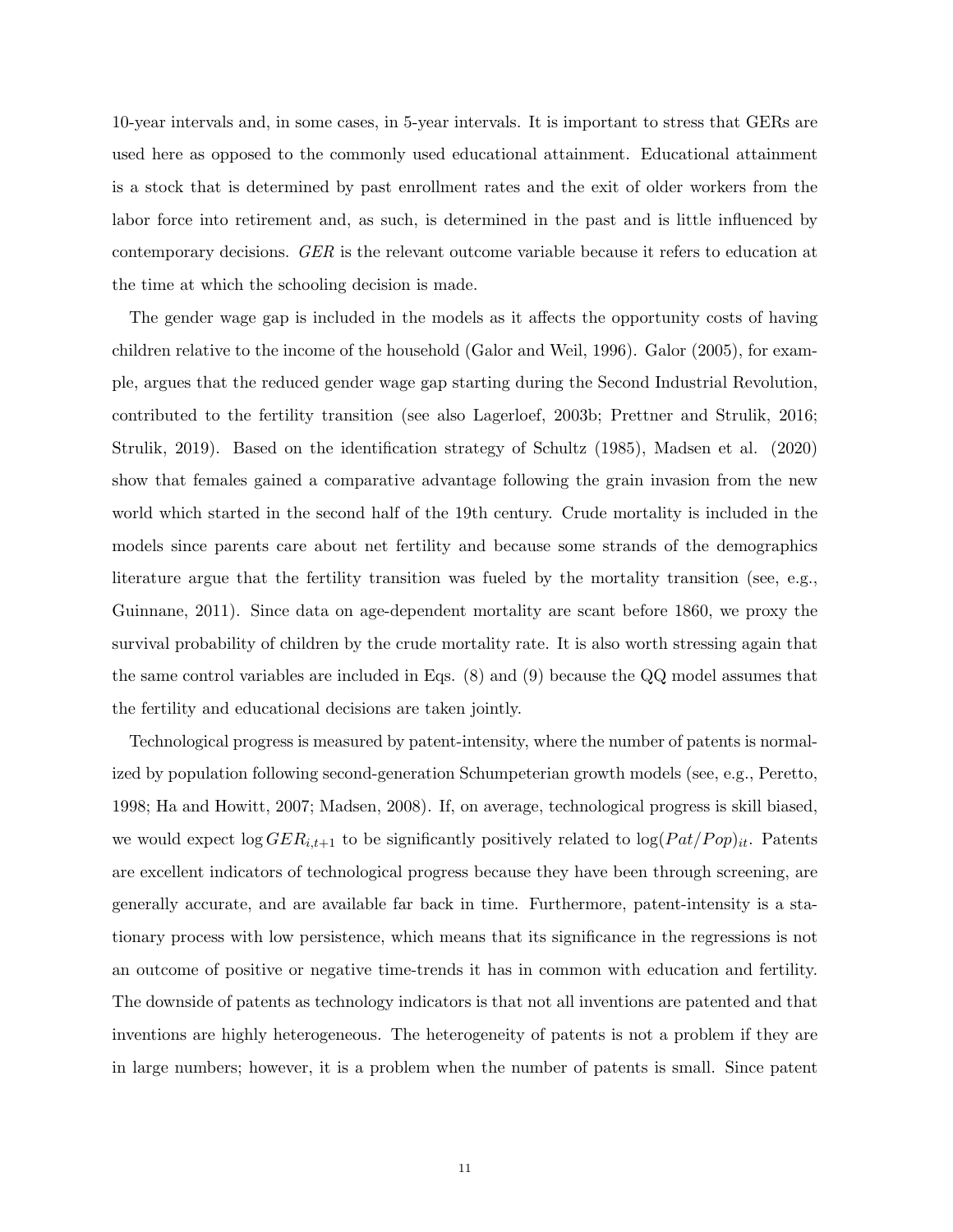10-year intervals and, in some cases, in 5-year intervals. It is important to stress that GERs are used here as opposed to the commonly used educational attainment. Educational attainment is a stock that is determined by past enrollment rates and the exit of older workers from the labor force into retirement and, as such, is determined in the past and is little influenced by contemporary decisions. *GER* is the relevant outcome variable because it refers to education at the time at which the schooling decision is made.

The gender wage gap is included in the models as it affects the opportunity costs of having children relative to the income of the household (Galor and Weil, 1996). Galor (2005), for example, argues that the reduced gender wage gap starting during the Second Industrial Revolution, contributed to the fertility transition (see also Lagerloef, 2003b; Prettner and Strulik, 2016; Strulik, 2019). Based on the identification strategy of Schultz (1985), Madsen et al. (2020) show that females gained a comparative advantage following the grain invasion from the new world which started in the second half of the 19th century. Crude mortality is included in the models since parents care about net fertility and because some strands of the demographics literature argue that the fertility transition was fueled by the mortality transition (see, e.g., Guinnane, 2011). Since data on age-dependent mortality are scant before 1860, we proxy the survival probability of children by the crude mortality rate. It is also worth stressing again that the same control variables are included in Eqs. (8) and (9) because the QQ model assumes that the fertility and educational decisions are taken jointly.

Technological progress is measured by patent-intensity, where the number of patents is normalized by population following second-generation Schumpeterian growth models (see, e.g., Peretto, 1998; Ha and Howitt, 2007; Madsen, 2008). If, on average, technological progress is skill biased, we would expect $\log GER_{i,t+1}$ to be significantly positively related to $\log(Pat/Pop)_{it}$. Patents are excellent indicators of technological progress because they have been through screening, are generally accurate, and are available far back in time. Furthermore, patent-intensity is a stationary process with low persistence, which means that its significance in the regressions is not an outcome of positive or negative time-trends it has in common with education and fertility. The downside of patents as technology indicators is that not all inventions are patented and that inventions are highly heterogeneous. The heterogeneity of patents is not a problem if they are in large numbers; however, it is a problem when the number of patents is small. Since patent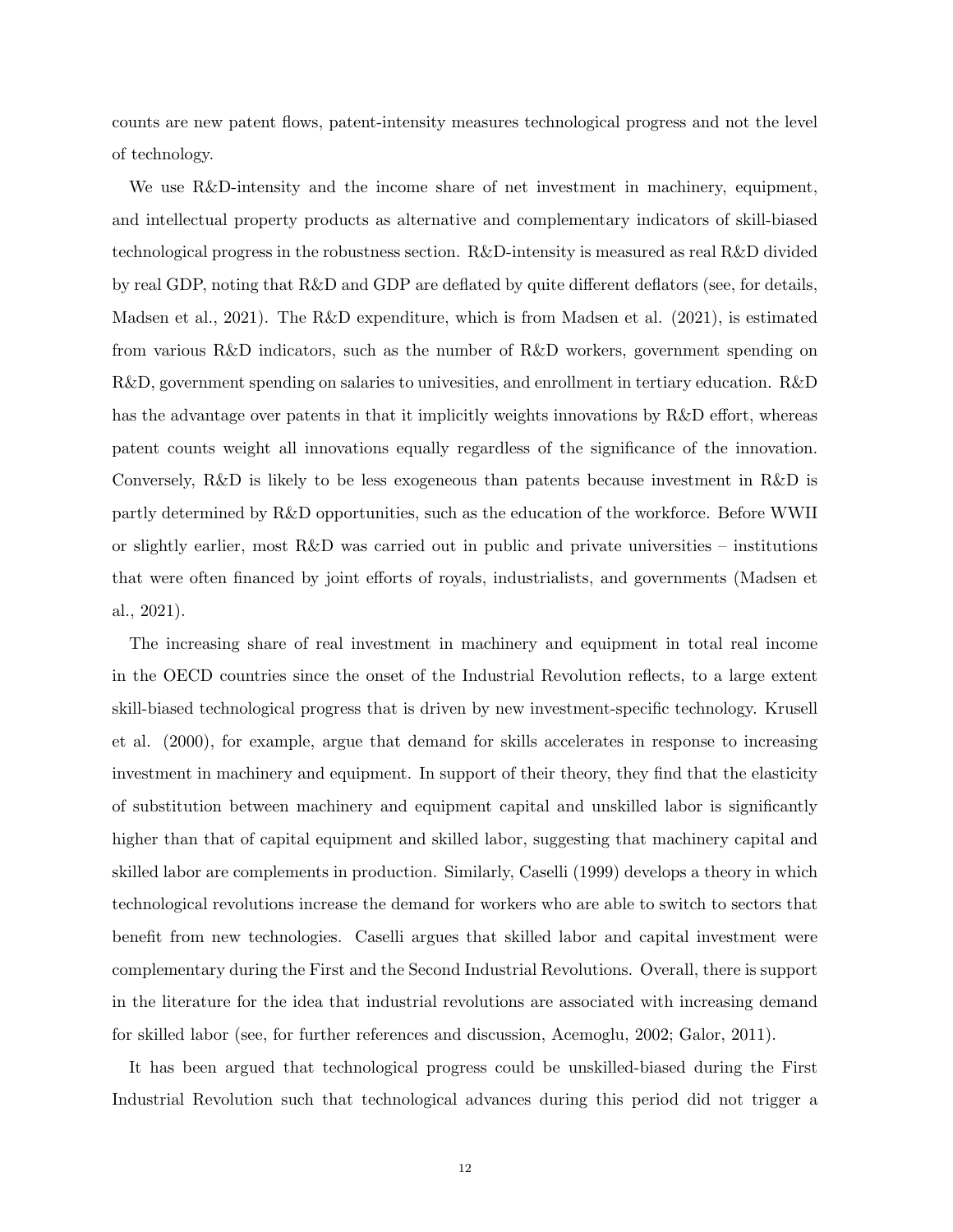counts are new patent flows, patent-intensity measures technological progress and not the level of technology.

We use R&D-intensity and the income share of net investment in machinery, equipment, and intellectual property products as alternative and complementary indicators of skill-biased technological progress in the robustness section. R&D-intensity is measured as real R&D divided by real GDP, noting that R&D and GDP are deflated by quite different deflators (see, for details, Madsen et al., 2021). The R&D expenditure, which is from Madsen et al. (2021), is estimated from various R&D indicators, such as the number of R&D workers, government spending on R&D, government spending on salaries to univesities, and enrollment in tertiary education. R&D has the advantage over patents in that it implicitly weights innovations by R&D effort, whereas patent counts weight all innovations equally regardless of the significance of the innovation. Conversely, R&D is likely to be less exogeneous than patents because investment in R&D is partly determined by R&D opportunities, such as the education of the workforce. Before WWII or slightly earlier, most R&D was carried out in public and private universities – institutions that were often financed by joint efforts of royals, industrialists, and governments (Madsen et al., 2021).

The increasing share of real investment in machinery and equipment in total real income in the OECD countries since the onset of the Industrial Revolution reflects, to a large extent skill-biased technological progress that is driven by new investment-specific technology. Krusell et al. (2000), for example, argue that demand for skills accelerates in response to increasing investment in machinery and equipment. In support of their theory, they find that the elasticity of substitution between machinery and equipment capital and unskilled labor is significantly higher than that of capital equipment and skilled labor, suggesting that machinery capital and skilled labor are complements in production. Similarly, Caselli (1999) develops a theory in which technological revolutions increase the demand for workers who are able to switch to sectors that benefit from new technologies. Caselli argues that skilled labor and capital investment were complementary during the First and the Second Industrial Revolutions. Overall, there is support in the literature for the idea that industrial revolutions are associated with increasing demand for skilled labor (see, for further references and discussion, Acemoglu, 2002; Galor, 2011).

It has been argued that technological progress could be unskilled-biased during the First Industrial Revolution such that technological advances during this period did not trigger a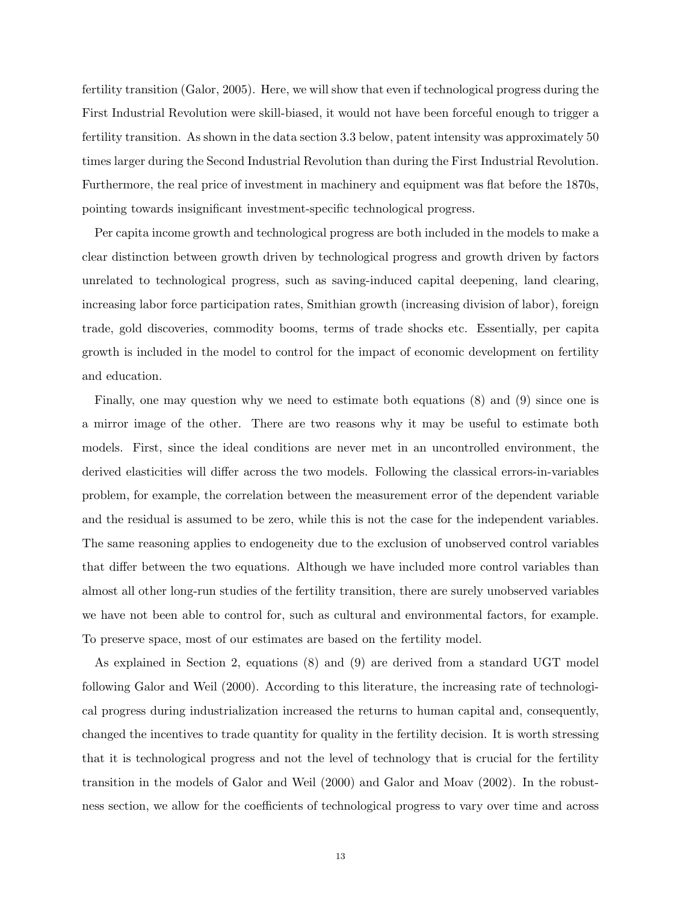fertility transition (Galor, 2005). Here, we will show that even if technological progress during the First Industrial Revolution were skill-biased, it would not have been forceful enough to trigger a fertility transition. As shown in the data section 3.3 below, patent intensity was approximately 50 times larger during the Second Industrial Revolution than during the First Industrial Revolution. Furthermore, the real price of investment in machinery and equipment was flat before the 1870s, pointing towards insignificant investment-specific technological progress.

Per capita income growth and technological progress are both included in the models to make a clear distinction between growth driven by technological progress and growth driven by factors unrelated to technological progress, such as saving-induced capital deepening, land clearing, increasing labor force participation rates, Smithian growth (increasing division of labor), foreign trade, gold discoveries, commodity booms, terms of trade shocks etc. Essentially, per capita growth is included in the model to control for the impact of economic development on fertility and education.

Finally, one may question why we need to estimate both equations (8) and (9) since one is a mirror image of the other. There are two reasons why it may be useful to estimate both models. First, since the ideal conditions are never met in an uncontrolled environment, the derived elasticities will differ across the two models. Following the classical errors-in-variables problem, for example, the correlation between the measurement error of the dependent variable and the residual is assumed to be zero, while this is not the case for the independent variables. The same reasoning applies to endogeneity due to the exclusion of unobserved control variables that differ between the two equations. Although we have included more control variables than almost all other long-run studies of the fertility transition, there are surely unobserved variables we have not been able to control for, such as cultural and environmental factors, for example. To preserve space, most of our estimates are based on the fertility model.

As explained in Section 2, equations (8) and (9) are derived from a standard UGT model following Galor and Weil (2000). According to this literature, the increasing rate of technological progress during industrialization increased the returns to human capital and, consequently, changed the incentives to trade quantity for quality in the fertility decision. It is worth stressing that it is technological progress and not the level of technology that is crucial for the fertility transition in the models of Galor and Weil (2000) and Galor and Moav (2002). In the robustness section, we allow for the coefficients of technological progress to vary over time and across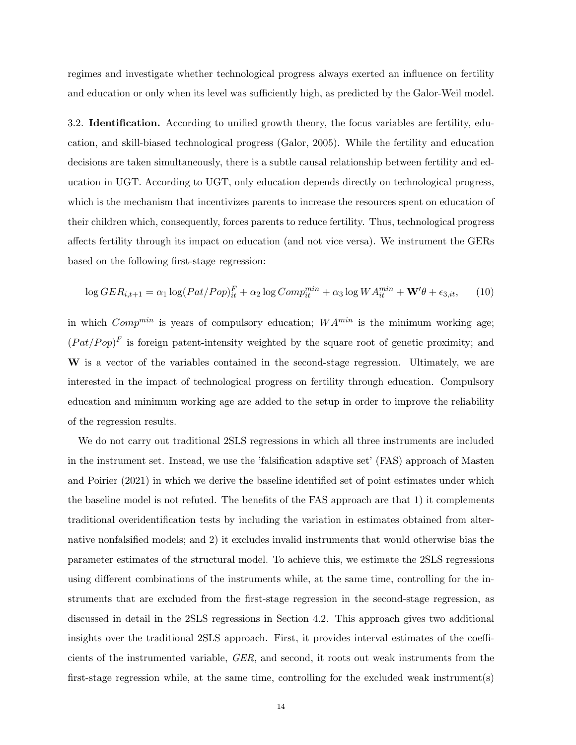regimes and investigate whether technological progress always exerted an influence on fertility and education or only when its level was sufficiently high, as predicted by the Galor-Weil model.

3.2. **Identification.** According to unified growth theory, the focus variables are fertility, education, and skill-biased technological progress (Galor, 2005). While the fertility and education decisions are taken simultaneously, there is a subtle causal relationship between fertility and education in UGT. According to UGT, only education depends directly on technological progress, which is the mechanism that incentivizes parents to increase the resources spent on education of their children which, consequently, forces parents to reduce fertility. Thus, technological progress affects fertility through its impact on education (and not vice versa). We instrument the GERs based on the following first-stage regression:

$$\log GER_{i,t+1} = \alpha_1 \log(Pat/Pop)^F_{it} + \alpha_2 \log Comp^{min}_{it} + \alpha_3 \log WA^{min}_{it} + \mathbf{W}'\theta + \epsilon_{3,it}, \qquad (10)$$

in which $Comp^{min}$ is years of compulsory education; $WA^{min}$ is the minimum working age; $(Pat/Pop)^F$ is foreign patent-intensity weighted by the square root of genetic proximity; and $\mathbf{W}$ is a vector of the variables contained in the second-stage regression. Ultimately, we are interested in the impact of technological progress on fertility through education. Compulsory education and minimum working age are added to the setup in order to improve the reliability of the regression results.

We do not carry out traditional 2SLS regressions in which all three instruments are included in the instrument set. Instead, we use the 'falsification adaptive set' (FAS) approach of Masten and Poirier (2021) in which we derive the baseline identified set of point estimates under which the baseline model is not refuted. The benefits of the FAS approach are that 1) it complements traditional overidentification tests by including the variation in estimates obtained from alternative nonfalsified models; and 2) it excludes invalid instruments that would otherwise bias the parameter estimates of the structural model. To achieve this, we estimate the 2SLS regressions using different combinations of the instruments while, at the same time, controlling for the instruments that are excluded from the first-stage regression in the second-stage regression, as discussed in detail in the 2SLS regressions in Section 4.2. This approach gives two additional insights over the traditional 2SLS approach. First, it provides interval estimates of the coefficients of the instrumented variable, *GER*, and second, it roots out weak instruments from the first-stage regression while, at the same time, controlling for the excluded weak instrument(s)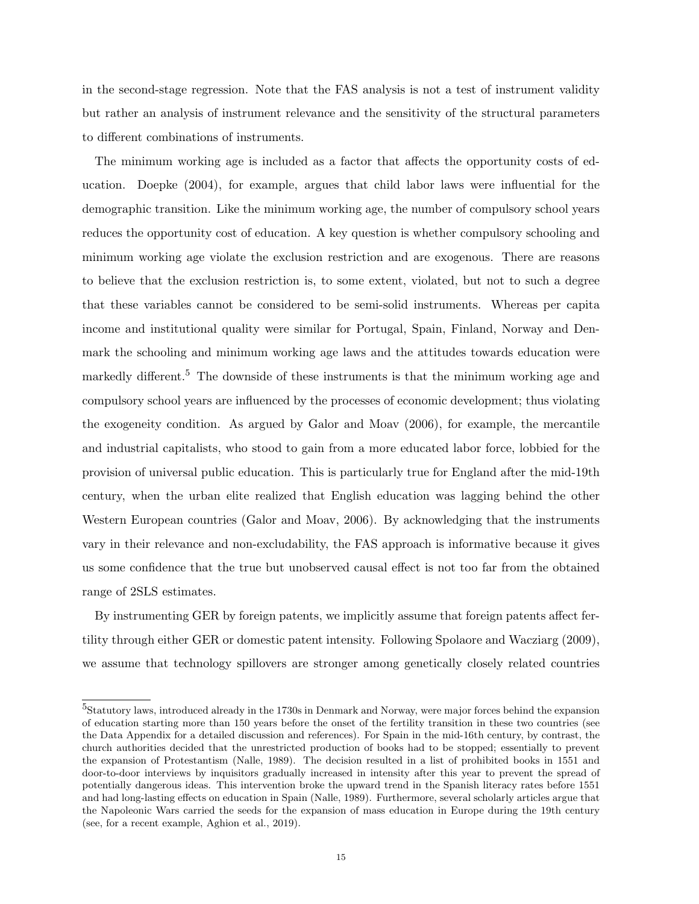in the second-stage regression. Note that the FAS analysis is not a test of instrument validity but rather an analysis of instrument relevance and the sensitivity of the structural parameters to different combinations of instruments.

The minimum working age is included as a factor that affects the opportunity costs of education. Doepke (2004), for example, argues that child labor laws were influential for the demographic transition. Like the minimum working age, the number of compulsory school years reduces the opportunity cost of education. A key question is whether compulsory schooling and minimum working age violate the exclusion restriction and are exogenous. There are reasons to believe that the exclusion restriction is, to some extent, violated, but not to such a degree that these variables cannot be considered to be semi-solid instruments. Whereas per capita income and institutional quality were similar for Portugal, Spain, Finland, Norway and Denmark the schooling and minimum working age laws and the attitudes towards education were markedly different.[5] The downside of these instruments is that the minimum working age and compulsory school years are influenced by the processes of economic development; thus violating the exogeneity condition. As argued by Galor and Moav (2006), for example, the mercantile and industrial capitalists, who stood to gain from a more educated labor force, lobbied for the provision of universal public education. This is particularly true for England after the mid-19th century, when the urban elite realized that English education was lagging behind the other Western European countries (Galor and Moav, 2006). By acknowledging that the instruments vary in their relevance and non-excludability, the FAS approach is informative because it gives us some confidence that the true but unobserved causal effect is not too far from the obtained range of 2SLS estimates.

By instrumenting GER by foreign patents, we implicitly assume that foreign patents affect fertility through either GER or domestic patent intensity. Following Spolaore and Wacziarg (2009), we assume that technology spillovers are stronger among genetically closely related countries

[5] Statutory laws, introduced already in the 1730s in Denmark and Norway, were major forces behind the expansion of education starting more than 150 years before the onset of the fertility transition in these two countries (see the Data Appendix for a detailed discussion and references). For Spain in the mid-16th century, by contrast, the church authorities decided that the unrestricted production of books had to be stopped; essentially to prevent the expansion of Protestantism (Nalle, 1989). The decision resulted in a list of prohibited books in 1551 and door-to-door interviews by inquisitors gradually increased in intensity after this year to prevent the spread of potentially dangerous ideas. This intervention broke the upward trend in the Spanish literacy rates before 1551 and had long-lasting effects on education in Spain (Nalle, 1989). Furthermore, several scholarly articles argue that the Napoleonic Wars carried the seeds for the expansion of mass education in Europe during the 19th century (see, for a recent example, Aghion et al., 2019).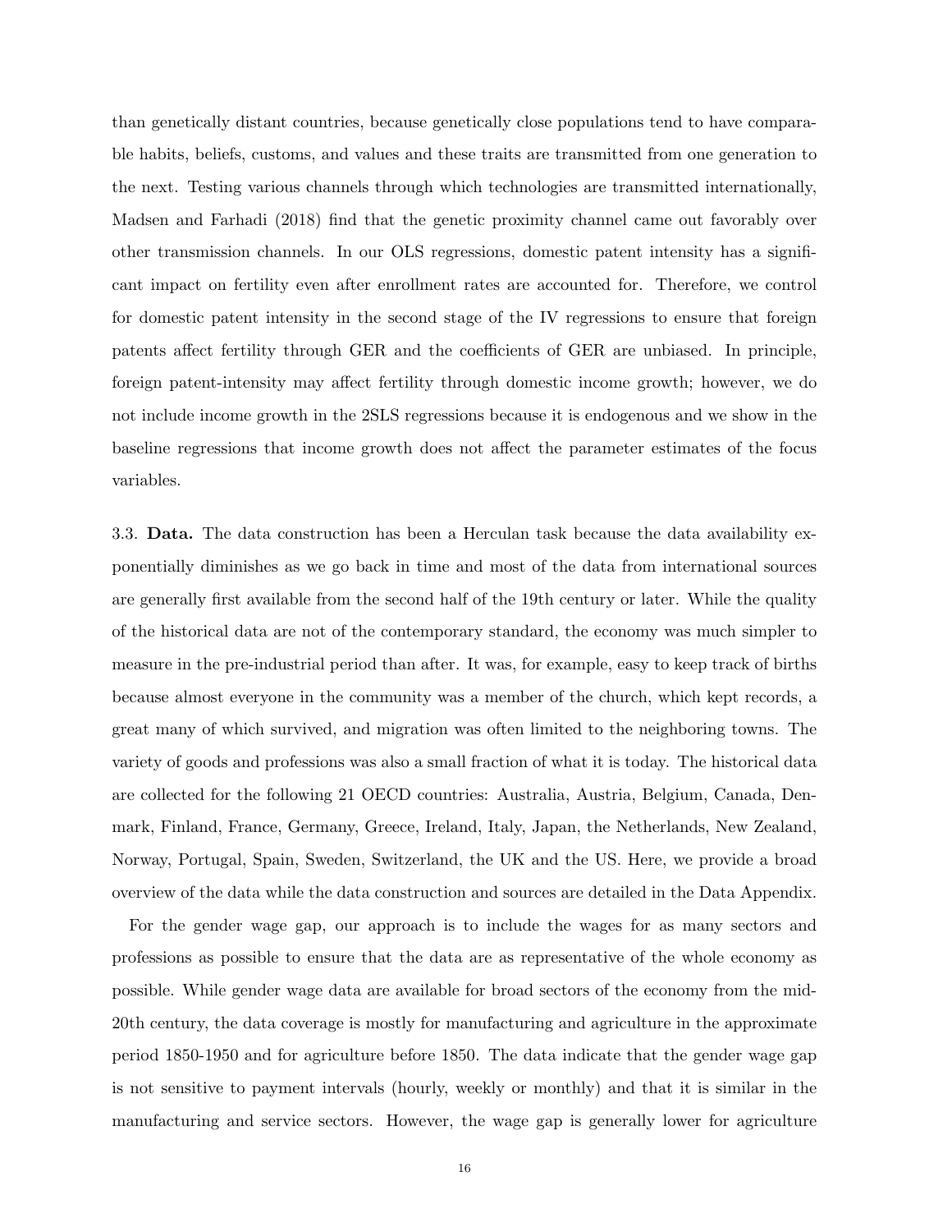than genetically distant countries, because genetically close populations tend to have comparable habits, beliefs, customs, and values and these traits are transmitted from one generation to the next. Testing various channels through which technologies are transmitted internationally, Madsen and Farhadi (2018) find that the genetic proximity channel came out favorably over other transmission channels. In our OLS regressions, domestic patent intensity has a significant impact on fertility even after enrollment rates are accounted for. Therefore, we control for domestic patent intensity in the second stage of the IV regressions to ensure that foreign patents affect fertility through GER and the coefficients of GER are unbiased. In principle, foreign patent-intensity may affect fertility through domestic income growth; however, we do not include income growth in the 2SLS regressions because it is endogenous and we show in the baseline regressions that income growth does not affect the parameter estimates of the focus variables.

3.3. **Data.** The data construction has been a Herculan task because the data availability exponentially diminishes as we go back in time and most of the data from international sources are generally first available from the second half of the 19th century or later. While the quality of the historical data are not of the contemporary standard, the economy was much simpler to measure in the pre-industrial period than after. It was, for example, easy to keep track of births because almost everyone in the community was a member of the church, which kept records, a great many of which survived, and migration was often limited to the neighboring towns. The variety of goods and professions was also a small fraction of what it is today. The historical data are collected for the following 21 OECD countries: Australia, Austria, Belgium, Canada, Denmark, Finland, France, Germany, Greece, Ireland, Italy, Japan, the Netherlands, New Zealand, Norway, Portugal, Spain, Sweden, Switzerland, the UK and the US. Here, we provide a broad overview of the data while the data construction and sources are detailed in the Data Appendix.

For the gender wage gap, our approach is to include the wages for as many sectors and professions as possible to ensure that the data are as representative of the whole economy as possible. While gender wage data are available for broad sectors of the economy from the mid-20th century, the data coverage is mostly for manufacturing and agriculture in the approximate period 1850-1950 and for agriculture before 1850. The data indicate that the gender wage gap is not sensitive to payment intervals (hourly, weekly or monthly) and that it is similar in the manufacturing and service sectors. However, the wage gap is generally lower for agriculture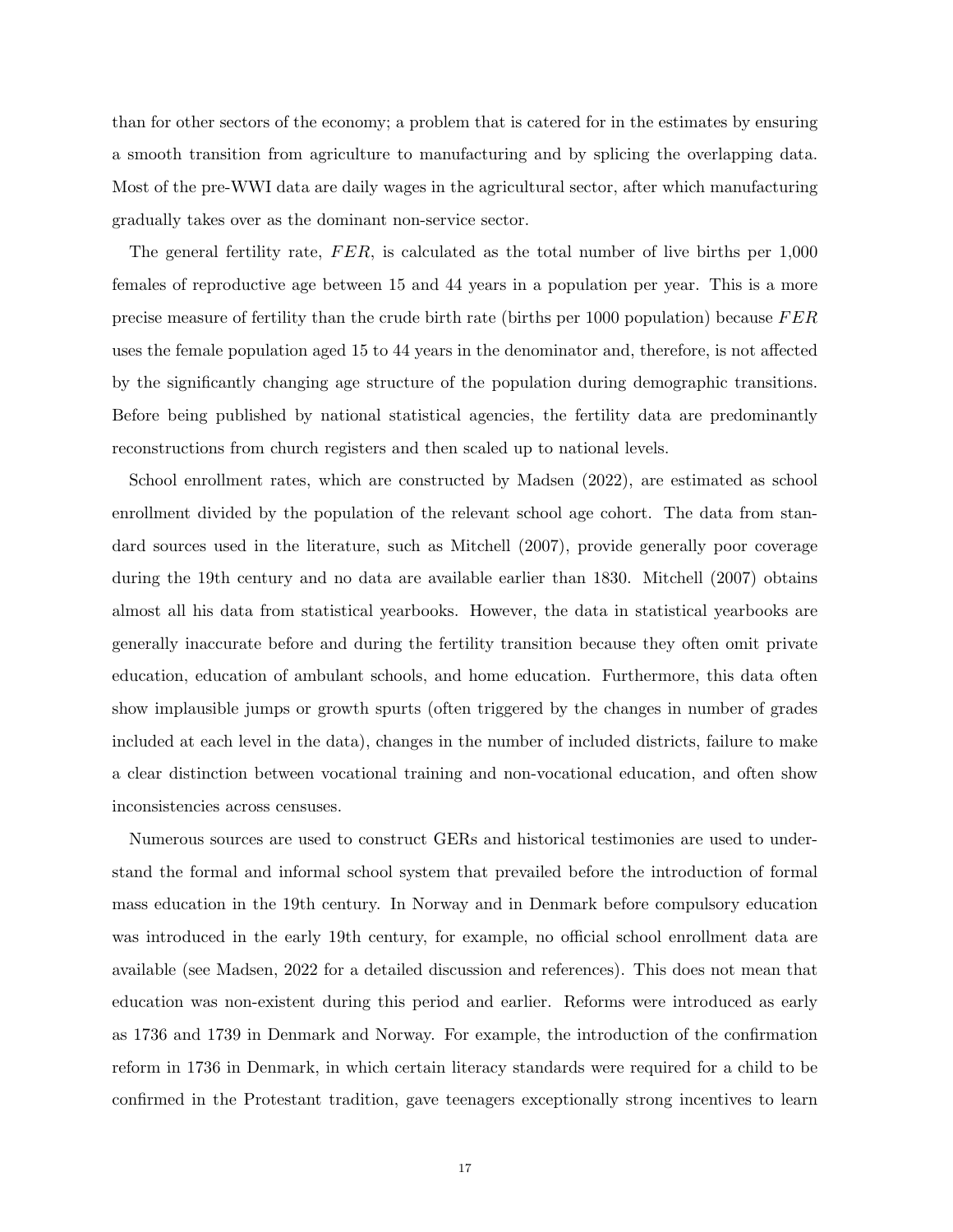than for other sectors of the economy; a problem that is catered for in the estimates by ensuring a smooth transition from agriculture to manufacturing and by splicing the overlapping data. Most of the pre-WWI data are daily wages in the agricultural sector, after which manufacturing gradually takes over as the dominant non-service sector.

The general fertility rate, $FER$, is calculated as the total number of live births per 1,000 females of reproductive age between 15 and 44 years in a population per year. This is a more precise measure of fertility than the crude birth rate (births per 1000 population) because $FER$ uses the female population aged 15 to 44 years in the denominator and, therefore, is not affected by the significantly changing age structure of the population during demographic transitions. Before being published by national statistical agencies, the fertility data are predominantly reconstructions from church registers and then scaled up to national levels.

School enrollment rates, which are constructed by Madsen (2022), are estimated as school enrollment divided by the population of the relevant school age cohort. The data from standard sources used in the literature, such as Mitchell (2007), provide generally poor coverage during the 19th century and no data are available earlier than 1830. Mitchell (2007) obtains almost all his data from statistical yearbooks. However, the data in statistical yearbooks are generally inaccurate before and during the fertility transition because they often omit private education, education of ambulant schools, and home education. Furthermore, this data often show implausible jumps or growth spurts (often triggered by the changes in number of grades included at each level in the data), changes in the number of included districts, failure to make a clear distinction between vocational training and non-vocational education, and often show inconsistencies across censuses.

Numerous sources are used to construct GERs and historical testimonies are used to understand the formal and informal school system that prevailed before the introduction of formal mass education in the 19th century. In Norway and in Denmark before compulsory education was introduced in the early 19th century, for example, no official school enrollment data are available (see Madsen, 2022 for a detailed discussion and references). This does not mean that education was non-existent during this period and earlier. Reforms were introduced as early as 1736 and 1739 in Denmark and Norway. For example, the introduction of the confirmation reform in 1736 in Denmark, in which certain literacy standards were required for a child to be confirmed in the Protestant tradition, gave teenagers exceptionally strong incentives to learn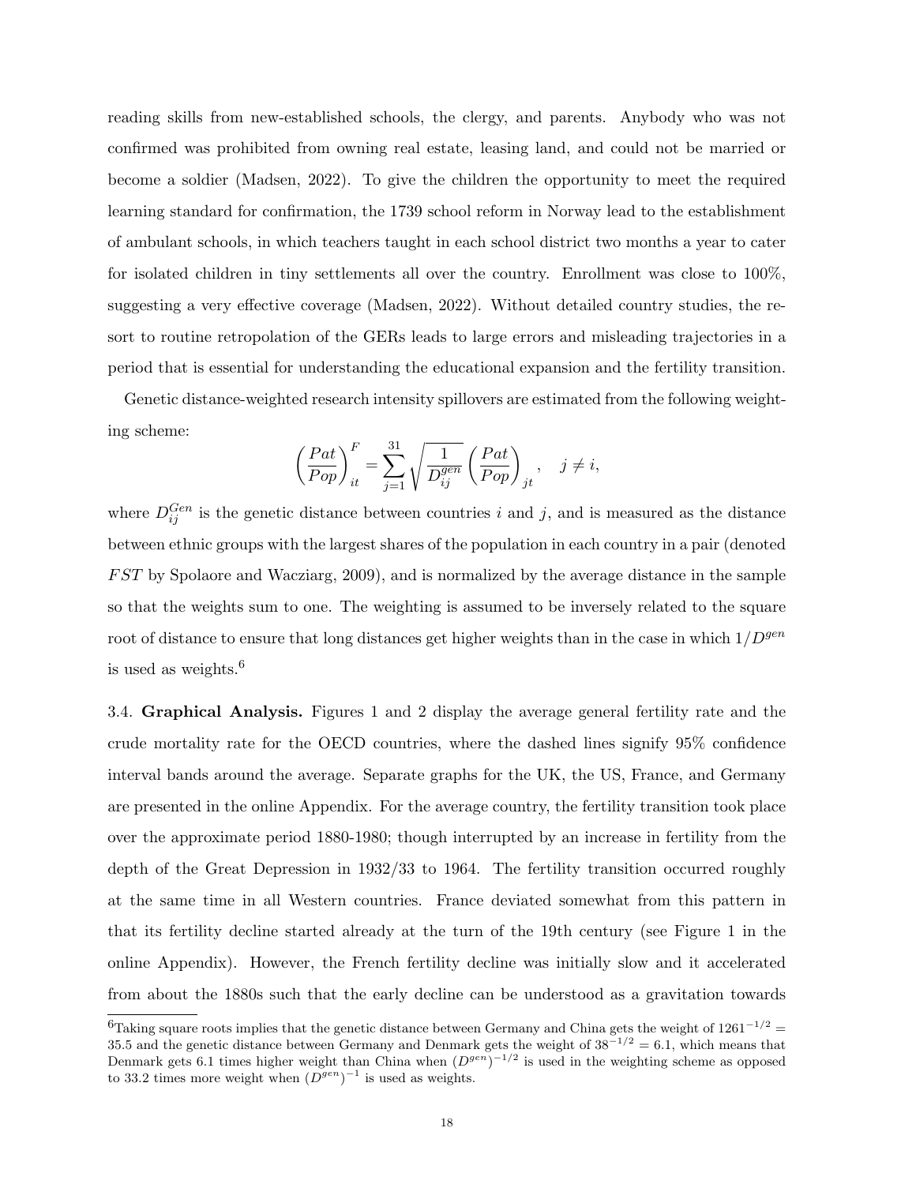reading skills from new-established schools, the clergy, and parents. Anybody who was not confirmed was prohibited from owning real estate, leasing land, and could not be married or become a soldier (Madsen, 2022). To give the children the opportunity to meet the required learning standard for confirmation, the 1739 school reform in Norway lead to the establishment of ambulant schools, in which teachers taught in each school district two months a year to cater for isolated children in tiny settlements all over the country. Enrollment was close to 100%, suggesting a very effective coverage (Madsen, 2022). Without detailed country studies, the resort to routine retropolation of the GERs leads to large errors and misleading trajectories in a period that is essential for understanding the educational expansion and the fertility transition.

Genetic distance-weighted research intensity spillovers are estimated from the following weighting scheme:

$$\left(\frac{Pat}{Pop}\right)^{F}_{it} = \sum_{j=1}^{31} \sqrt{\frac{1}{D^{gen}_{ij}}} \left(\frac{Pat}{Pop}\right)_{jt}, \quad j \neq i,$$

where $D^{Gen}_{ij}$ is the genetic distance between countries $i$ and $j$, and is measured as the distance between ethnic groups with the largest shares of the population in each country in a pair (denoted $FST$ by Spolaore and Wacziarg, 2009), and is normalized by the average distance in the sample so that the weights sum to one. The weighting is assumed to be inversely related to the square root of distance to ensure that long distances get higher weights than in the case in which $1/D^{gen}$ is used as weights.[6]

3.4. **Graphical Analysis.** Figures 1 and 2 display the average general fertility rate and the crude mortality rate for the OECD countries, where the dashed lines signify 95% confidence interval bands around the average. Separate graphs for the UK, the US, France, and Germany are presented in the online Appendix. For the average country, the fertility transition took place over the approximate period 1880-1980; though interrupted by an increase in fertility from the depth of the Great Depression in 1932/33 to 1964. The fertility transition occurred roughly at the same time in all Western countries. France deviated somewhat from this pattern in that its fertility decline started already at the turn of the 19th century (see Figure 1 in the online Appendix). However, the French fertility decline was initially slow and it accelerated from about the 1880s such that the early decline can be understood as a gravitation towards

[6]Taking square roots implies that the genetic distance between Germany and China gets the weight of $1261^{-1/2} = 35.5$ and the genetic distance between Germany and Denmark gets the weight of $38^{-1/2} = 6.1$, which means that Denmark gets 6.1 times higher weight than China when $(D^{gen})^{-1/2}$ is used in the weighting scheme as opposed to 33.2 times more weight when $(D^{gen})^{-1}$ is used as weights.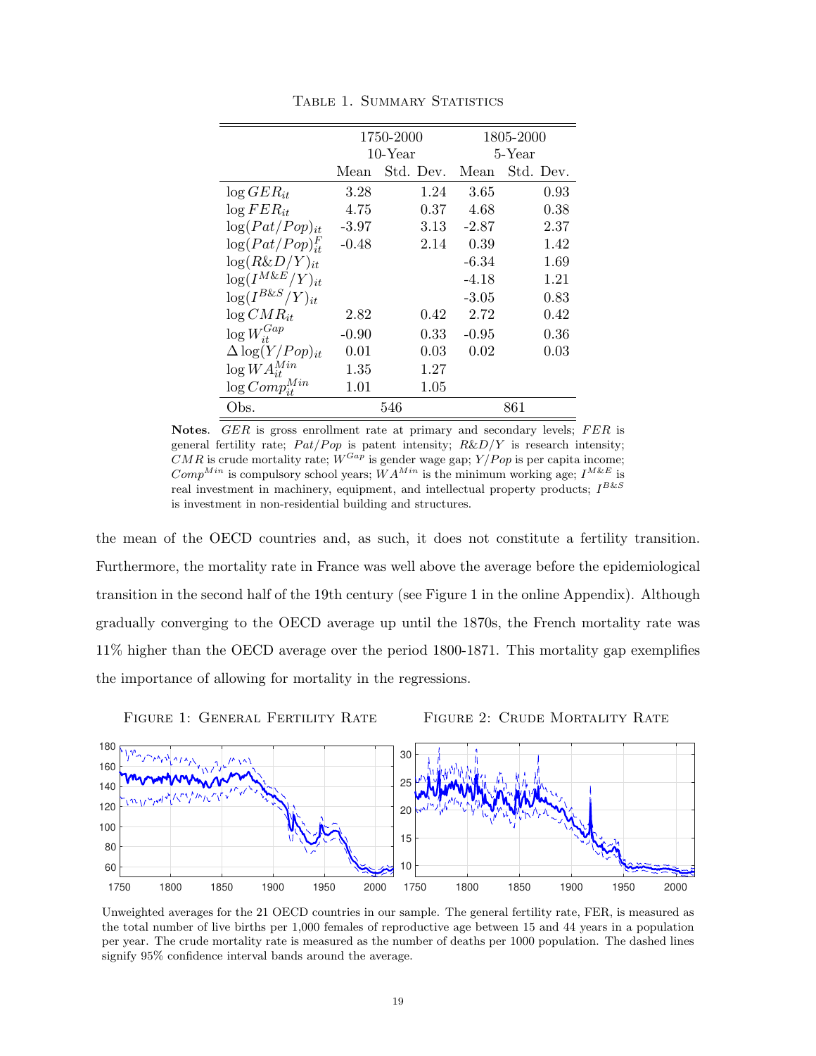Table 1. Summary Statistics

| | 1750-2000 10-Year | | 1805-2000 5-Year | |
|---|---|---|---|---|
| | Mean | Std. Dev. | Mean | Std. Dev. |
| $\log GER_{it}$ | 3.28 | 1.24 | 3.65 | 0.93 |
| $\log FER_{it}$ | 4.75 | 0.37 | 4.68 | 0.38 |
| $\log(Pat/Pop)_{it}$ | -3.97 | 3.13 | -2.87 | 2.37 |
| $\log(Pat/Pop)^{F}_{it}$ | -0.48 | 2.14 | 0.39 | 1.42 |
| $\log(R\&D/Y)_{it}$ | | | -6.34 | 1.69 |
| $\log(I^{M\&E}/Y)_{it}$ | | | -4.18 | 1.21 |
| $\log(I^{B\&S}/Y)_{it}$ | | | -3.05 | 0.83 |
| $\log CMR_{it}$ | 2.82 | 0.42 | 2.72 | 0.42 |
| $\log W^{Gap}_{it}$ | -0.90 | 0.33 | -0.95 | 0.36 |
| $\Delta \log(Y/Pop)_{it}$ | 0.01 | 0.03 | 0.02 | 0.03 |
| $\log WA^{Min}_{it}$ | 1.35 | 1.27 | | |
| $\log Comp^{Min}_{it}$ | 1.01 | 1.05 | | |
| Obs. | 546 | | 861 | |

**Notes**. $GER$ is gross enrollment rate at primary and secondary levels; $FER$ is general fertility rate; $Pat/Pop$ is patent intensity; $R\&D/Y$ is research intensity; $CMR$ is crude mortality rate; $W^{Gap}$ is gender wage gap; $Y/Pop$ is per capita income; $Comp^{Min}$ is compulsory school years; $WA^{Min}$ is the minimum working age; $I^{M\&E}$ is real investment in machinery, equipment, and intellectual property products; $I^{B\&S}$ is investment in non-residential building and structures.

the mean of the OECD countries and, as such, it does not constitute a fertility transition. Furthermore, the mortality rate in France was well above the average before the epidemiological transition in the second half of the 19th century (see Figure 1 in the online Appendix). Although gradually converging to the OECD average up until the 1870s, the French mortality rate was 11% higher than the OECD average over the period 1800-1871. This mortality gap exemplifies the importance of allowing for mortality in the regressions.

Figure 1: General Fertility Rate

Figure 2: Crude Mortality Rate

Unweighted averages for the 21 OECD countries in our sample. The general fertility rate, FER, is measured as the total number of live births per 1,000 females of reproductive age between 15 and 44 years in a population per year. The crude mortality rate is measured as the number of deaths per 1000 population. The dashed lines signify 95% confidence interval bands around the average.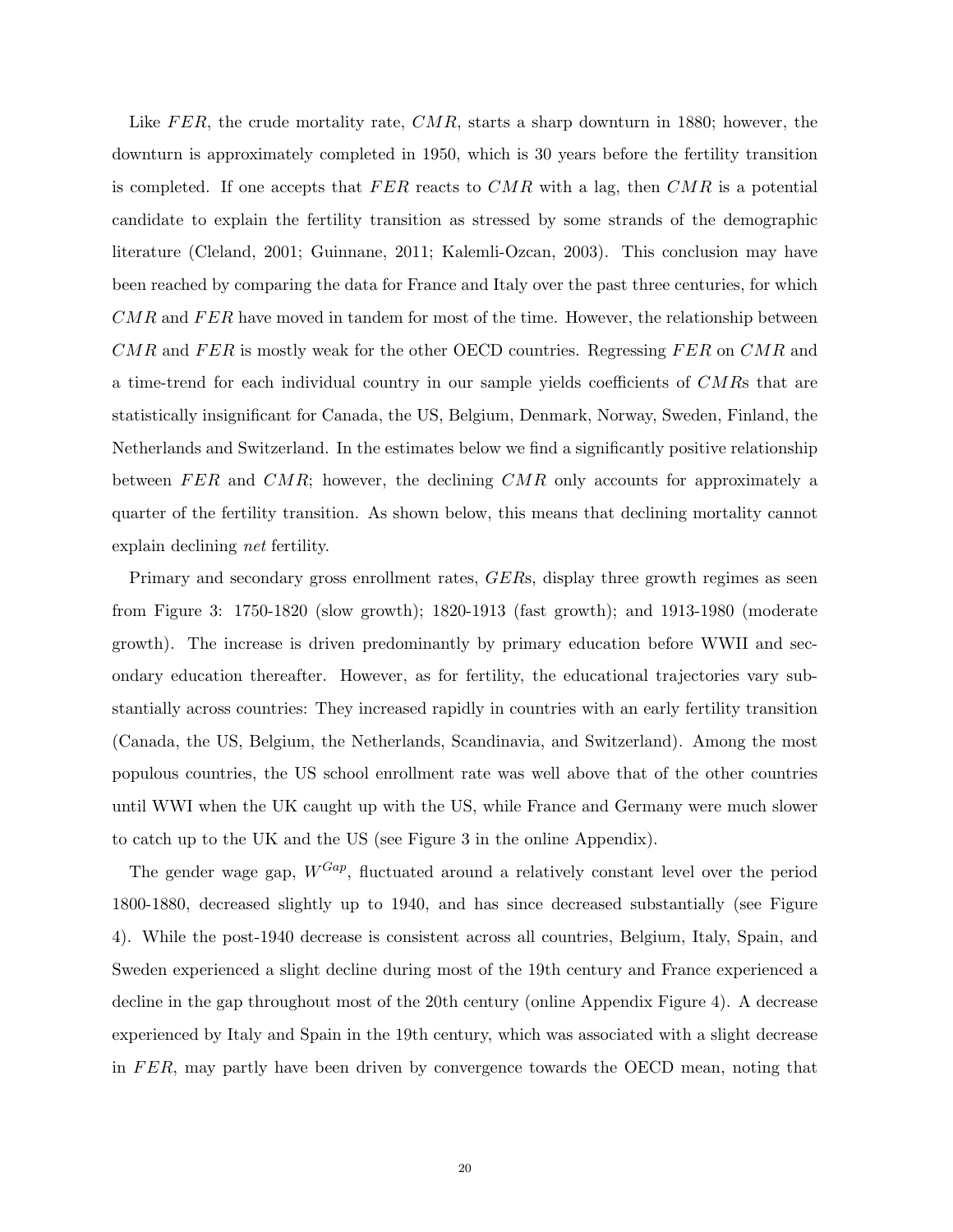Like $FER$, the crude mortality rate, $CMR$, starts a sharp downturn in 1880; however, the downturn is approximately completed in 1950, which is 30 years before the fertility transition is completed. If one accepts that $FER$ reacts to $CMR$ with a lag, then $CMR$ is a potential candidate to explain the fertility transition as stressed by some strands of the demographic literature (Cleland, 2001; Guinnane, 2011; Kalemli-Ozcan, 2003). This conclusion may have been reached by comparing the data for France and Italy over the past three centuries, for which $CMR$ and $FER$ have moved in tandem for most of the time. However, the relationship between $CMR$ and $FER$ is mostly weak for the other OECD countries. Regressing $FER$ on $CMR$ and a time-trend for each individual country in our sample yields coefficients of $CMR$s that are statistically insignificant for Canada, the US, Belgium, Denmark, Norway, Sweden, Finland, the Netherlands and Switzerland. In the estimates below we find a significantly positive relationship between $FER$ and $CMR$; however, the declining $CMR$ only accounts for approximately a quarter of the fertility transition. As shown below, this means that declining mortality cannot explain declining *net* fertility.

Primary and secondary gross enrollment rates, $GER$s, display three growth regimes as seen from Figure 3: 1750-1820 (slow growth); 1820-1913 (fast growth); and 1913-1980 (moderate growth). The increase is driven predominantly by primary education before WWII and secondary education thereafter. However, as for fertility, the educational trajectories vary substantially across countries: They increased rapidly in countries with an early fertility transition (Canada, the US, Belgium, the Netherlands, Scandinavia, and Switzerland). Among the most populous countries, the US school enrollment rate was well above that of the other countries until WWI when the UK caught up with the US, while France and Germany were much slower to catch up to the UK and the US (see Figure 3 in the online Appendix).

The gender wage gap, $W^{Gap}$, fluctuated around a relatively constant level over the period 1800-1880, decreased slightly up to 1940, and has since decreased substantially (see Figure 4). While the post-1940 decrease is consistent across all countries, Belgium, Italy, Spain, and Sweden experienced a slight decline during most of the 19th century and France experienced a decline in the gap throughout most of the 20th century (online Appendix Figure 4). A decrease experienced by Italy and Spain in the 19th century, which was associated with a slight decrease in $FER$, may partly have been driven by convergence towards the OECD mean, noting that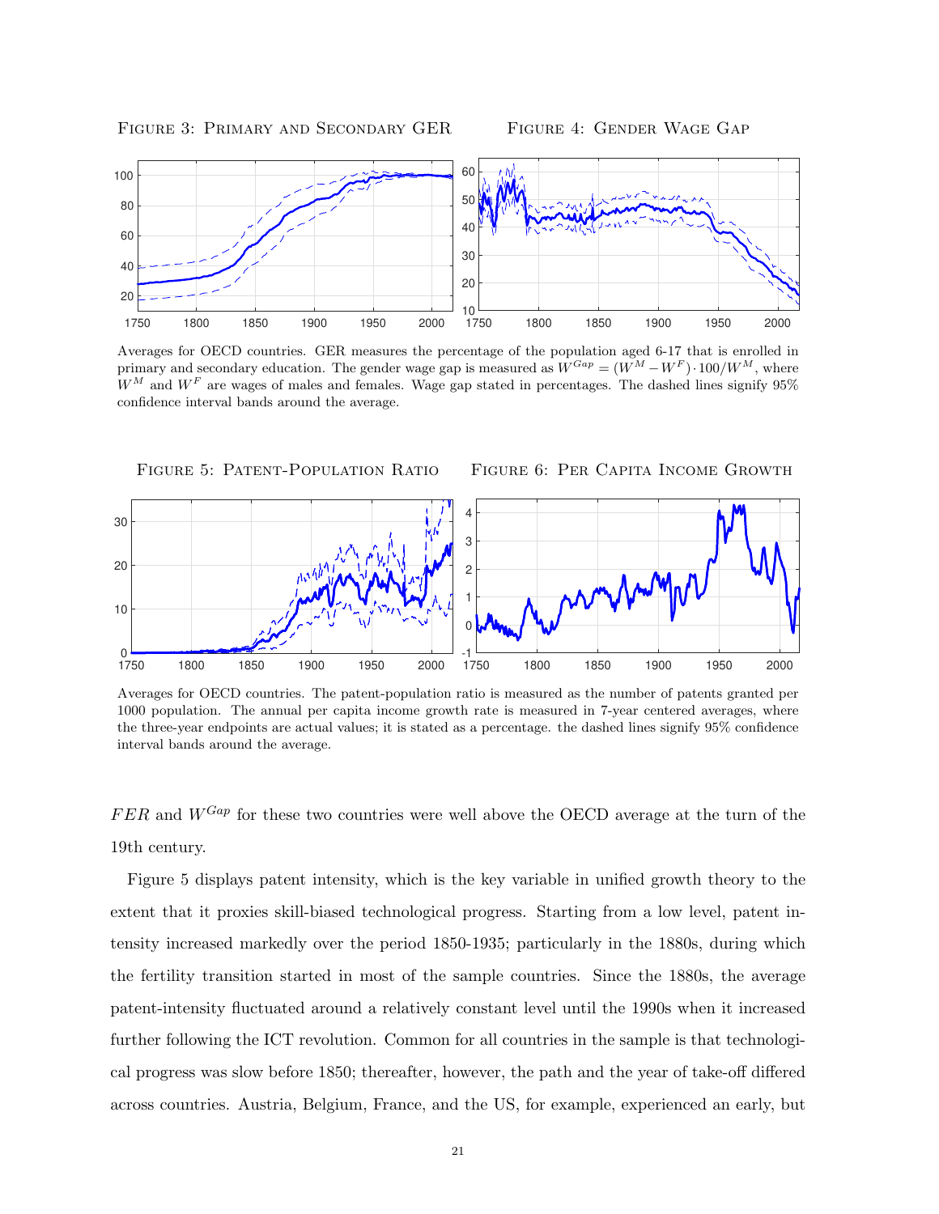Figure 3: Primary and Secondary GER

Figure 4: Gender Wage Gap

Averages for OECD countries. GER measures the percentage of the population aged 6-17 that is enrolled in primary and secondary education. The gender wage gap is measured as $W^{Gap} = (W^M - W^F) \cdot 100/W^M$, where $W^M$ and $W^F$ are wages of males and females. Wage gap stated in percentages. The dashed lines signify 95% confidence interval bands around the average.

Figure 5: Patent-Population Ratio

Figure 6: Per Capita Income Growth

Averages for OECD countries. The patent-population ratio is measured as the number of patents granted per 1000 population. The annual per capita income growth rate is measured in 7-year centered averages, where the three-year endpoints are actual values; it is stated as a percentage. the dashed lines signify 95% confidence interval bands around the average.

$FER$ and $W^{Gap}$ for these two countries were well above the OECD average at the turn of the 19th century.

Figure 5 displays patent intensity, which is the key variable in unified growth theory to the extent that it proxies skill-biased technological progress. Starting from a low level, patent intensity increased markedly over the period 1850-1935; particularly in the 1880s, during which the fertility transition started in most of the sample countries. Since the 1880s, the average patent-intensity fluctuated around a relatively constant level until the 1990s when it increased further following the ICT revolution. Common for all countries in the sample is that technological progress was slow before 1850; thereafter, however, the path and the year of take-off differed across countries. Austria, Belgium, France, and the US, for example, experienced an early, but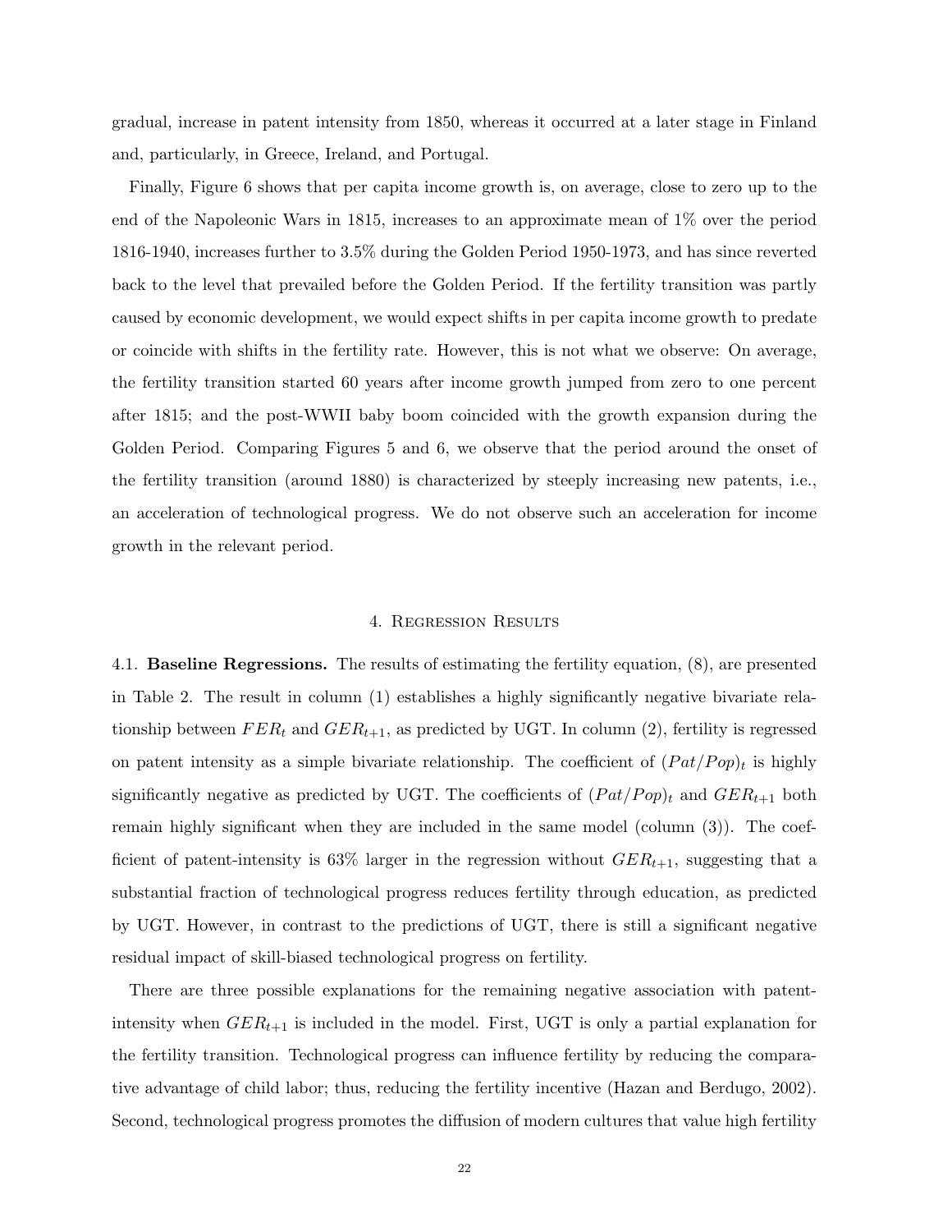gradual, increase in patent intensity from 1850, whereas it occurred at a later stage in Finland and, particularly, in Greece, Ireland, and Portugal.

Finally, Figure 6 shows that per capita income growth is, on average, close to zero up to the end of the Napoleonic Wars in 1815, increases to an approximate mean of 1% over the period 1816-1940, increases further to 3.5% during the Golden Period 1950-1973, and has since reverted back to the level that prevailed before the Golden Period. If the fertility transition was partly caused by economic development, we would expect shifts in per capita income growth to predate or coincide with shifts in the fertility rate. However, this is not what we observe: On average, the fertility transition started 60 years after income growth jumped from zero to one percent after 1815; and the post-WWII baby boom coincided with the growth expansion during the Golden Period. Comparing Figures 5 and 6, we observe that the period around the onset of the fertility transition (around 1880) is characterized by steeply increasing new patents, i.e., an acceleration of technological progress. We do not observe such an acceleration for income growth in the relevant period.

## 4. Regression Results

4.1. **Baseline Regressions.** The results of estimating the fertility equation, (8), are presented in Table 2. The result in column (1) establishes a highly significantly negative bivariate relationship between $FER_t$ and $GER_{t+1}$, as predicted by UGT. In column (2), fertility is regressed on patent intensity as a simple bivariate relationship. The coefficient of $(Pat/Pop)_t$ is highly significantly negative as predicted by UGT. The coefficients of $(Pat/Pop)_t$ and $GER_{t+1}$ both remain highly significant when they are included in the same model (column (3)). The coefficient of patent-intensity is 63% larger in the regression without $GER_{t+1}$, suggesting that a substantial fraction of technological progress reduces fertility through education, as predicted by UGT. However, in contrast to the predictions of UGT, there is still a significant negative residual impact of skill-biased technological progress on fertility.

There are three possible explanations for the remaining negative association with patent-intensity when $GER_{t+1}$ is included in the model. First, UGT is only a partial explanation for the fertility transition. Technological progress can influence fertility by reducing the comparative advantage of child labor; thus, reducing the fertility incentive (Hazan and Berdugo, 2002). Second, technological progress promotes the diffusion of modern cultures that value high fertility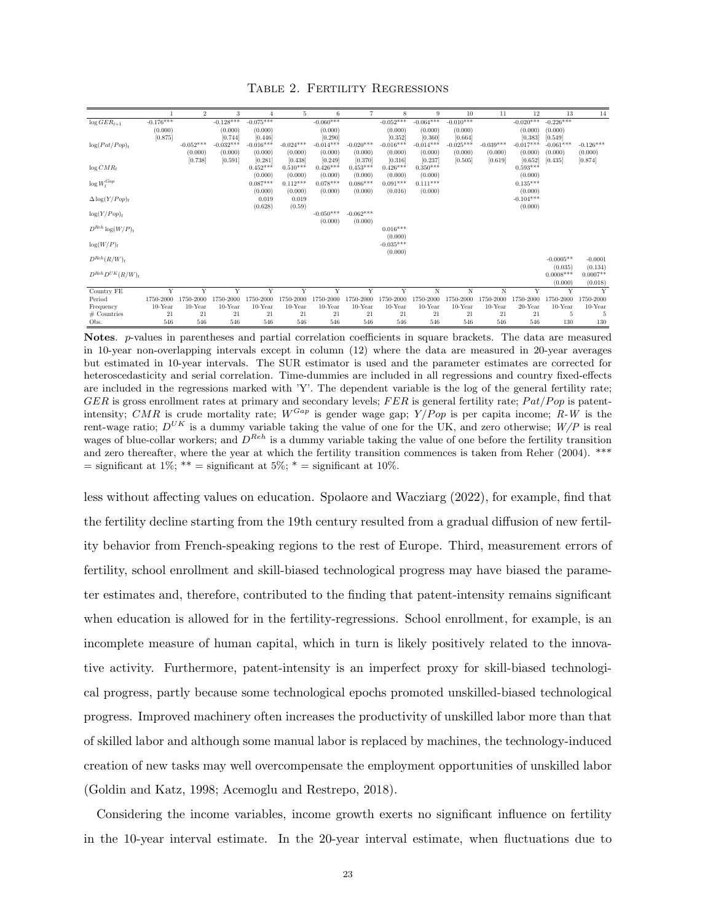### Table 2. Fertility Regressions

| | 1 | 2 | 3 | 4 | 5 | 6 | 7 | 8 | 9 | 10 | 11 | 12 | 13 | 14 |
|---|---|---|---|---|---|---|---|---|---|---|---|---|---|---|
| $\log GER_{t+1}$ | -0.176*** | | -0.128*** | -0.075*** | | -0.060*** | | -0.052*** | -0.064*** | -0.010*** | | -0.020*** | -0.226*** | |
| | (0.000) | | (0.000) | (0.000) | | (0.000) | | (0.000) | (0.000) | (0.000) | | (0.000) | (0.000) | |
| | [0.875] | | [0.744] | [0.446] | | [0.290] | | [0.352] | [0.360] | [0.664] | | [0.383] | [0.549] | |
| $\log(Pat/Pop)_t$ | | -0.052*** | -0.032*** | -0.016*** | -0.024*** | -0.014*** | -0.020*** | -0.016*** | -0.014*** | -0.025*** | -0.039*** | -0.017*** | -0.061*** | -0.126*** |
| | | (0.000) | (0.000) | (0.000) | (0.000) | (0.000) | (0.000) | (0.000) | (0.000) | (0.000) | (0.000) | (0.000) | (0.000) | (0.000) |
| | | [0.738] | [0.591] | [0.281] | [0.438] | [0.249] | [0.370] | [0.316] | [0.237] | [0.505] | [0.619] | [0.652] | [0.435] | [0.874] |
| $\log CMR_t$ | | | | 0.452*** | 0.510*** | 0.426*** | 0.453*** | 0.426*** | 0.350*** | | | 0.593*** | | |
| | | | | (0.000) | (0.000) | (0.000) | (0.000) | (0.000) | (0.000) | | | (0.000) | | |
| $\log W_t^{Gap}$ | | | | 0.087*** | 0.112*** | 0.078*** | 0.086*** | 0.091*** | 0.111*** | | | 0.135*** | | |
| | | | | (0.000) | (0.000) | (0.000) | (0.000) | (0.016) | (0.000) | | | (0.000) | | |
| $\Delta \log(Y/Pop)_t$ | | | | 0.019 | 0.019 | | | | | | | -0.104*** | | |
| | | | | (0.628) | (0.59) | | | | | | | (0.000) | | |
| $\log(Y/Pop)_t$ | | | | | | -0.050*** | -0.062*** | | | | | | | |
| | | | | | | (0.000) | (0.000) | | | | | | | |
| $D^{Reh} \log(W/P)_t$ | | | | | | | | 0.016*** | | | | | | |
| | | | | | | | | (0.000) | | | | | | |
| $\log(W/P)_t$ | | | | | | | | -0.035*** | | | | | | |
| | | | | | | | | (0.000) | | | | | | |
| $D^{Reh}(R/W)_t$ | | | | | | | | | | | | | -0.0005** | -0.0001 |
| | | | | | | | | | | | | | (0.035) | (0.134) |
| $D^{Reh}D^{UK}(R/W)_t$ | | | | | | | | | | | | | 0.0008*** | 0.0007** |
| | | | | | | | | | | | | | (0.000) | (0.018) |
| Country FE | Y | Y | Y | Y | Y | Y | Y | Y | N | N | N | Y | Y | Y |
| Period | 1750-2000 | 1750-2000 | 1750-2000 | 1750-2000 | 1750-2000 | 1750-2000 | 1750-2000 | 1750-2000 | 1750-2000 | 1750-2000 | 1750-2000 | 1750-2000 | 1750-2000 | 1750-2000 |
| Frequency | 10-Year | 10-Year | 10-Year | 10-Year | 10-Year | 10-Year | 10-Year | 10-Year | 10-Year | 10-Year | 10-Year | 20-Year | 10-Year | 10-Year |
| # Countries | 21 | 21 | 21 | 21 | 21 | 21 | 21 | 21 | 21 | 21 | 21 | 21 | 5 | 5 |
| Obs. | 546 | 546 | 546 | 546 | 546 | 546 | 546 | 546 | 546 | 546 | 546 | 546 | 130 | 130 |

**Notes**. *p*-values in parentheses and partial correlation coefficients in square brackets. The data are measured in 10-year non-overlapping intervals except in column (12) where the data are measured in 20-year averages but estimated in 10-year intervals. The SUR estimator is used and the parameter estimates are corrected for heteroscedasticity and serial correlation. Time-dummies are included in all regressions and country fixed-effects are included in the regressions marked with 'Y'. The dependent variable is the log of the general fertility rate; $GER$ is gross enrollment rates at primary and secondary levels; $FER$ is general fertility rate; $Pat/Pop$ is patent-intensity; $CMR$ is crude mortality rate; $W^{Gap}$ is gender wage gap; $Y/Pop$ is per capita income; $R$-$W$ is the rent-wage ratio; $D^{UK}$ is a dummy variable taking the value of one for the UK, and zero otherwise; $W/P$ is real wages of blue-collar workers; and $D^{Reh}$ is a dummy variable taking the value of one before the fertility transition and zero thereafter, where the year at which the fertility transition commences is taken from Reher (2004). *** = significant at 1%; ** = significant at 5%; * = significant at 10%.

less without affecting values on education. Spolaore and Wacziarg (2022), for example, find that the fertility decline starting from the 19th century resulted from a gradual diffusion of new fertility behavior from French-speaking regions to the rest of Europe. Third, measurement errors of fertility, school enrollment and skill-biased technological progress may have biased the parameter estimates and, therefore, contributed to the finding that patent-intensity remains significant when education is allowed for in the fertility-regressions. School enrollment, for example, is an incomplete measure of human capital, which in turn is likely positively related to the innovative activity. Furthermore, patent-intensity is an imperfect proxy for skill-biased technological progress, partly because some technological epochs promoted unskilled-biased technological progress. Improved machinery often increases the productivity of unskilled labor more than that of skilled labor and although some manual labor is replaced by machines, the technology-induced creation of new tasks may well overcompensate the employment opportunities of unskilled labor (Goldin and Katz, 1998; Acemoglu and Restrepo, 2018).

Considering the income variables, income growth exerts no significant influence on fertility in the 10-year interval estimate. In the 20-year interval estimate, when fluctuations due to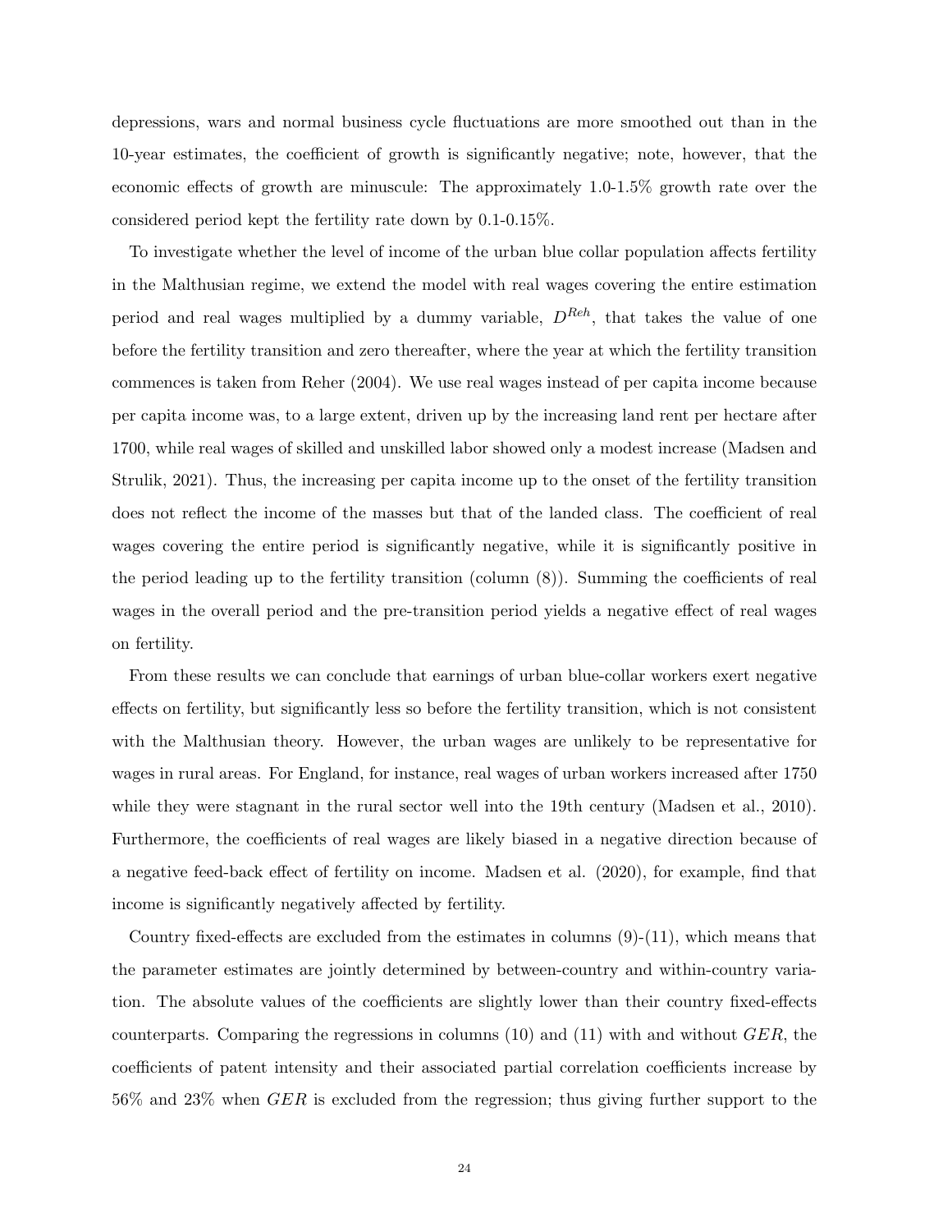depressions, wars and normal business cycle fluctuations are more smoothed out than in the 10-year estimates, the coefficient of growth is significantly negative; note, however, that the economic effects of growth are minuscule: The approximately 1.0-1.5% growth rate over the considered period kept the fertility rate down by 0.1-0.15%.

To investigate whether the level of income of the urban blue collar population affects fertility in the Malthusian regime, we extend the model with real wages covering the entire estimation period and real wages multiplied by a dummy variable, $D^{Reh}$, that takes the value of one before the fertility transition and zero thereafter, where the year at which the fertility transition commences is taken from Reher (2004). We use real wages instead of per capita income because per capita income was, to a large extent, driven up by the increasing land rent per hectare after 1700, while real wages of skilled and unskilled labor showed only a modest increase (Madsen and Strulik, 2021). Thus, the increasing per capita income up to the onset of the fertility transition does not reflect the income of the masses but that of the landed class. The coefficient of real wages covering the entire period is significantly negative, while it is significantly positive in the period leading up to the fertility transition (column (8)). Summing the coefficients of real wages in the overall period and the pre-transition period yields a negative effect of real wages on fertility.

From these results we can conclude that earnings of urban blue-collar workers exert negative effects on fertility, but significantly less so before the fertility transition, which is not consistent with the Malthusian theory. However, the urban wages are unlikely to be representative for wages in rural areas. For England, for instance, real wages of urban workers increased after 1750 while they were stagnant in the rural sector well into the 19th century (Madsen et al., 2010). Furthermore, the coefficients of real wages are likely biased in a negative direction because of a negative feed-back effect of fertility on income. Madsen et al. (2020), for example, find that income is significantly negatively affected by fertility.

Country fixed-effects are excluded from the estimates in columns (9)-(11), which means that the parameter estimates are jointly determined by between-country and within-country variation. The absolute values of the coefficients are slightly lower than their country fixed-effects counterparts. Comparing the regressions in columns (10) and (11) with and without $GER$, the coefficients of patent intensity and their associated partial correlation coefficients increase by 56% and 23% when $GER$ is excluded from the regression; thus giving further support to the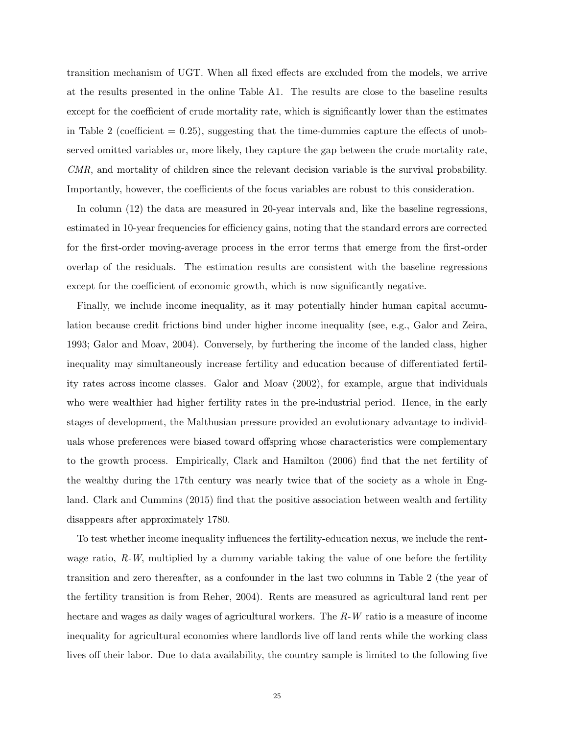transition mechanism of UGT. When all fixed effects are excluded from the models, we arrive at the results presented in the online Table A1. The results are close to the baseline results except for the coefficient of crude mortality rate, which is significantly lower than the estimates in Table 2 (coefficient = 0.25), suggesting that the time-dummies capture the effects of unobserved omitted variables or, more likely, they capture the gap between the crude mortality rate, *CMR*, and mortality of children since the relevant decision variable is the survival probability. Importantly, however, the coefficients of the focus variables are robust to this consideration.

In column (12) the data are measured in 20-year intervals and, like the baseline regressions, estimated in 10-year frequencies for efficiency gains, noting that the standard errors are corrected for the first-order moving-average process in the error terms that emerge from the first-order overlap of the residuals. The estimation results are consistent with the baseline regressions except for the coefficient of economic growth, which is now significantly negative.

Finally, we include income inequality, as it may potentially hinder human capital accumulation because credit frictions bind under higher income inequality (see, e.g., Galor and Zeira, 1993; Galor and Moav, 2004). Conversely, by furthering the income of the landed class, higher inequality may simultaneously increase fertility and education because of differentiated fertility rates across income classes. Galor and Moav (2002), for example, argue that individuals who were wealthier had higher fertility rates in the pre-industrial period. Hence, in the early stages of development, the Malthusian pressure provided an evolutionary advantage to individuals whose preferences were biased toward offspring whose characteristics were complementary to the growth process. Empirically, Clark and Hamilton (2006) find that the net fertility of the wealthy during the 17th century was nearly twice that of the society as a whole in England. Clark and Cummins (2015) find that the positive association between wealth and fertility disappears after approximately 1780.

To test whether income inequality influences the fertility-education nexus, we include the rent-wage ratio, *R-W*, multiplied by a dummy variable taking the value of one before the fertility transition and zero thereafter, as a confounder in the last two columns in Table 2 (the year of the fertility transition is from Reher, 2004). Rents are measured as agricultural land rent per hectare and wages as daily wages of agricultural workers. The *R-W* ratio is a measure of income inequality for agricultural economies where landlords live off land rents while the working class lives off their labor. Due to data availability, the country sample is limited to the following five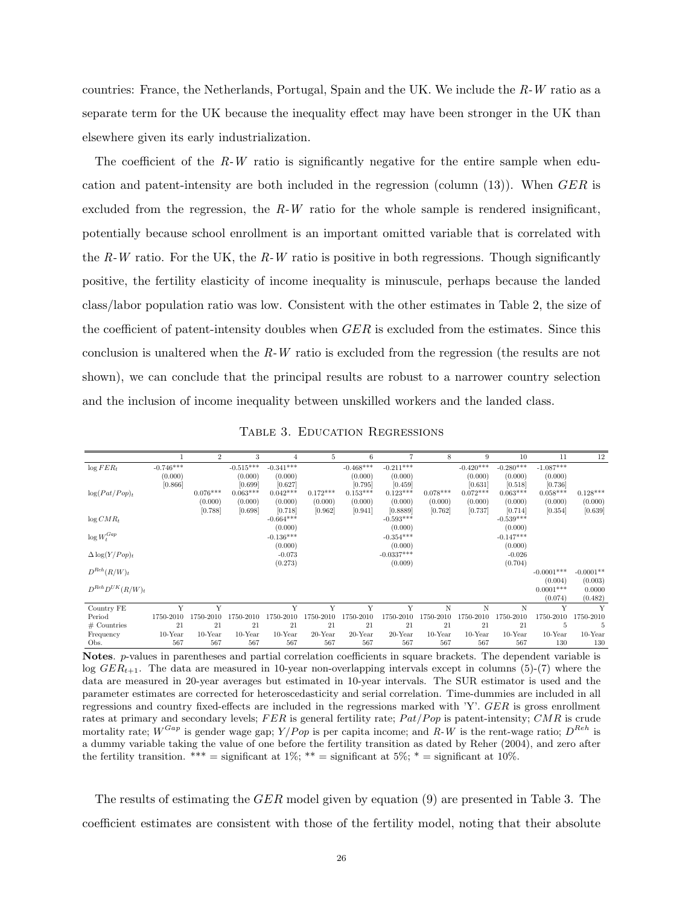countries: France, the Netherlands, Portugal, Spain and the UK. We include the $R$-$W$ ratio as a separate term for the UK because the inequality effect may have been stronger in the UK than elsewhere given its early industrialization.

The coefficient of the $R$-$W$ ratio is significantly negative for the entire sample when education and patent-intensity are both included in the regression (column (13)). When $GER$ is excluded from the regression, the $R$-$W$ ratio for the whole sample is rendered insignificant, potentially because school enrollment is an important omitted variable that is correlated with the $R$-$W$ ratio. For the UK, the $R$-$W$ ratio is positive in both regressions. Though significantly positive, the fertility elasticity of income inequality is minuscule, perhaps because the landed class/labor population ratio was low. Consistent with the other estimates in Table 2, the size of the coefficient of patent-intensity doubles when $GER$ is excluded from the estimates. Since this conclusion is unaltered when the $R$-$W$ ratio is excluded from the regression (the results are not shown), we can conclude that the principal results are robust to a narrower country selection and the inclusion of income inequality between unskilled workers and the landed class.

Table 3. Education Regressions

| | 1 | 2 | 3 | 4 | 5 | 6 | 7 | 8 | 9 | 10 | 11 | 12 |
|---|---|---|---|---|---|---|---|---|---|---|---|---|
| $\log FER_t$ | -0.746*** | | -0.515*** | -0.341*** | | -0.468*** | -0.211*** | | -0.420*** | -0.280*** | -1.087*** | |
| | (0.000) | | (0.000) | (0.000) | | (0.000) | (0.000) | | (0.000) | (0.000) | (0.000) | |
| | [0.866] | | [0.699] | [0.627] | | [0.795] | [0.459] | | [0.631] | [0.518] | [0.736] | |
| $\log(Pat/Pop)_t$ | | 0.076*** | 0.063*** | 0.042*** | 0.172*** | 0.153*** | 0.123*** | 0.078*** | 0.072*** | 0.063*** | 0.058*** | 0.128*** |
| | | (0.000) | (0.000) | (0.000) | (0.000) | (0.000) | (0.000) | (0.000) | (0.000) | (0.000) | (0.000) | (0.000) |
| | | [0.788] | [0.698] | [0.718] | [0.962] | [0.941] | [0.8889] | [0.762] | [0.737] | [0.714] | [0.354] | [0.639] |
| $\log CMR_t$ | | | | -0.664*** | | | -0.593*** | | | -0.539*** | | |
| | | | | (0.000) | | | (0.000) | | | (0.000) | | |
| $\log W_t^{Gap}$ | | | | -0.136*** | | | -0.354*** | | | -0.147*** | | |
| | | | | (0.000) | | | (0.000) | | | (0.000) | | |
| $\Delta \log(Y/Pop)_t$ | | | | -0.073 | | | -0.0337*** | | | -0.026 | | |
| | | | | (0.273) | | | (0.009) | | | (0.704) | | |
| $D^{Reh}(R/W)_t$ | | | | | | | | | | | -0.0001*** | -0.0001** |
| | | | | | | | | | | | (0.004) | (0.003) |
| $D^{Reh}D^{UK}(R/W)_t$ | | | | | | | | | | | 0.0001*** | 0.0000 |
| | | | | | | | | | | | (0.074) | (0.482) |
| Country FE | Y | Y | | Y | Y | Y | Y | N | N | N | Y | Y |
| Period | 1750-2010 | 1750-2010 | 1750-2010 | 1750-2010 | 1750-2010 | 1750-2010 | 1750-2010 | 1750-2010 | 1750-2010 | 1750-2010 | 1750-2010 | 1750-2010 |
| # Countries | 21 | 21 | 21 | 21 | 21 | 21 | 21 | 21 | 21 | 21 | 5 | 5 |
| Frequency | 10-Year | 10-Year | 10-Year | 10-Year | 20-Year | 20-Year | 20-Year | 10-Year | 10-Year | 10-Year | 10-Year | 10-Year |
| Obs. | 567 | 567 | 567 | 567 | 567 | 567 | 567 | 567 | 567 | 567 | 130 | 130 |

**Notes**. $p$-values in parentheses and partial correlation coefficients in square brackets. The dependent variable is $\log GER_{t+1}$. The data are measured in 10-year non-overlapping intervals except in columns (5)-(7) where the data are measured in 20-year averages but estimated in 10-year intervals. The SUR estimator is used and the parameter estimates are corrected for heteroscedasticity and serial correlation. Time-dummies are included in all regressions and country fixed-effects are included in the regressions marked with 'Y'. $GER$ is gross enrollment rates at primary and secondary levels; $FER$ is general fertility rate; $Pat/Pop$ is patent-intensity; $CMR$ is crude mortality rate; $W^{Gap}$ is gender wage gap; $Y/Pop$ is per capita income; and $R$-$W$ is the rent-wage ratio; $D^{Reh}$ is a dummy variable taking the value of one before the fertility transition as dated by Reher (2004), and zero after the fertility transition. *** = significant at 1%; ** = significant at 5%; * = significant at 10%.

The results of estimating the $GER$ model given by equation (9) are presented in Table 3. The coefficient estimates are consistent with those of the fertility model, noting that their absolute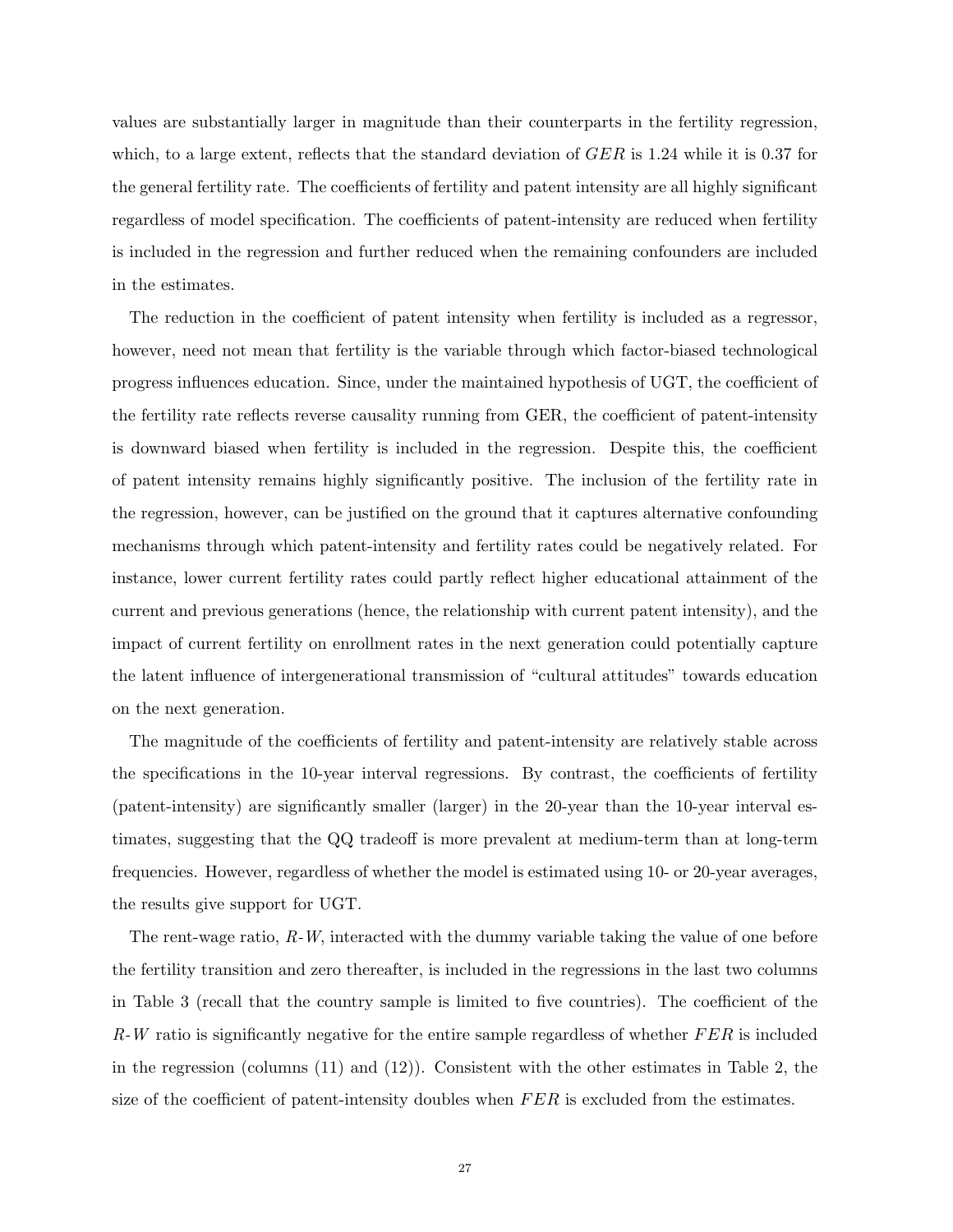values are substantially larger in magnitude than their counterparts in the fertility regression, which, to a large extent, reflects that the standard deviation of $GER$ is 1.24 while it is 0.37 for the general fertility rate. The coefficients of fertility and patent intensity are all highly significant regardless of model specification. The coefficients of patent-intensity are reduced when fertility is included in the regression and further reduced when the remaining confounders are included in the estimates.

The reduction in the coefficient of patent intensity when fertility is included as a regressor, however, need not mean that fertility is the variable through which factor-biased technological progress influences education. Since, under the maintained hypothesis of UGT, the coefficient of the fertility rate reflects reverse causality running from GER, the coefficient of patent-intensity is downward biased when fertility is included in the regression. Despite this, the coefficient of patent intensity remains highly significantly positive. The inclusion of the fertility rate in the regression, however, can be justified on the ground that it captures alternative confounding mechanisms through which patent-intensity and fertility rates could be negatively related. For instance, lower current fertility rates could partly reflect higher educational attainment of the current and previous generations (hence, the relationship with current patent intensity), and the impact of current fertility on enrollment rates in the next generation could potentially capture the latent influence of intergenerational transmission of "cultural attitudes" towards education on the next generation.

The magnitude of the coefficients of fertility and patent-intensity are relatively stable across the specifications in the 10-year interval regressions. By contrast, the coefficients of fertility (patent-intensity) are significantly smaller (larger) in the 20-year than the 10-year interval estimates, suggesting that the QQ tradeoff is more prevalent at medium-term than at long-term frequencies. However, regardless of whether the model is estimated using 10- or 20-year averages, the results give support for UGT.

The rent-wage ratio, $R$-$W$, interacted with the dummy variable taking the value of one before the fertility transition and zero thereafter, is included in the regressions in the last two columns in Table 3 (recall that the country sample is limited to five countries). The coefficient of the $R$-$W$ ratio is significantly negative for the entire sample regardless of whether $FER$ is included in the regression (columns (11) and (12)). Consistent with the other estimates in Table 2, the size of the coefficient of patent-intensity doubles when $FER$ is excluded from the estimates.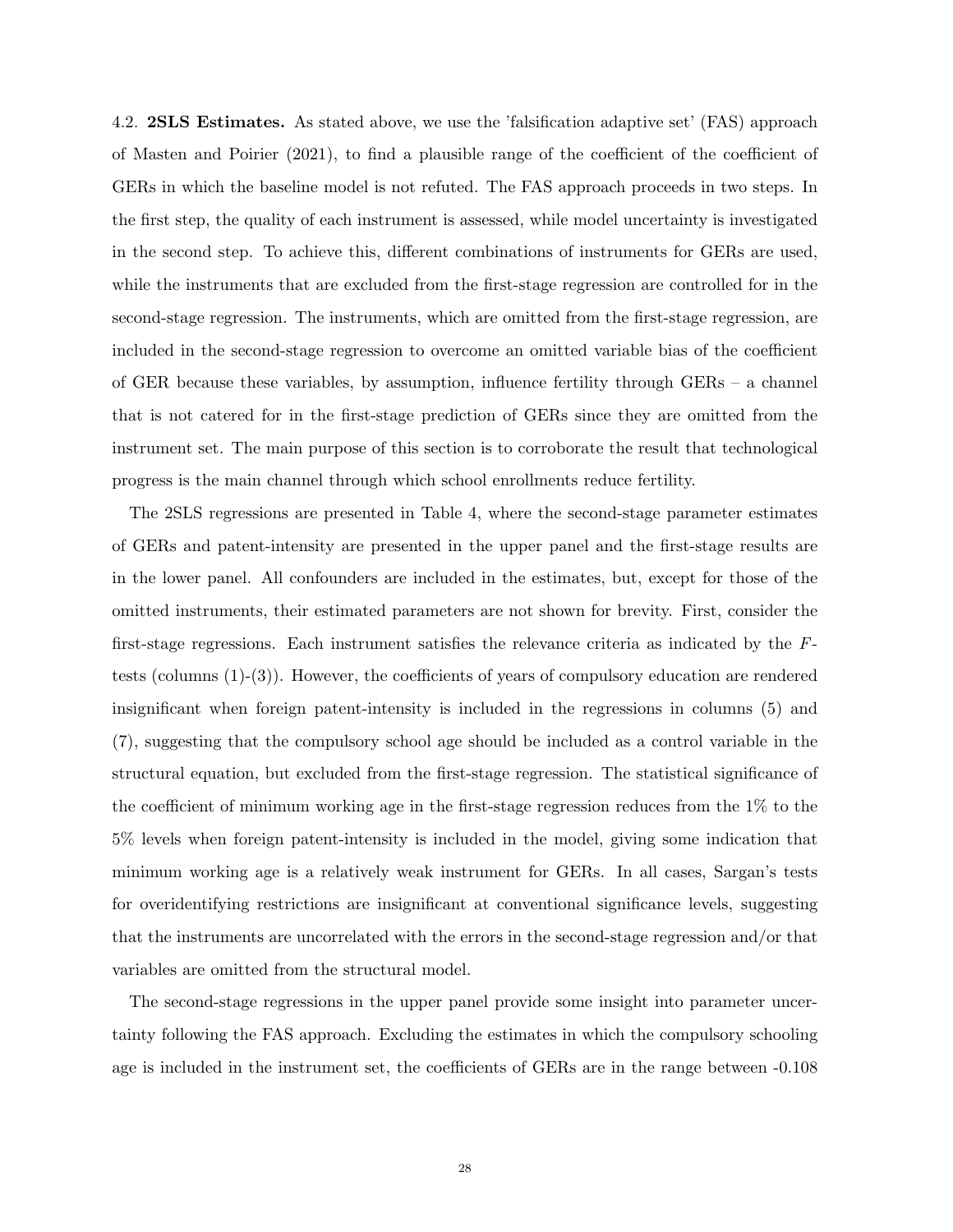4.2. **2SLS Estimates.** As stated above, we use the 'falsification adaptive set' (FAS) approach of Masten and Poirier (2021), to find a plausible range of the coefficient of the coefficient of GERs in which the baseline model is not refuted. The FAS approach proceeds in two steps. In the first step, the quality of each instrument is assessed, while model uncertainty is investigated in the second step. To achieve this, different combinations of instruments for GERs are used, while the instruments that are excluded from the first-stage regression are controlled for in the second-stage regression. The instruments, which are omitted from the first-stage regression, are included in the second-stage regression to overcome an omitted variable bias of the coefficient of GER because these variables, by assumption, influence fertility through GERs – a channel that is not catered for in the first-stage prediction of GERs since they are omitted from the instrument set. The main purpose of this section is to corroborate the result that technological progress is the main channel through which school enrollments reduce fertility.

The 2SLS regressions are presented in Table 4, where the second-stage parameter estimates of GERs and patent-intensity are presented in the upper panel and the first-stage results are in the lower panel. All confounders are included in the estimates, but, except for those of the omitted instruments, their estimated parameters are not shown for brevity. First, consider the first-stage regressions. Each instrument satisfies the relevance criteria as indicated by the $F$-tests (columns (1)-(3)). However, the coefficients of years of compulsory education are rendered insignificant when foreign patent-intensity is included in the regressions in columns (5) and (7), suggesting that the compulsory school age should be included as a control variable in the structural equation, but excluded from the first-stage regression. The statistical significance of the coefficient of minimum working age in the first-stage regression reduces from the 1% to the 5% levels when foreign patent-intensity is included in the model, giving some indication that minimum working age is a relatively weak instrument for GERs. In all cases, Sargan's tests for overidentifying restrictions are insignificant at conventional significance levels, suggesting that the instruments are uncorrelated with the errors in the second-stage regression and/or that variables are omitted from the structural model.

The second-stage regressions in the upper panel provide some insight into parameter uncertainty following the FAS approach. Excluding the estimates in which the compulsory schooling age is included in the instrument set, the coefficients of GERs are in the range between -0.108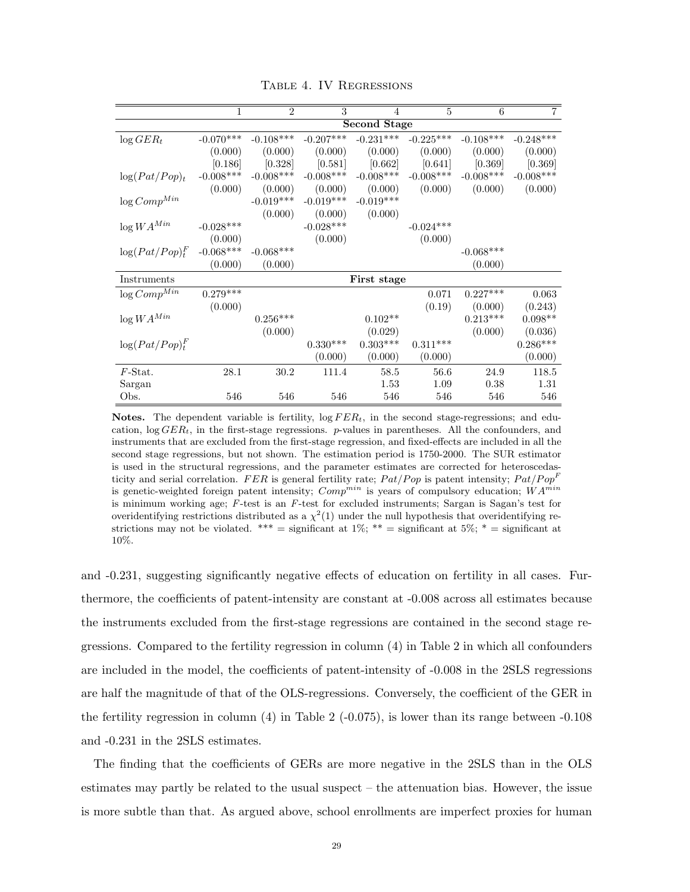TABLE 4. IV REGRESSIONS

| | 1 | 2 | 3 | 4 | 5 | 6 | 7 |
|---|---|---|---|---|---|---|---|
| | | | | **Second Stage** | | | |
| $\log GER_t$ | -0.070*** | -0.108*** | -0.207*** | -0.231*** | -0.225*** | -0.108*** | -0.248*** |
| | (0.000) | (0.000) | (0.000) | (0.000) | (0.000) | (0.000) | (0.000) |
| | [0.186] | [0.328] | [0.581] | [0.662] | [0.641] | [0.369] | [0.369] |
| $\log(Pat/Pop)_t$ | -0.008*** | -0.008*** | -0.008*** | -0.008*** | -0.008*** | -0.008*** | -0.008*** |
| | (0.000) | (0.000) | (0.000) | (0.000) | (0.000) | (0.000) | (0.000) |
| $\log Comp^{Min}$ | | -0.019*** | -0.019*** | -0.019*** | | | |
| | | (0.000) | (0.000) | (0.000) | | | |
| $\log WA^{Min}$ | -0.028*** | | -0.028*** | | -0.024*** | | |
| | (0.000) | | (0.000) | | (0.000) | | |
| $\log(Pat/Pop)^F_t$ | -0.068*** | -0.068*** | | | | -0.068*** | |
| | (0.000) | (0.000) | | | | (0.000) | |
| Instruments | | | | **First stage** | | | |
| $\log Comp^{Min}$ | 0.279*** | | | | 0.071 | 0.227*** | 0.063 |
| | (0.000) | | | | (0.19) | (0.000) | (0.243) |
| $\log WA^{Min}$ | | 0.256*** | | 0.102** | | 0.213*** | 0.098** |
| | | (0.000) | | (0.029) | | (0.000) | (0.036) |
| $\log(Pat/Pop)^F_t$ | | | 0.330*** | 0.303*** | 0.311*** | | 0.286*** |
| | | | (0.000) | (0.000) | (0.000) | | (0.000) |
| $F$-Stat. | 28.1 | 30.2 | 111.4 | 58.5 | 56.6 | 24.9 | 118.5 |
| Sargan | | | | 1.53 | 1.09 | 0.38 | 1.31 |
| Obs. | 546 | 546 | 546 | 546 | 546 | 546 | 546 |

**Notes.** The dependent variable is fertility, $\log FER_t$, in the second stage-regressions; and education, $\log GER_t$, in the first-stage regressions. $p$-values in parentheses. All the confounders, and instruments that are excluded from the first-stage regression, and fixed-effects are included in all the second stage regressions, but not shown. The estimation period is 1750-2000. The SUR estimator is used in the structural regressions, and the parameter estimates are corrected for heteroscedasticity and serial correlation. $FER$ is general fertility rate; $Pat/Pop$ is patent intensity; $Pat/Pop^F$ is genetic-weighted foreign patent intensity; $Comp^{min}$ is years of compulsory education; $WA^{min}$ is minimum working age; $F$-test is an $F$-test for excluded instruments; Sargan is Sagan's test for overidentifying restrictions distributed as a $\chi^2(1)$ under the null hypothesis that overidentifying restrictions may not be violated. *** = significant at 1%; ** = significant at 5%; * = significant at 10%.

and -0.231, suggesting significantly negative effects of education on fertility in all cases. Furthermore, the coefficients of patent-intensity are constant at -0.008 across all estimates because the instruments excluded from the first-stage regressions are contained in the second stage regressions. Compared to the fertility regression in column (4) in Table 2 in which all confounders are included in the model, the coefficients of patent-intensity of -0.008 in the 2SLS regressions are half the magnitude of that of the OLS-regressions. Conversely, the coefficient of the GER in the fertility regression in column (4) in Table 2 (-0.075), is lower than its range between -0.108 and -0.231 in the 2SLS estimates.

The finding that the coefficients of GERs are more negative in the 2SLS than in the OLS estimates may partly be related to the usual suspect – the attenuation bias. However, the issue is more subtle than that. As argued above, school enrollments are imperfect proxies for human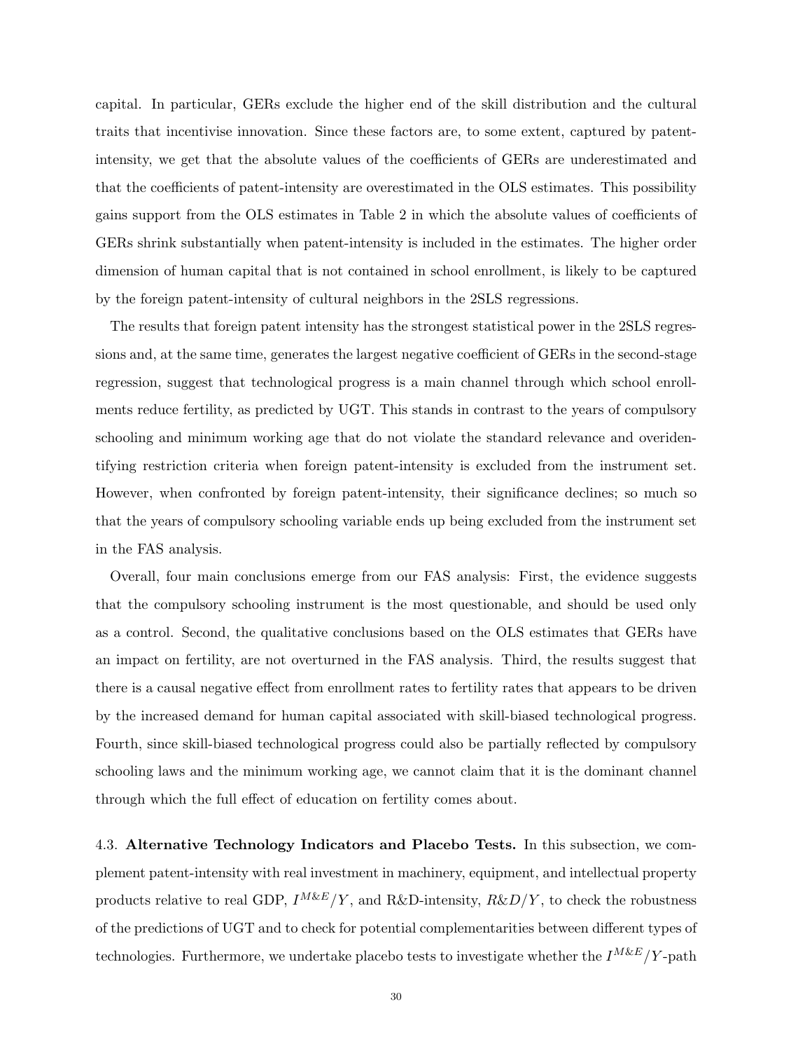capital. In particular, GERs exclude the higher end of the skill distribution and the cultural traits that incentivise innovation. Since these factors are, to some extent, captured by patent-intensity, we get that the absolute values of the coefficients of GERs are underestimated and that the coefficients of patent-intensity are overestimated in the OLS estimates. This possibility gains support from the OLS estimates in Table 2 in which the absolute values of coefficients of GERs shrink substantially when patent-intensity is included in the estimates. The higher order dimension of human capital that is not contained in school enrollment, is likely to be captured by the foreign patent-intensity of cultural neighbors in the 2SLS regressions.

The results that foreign patent intensity has the strongest statistical power in the 2SLS regressions and, at the same time, generates the largest negative coefficient of GERs in the second-stage regression, suggest that technological progress is a main channel through which school enrollments reduce fertility, as predicted by UGT. This stands in contrast to the years of compulsory schooling and minimum working age that do not violate the standard relevance and overidentifying restriction criteria when foreign patent-intensity is excluded from the instrument set. However, when confronted by foreign patent-intensity, their significance declines; so much so that the years of compulsory schooling variable ends up being excluded from the instrument set in the FAS analysis.

Overall, four main conclusions emerge from our FAS analysis: First, the evidence suggests that the compulsory schooling instrument is the most questionable, and should be used only as a control. Second, the qualitative conclusions based on the OLS estimates that GERs have an impact on fertility, are not overturned in the FAS analysis. Third, the results suggest that there is a causal negative effect from enrollment rates to fertility rates that appears to be driven by the increased demand for human capital associated with skill-biased technological progress. Fourth, since skill-biased technological progress could also be partially reflected by compulsory schooling laws and the minimum working age, we cannot claim that it is the dominant channel through which the full effect of education on fertility comes about.

4.3. **Alternative Technology Indicators and Placebo Tests.** In this subsection, we complement patent-intensity with real investment in machinery, equipment, and intellectual property products relative to real GDP, $I^{M\&E}/Y$, and R&D-intensity, $R\&D/Y$, to check the robustness of the predictions of UGT and to check for potential complementarities between different types of technologies. Furthermore, we undertake placebo tests to investigate whether the $I^{M\&E}/Y$-path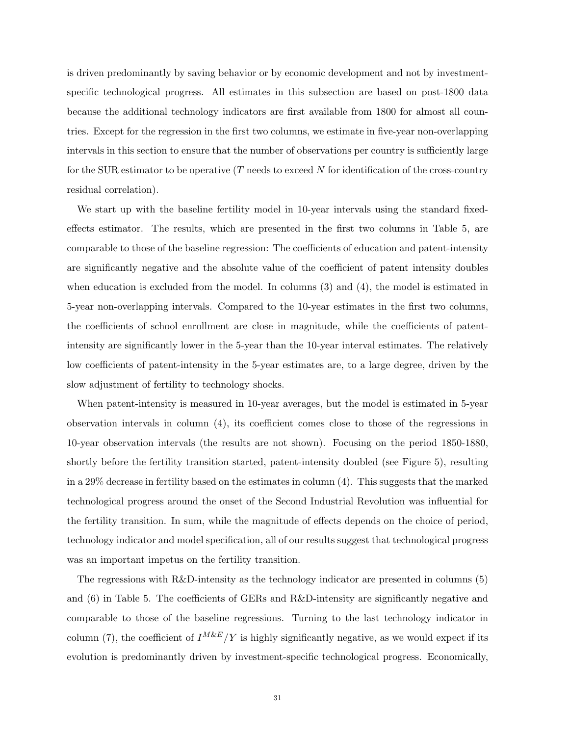is driven predominantly by saving behavior or by economic development and not by investment-specific technological progress. All estimates in this subsection are based on post-1800 data because the additional technology indicators are first available from 1800 for almost all countries. Except for the regression in the first two columns, we estimate in five-year non-overlapping intervals in this section to ensure that the number of observations per country is sufficiently large for the SUR estimator to be operative ($T$ needs to exceed $N$ for identification of the cross-country residual correlation).

We start up with the baseline fertility model in 10-year intervals using the standard fixed-effects estimator. The results, which are presented in the first two columns in Table 5, are comparable to those of the baseline regression: The coefficients of education and patent-intensity are significantly negative and the absolute value of the coefficient of patent intensity doubles when education is excluded from the model. In columns (3) and (4), the model is estimated in 5-year non-overlapping intervals. Compared to the 10-year estimates in the first two columns, the coefficients of school enrollment are close in magnitude, while the coefficients of patent-intensity are significantly lower in the 5-year than the 10-year interval estimates. The relatively low coefficients of patent-intensity in the 5-year estimates are, to a large degree, driven by the slow adjustment of fertility to technology shocks.

When patent-intensity is measured in 10-year averages, but the model is estimated in 5-year observation intervals in column (4), its coefficient comes close to those of the regressions in 10-year observation intervals (the results are not shown). Focusing on the period 1850-1880, shortly before the fertility transition started, patent-intensity doubled (see Figure 5), resulting in a 29% decrease in fertility based on the estimates in column (4). This suggests that the marked technological progress around the onset of the Second Industrial Revolution was influential for the fertility transition. In sum, while the magnitude of effects depends on the choice of period, technology indicator and model specification, all of our results suggest that technological progress was an important impetus on the fertility transition.

The regressions with R&D-intensity as the technology indicator are presented in columns (5) and (6) in Table 5. The coefficients of GERs and R&D-intensity are significantly negative and comparable to those of the baseline regressions. Turning to the last technology indicator in column (7), the coefficient of $I^{M\&E}/Y$ is highly significantly negative, as we would expect if its evolution is predominantly driven by investment-specific technological progress. Economically,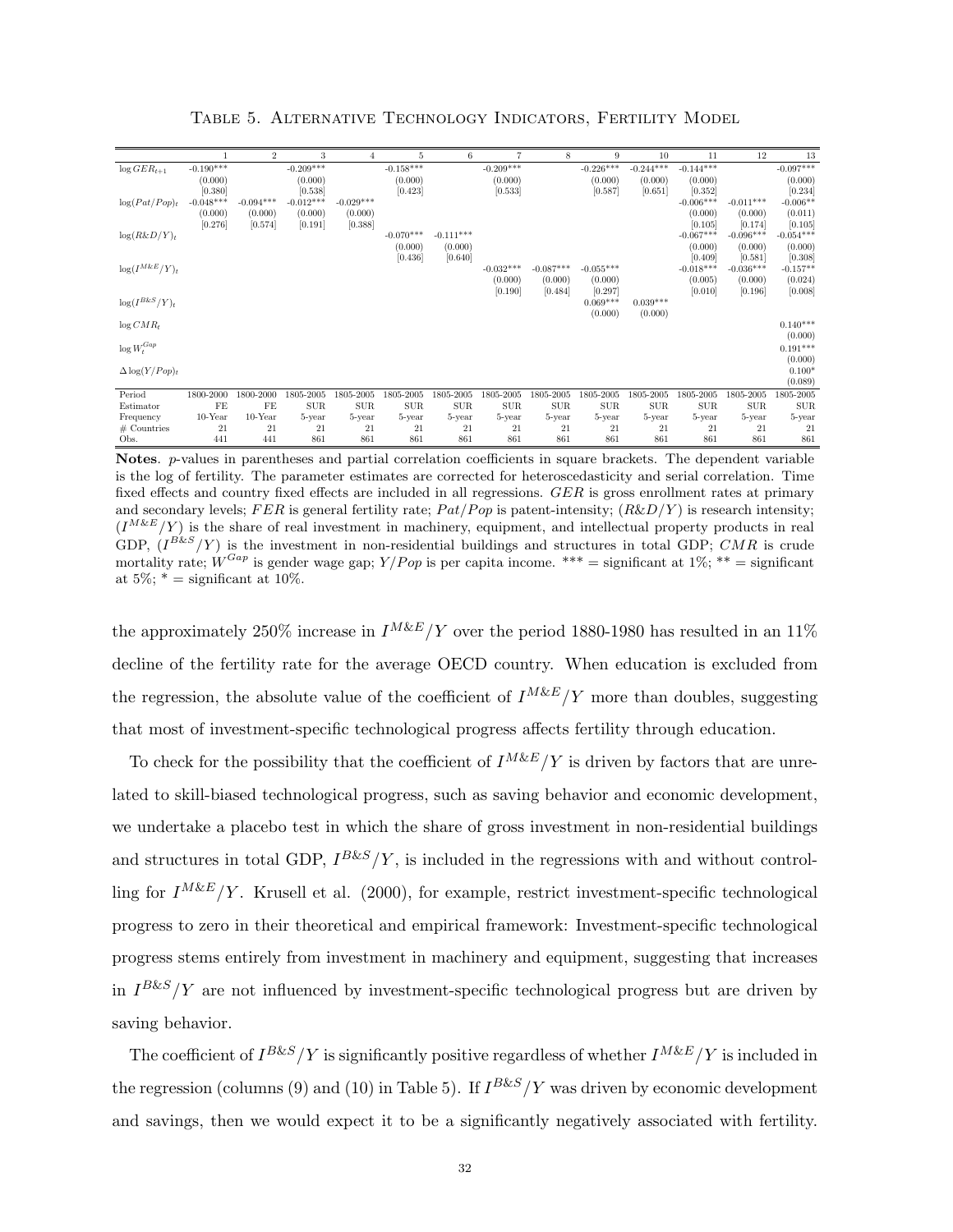Table 5. Alternative Technology Indicators, Fertility Model

| | 1 | 2 | 3 | 4 | 5 | 6 | 7 | 8 | 9 | 10 | 11 | 12 | 13 |
|---|---|---|---|---|---|---|---|---|---|---|---|---|---|
| $\log GER_{t+1}$ | -0.190*** | | -0.209*** | | -0.158*** | | -0.209*** | | -0.226*** | -0.244*** | -0.144*** | | -0.097*** |
| | (0.000) | | (0.000) | | (0.000) | | (0.000) | | (0.000) | (0.000) | (0.000) | | (0.000) |
| | [0.380] | | [0.538] | | [0.423] | | [0.533] | | [0.587] | [0.651] | [0.352] | | [0.234] |
| $\log(Pat/Pop)_t$ | -0.048*** | -0.094*** | -0.012*** | -0.029*** | | | | | | | -0.006*** | -0.011*** | -0.006** |
| | (0.000) | (0.000) | (0.000) | (0.000) | | | | | | | (0.000) | (0.000) | (0.011) |
| | [0.276] | [0.574] | [0.191] | [0.388] | | | | | | | [0.105] | [0.174] | [0.105] |
| $\log(R\&D/Y)_t$ | | | | | -0.070*** | -0.111*** | | | | | -0.067*** | -0.096*** | -0.054*** |
| | | | | | (0.000) | (0.000) | | | | | (0.000) | (0.000) | (0.000) |
| | | | | | [0.436] | [0.640] | | | | | [0.409] | [0.581] | [0.308] |
| $\log(I^{M\&E}/Y)_t$ | | | | | | | -0.032*** | -0.087*** | -0.055*** | | -0.018*** | -0.036*** | -0.157** |
| | | | | | | | (0.000) | (0.000) | (0.000) | | (0.005) | (0.000) | (0.024) |
| | | | | | | | [0.190] | [0.484] | [0.297] | | [0.010] | [0.196] | [0.008] |
| $\log(I^{B\&S}/Y)_t$ | | | | | | | | | 0.069*** | 0.039*** | | | |
| | | | | | | | | | (0.000) | (0.000) | | | |
| $\log CMR_t$ | | | | | | | | | | | | | 0.140*** |
| | | | | | | | | | | | | | (0.000) |
| $\log W_t^{Gap}$ | | | | | | | | | | | | | 0.191*** |
| | | | | | | | | | | | | | (0.000) |
| $\Delta \log(Y/Pop)_t$ | | | | | | | | | | | | | 0.100* |
| | | | | | | | | | | | | | (0.089) |
| Period | 1800-2000 | 1800-2000 | 1805-2005 | 1805-2005 | 1805-2005 | 1805-2005 | 1805-2005 | 1805-2005 | 1805-2005 | 1805-2005 | 1805-2005 | 1805-2005 | 1805-2005 |
| Estimator | FE | FE | SUR | SUR | SUR | SUR | SUR | SUR | SUR | SUR | SUR | SUR | SUR |
| Frequency | 10-Year | 10-Year | 5-year | 5-year | 5-year | 5-year | 5-year | 5-year | 5-year | 5-year | 5-year | 5-year | 5-year |
| # Countries | 21 | 21 | 21 | 21 | 21 | 21 | 21 | 21 | 21 | 21 | 21 | 21 | 21 |
| Obs. | 441 | 441 | 861 | 861 | 861 | 861 | 861 | 861 | 861 | 861 | 861 | 861 | 861 |

**Notes**. *p*-values in parentheses and partial correlation coefficients in square brackets. The dependent variable is the log of fertility. The parameter estimates are corrected for heteroscedasticity and serial correlation. Time fixed effects and country fixed effects are included in all regressions. $GER$ is gross enrollment rates at primary and secondary levels; $FER$ is general fertility rate; $Pat/Pop$ is patent-intensity; $(R\&D/Y)$ is research intensity; $(I^{M\&E}/Y)$ is the share of real investment in machinery, equipment, and intellectual property products in real GDP, $(I^{B\&S}/Y)$ is the investment in non-residential buildings and structures in total GDP; $CMR$ is crude mortality rate; $W^{Gap}$ is gender wage gap; $Y/Pop$ is per capita income. *** = significant at 1%; ** = significant at 5%; * = significant at 10%.

the approximately 250% increase in $I^{M\&E}/Y$ over the period 1880-1980 has resulted in an 11% decline of the fertility rate for the average OECD country. When education is excluded from the regression, the absolute value of the coefficient of $I^{M\&E}/Y$ more than doubles, suggesting that most of investment-specific technological progress affects fertility through education.

To check for the possibility that the coefficient of $I^{M\&E}/Y$ is driven by factors that are unrelated to skill-biased technological progress, such as saving behavior and economic development, we undertake a placebo test in which the share of gross investment in non-residential buildings and structures in total GDP, $I^{B\&S}/Y$, is included in the regressions with and without controlling for $I^{M\&E}/Y$. Krusell et al. (2000), for example, restrict investment-specific technological progress to zero in their theoretical and empirical framework: Investment-specific technological progress stems entirely from investment in machinery and equipment, suggesting that increases in $I^{B\&S}/Y$ are not influenced by investment-specific technological progress but are driven by saving behavior.

The coefficient of $I^{B\&S}/Y$ is significantly positive regardless of whether $I^{M\&E}/Y$ is included in the regression (columns (9) and (10) in Table 5). If $I^{B\&S}/Y$ was driven by economic development and savings, then we would expect it to be a significantly negatively associated with fertility.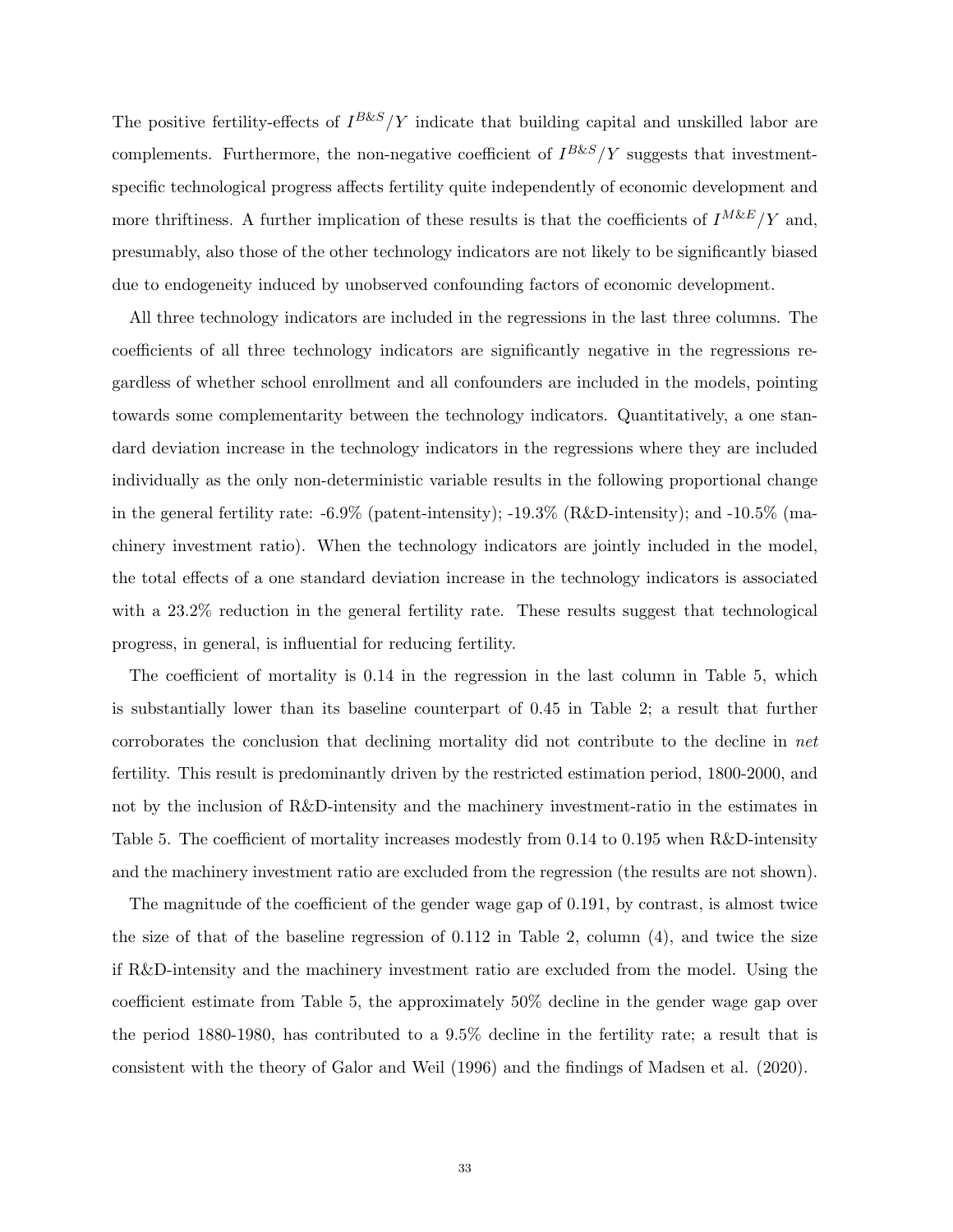The positive fertility-effects of $I^{B\&S}/Y$ indicate that building capital and unskilled labor are complements. Furthermore, the non-negative coefficient of $I^{B\&S}/Y$ suggests that investment-specific technological progress affects fertility quite independently of economic development and more thriftiness. A further implication of these results is that the coefficients of $I^{M\&E}/Y$ and, presumably, also those of the other technology indicators are not likely to be significantly biased due to endogeneity induced by unobserved confounding factors of economic development.

All three technology indicators are included in the regressions in the last three columns. The coefficients of all three technology indicators are significantly negative in the regressions regardless of whether school enrollment and all confounders are included in the models, pointing towards some complementarity between the technology indicators. Quantitatively, a one standard deviation increase in the technology indicators in the regressions where they are included individually as the only non-deterministic variable results in the following proportional change in the general fertility rate: -6.9% (patent-intensity); -19.3% (R&D-intensity); and -10.5% (machinery investment ratio). When the technology indicators are jointly included in the model, the total effects of a one standard deviation increase in the technology indicators is associated with a 23.2% reduction in the general fertility rate. These results suggest that technological progress, in general, is influential for reducing fertility.

The coefficient of mortality is 0.14 in the regression in the last column in Table 5, which is substantially lower than its baseline counterpart of 0.45 in Table 2; a result that further corroborates the conclusion that declining mortality did not contribute to the decline in *net* fertility. This result is predominantly driven by the restricted estimation period, 1800-2000, and not by the inclusion of R&D-intensity and the machinery investment-ratio in the estimates in Table 5. The coefficient of mortality increases modestly from 0.14 to 0.195 when R&D-intensity and the machinery investment ratio are excluded from the regression (the results are not shown).

The magnitude of the coefficient of the gender wage gap of 0.191, by contrast, is almost twice the size of that of the baseline regression of 0.112 in Table 2, column (4), and twice the size if R&D-intensity and the machinery investment ratio are excluded from the model. Using the coefficient estimate from Table 5, the approximately 50% decline in the gender wage gap over the period 1880-1980, has contributed to a 9.5% decline in the fertility rate; a result that is consistent with the theory of Galor and Weil (1996) and the findings of Madsen et al. (2020).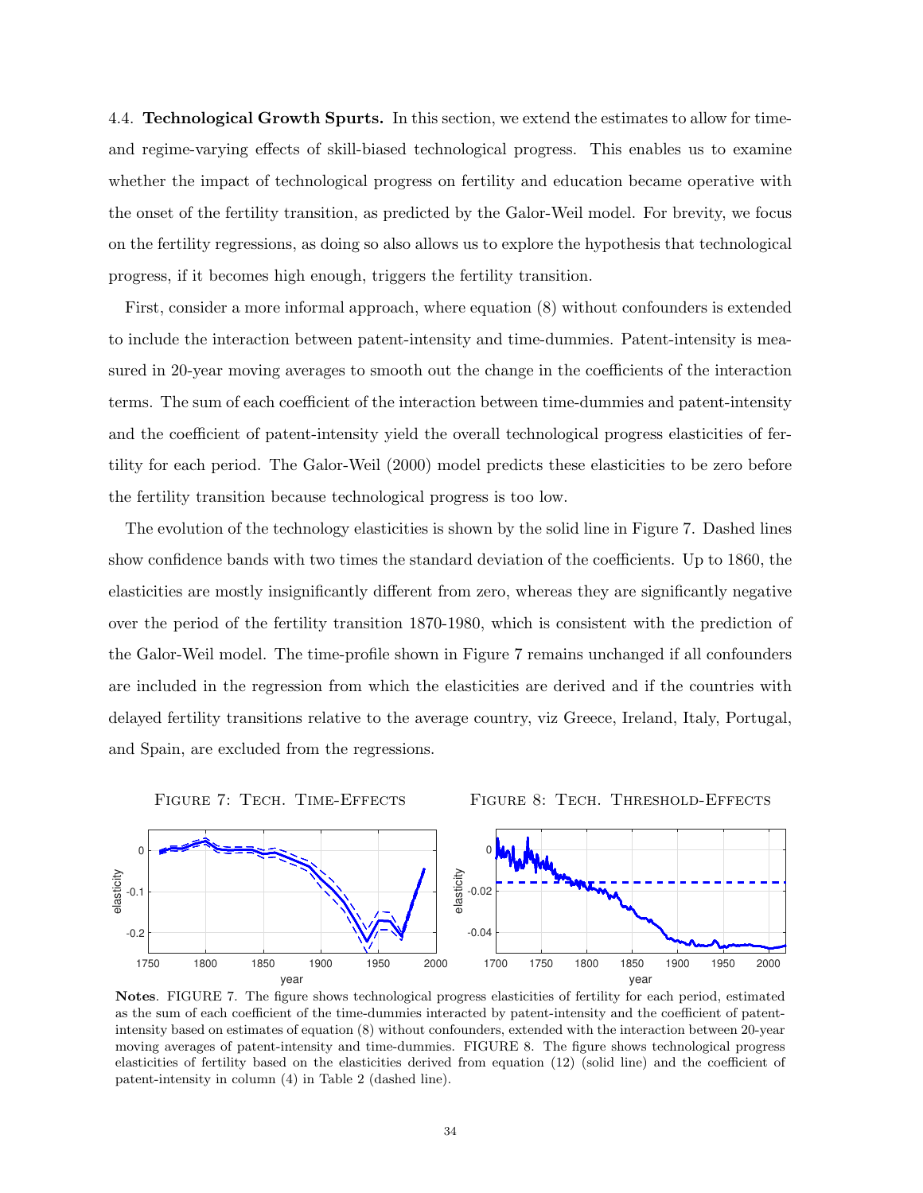4.4. **Technological Growth Spurts.** In this section, we extend the estimates to allow for time- and regime-varying effects of skill-biased technological progress. This enables us to examine whether the impact of technological progress on fertility and education became operative with the onset of the fertility transition, as predicted by the Galor-Weil model. For brevity, we focus on the fertility regressions, as doing so also allows us to explore the hypothesis that technological progress, if it becomes high enough, triggers the fertility transition.

First, consider a more informal approach, where equation (8) without confounders is extended to include the interaction between patent-intensity and time-dummies. Patent-intensity is measured in 20-year moving averages to smooth out the change in the coefficients of the interaction terms. The sum of each coefficient of the interaction between time-dummies and patent-intensity and the coefficient of patent-intensity yield the overall technological progress elasticities of fertility for each period. The Galor-Weil (2000) model predicts these elasticities to be zero before the fertility transition because technological progress is too low.

The evolution of the technology elasticities is shown by the solid line in Figure 7. Dashed lines show confidence bands with two times the standard deviation of the coefficients. Up to 1860, the elasticities are mostly insignificantly different from zero, whereas they are significantly negative over the period of the fertility transition 1870-1980, which is consistent with the prediction of the Galor-Weil model. The time-profile shown in Figure 7 remains unchanged if all confounders are included in the regression from which the elasticities are derived and if the countries with delayed fertility transitions relative to the average country, viz Greece, Ireland, Italy, Portugal, and Spain, are excluded from the regressions.

FIGURE 7: TECH. TIME-EFFECTS

FIGURE 8: TECH. THRESHOLD-EFFECTS

**Notes**. FIGURE 7. The figure shows technological progress elasticities of fertility for each period, estimated as the sum of each coefficient of the time-dummies interacted by patent-intensity and the coefficient of patent-intensity based on estimates of equation (8) without confounders, extended with the interaction between 20-year moving averages of patent-intensity and time-dummies. FIGURE 8. The figure shows technological progress elasticities of fertility based on the elasticities derived from equation (12) (solid line) and the coefficient of patent-intensity in column (4) in Table 2 (dashed line).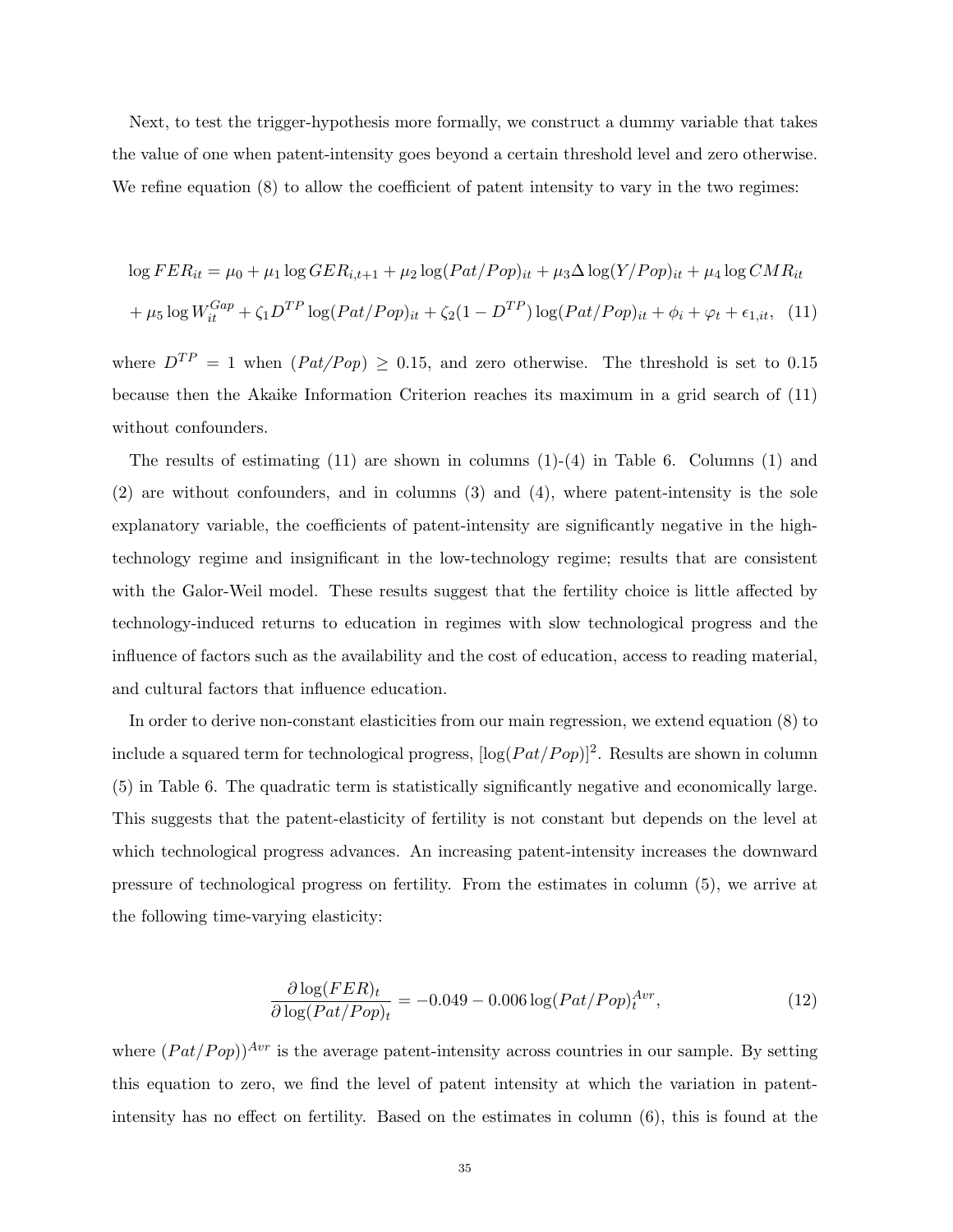Next, to test the trigger-hypothesis more formally, we construct a dummy variable that takes the value of one when patent-intensity goes beyond a certain threshold level and zero otherwise. We refine equation (8) to allow the coefficient of patent intensity to vary in the two regimes:

$$\log FER_{it} = \mu_0 + \mu_1 \log GER_{i,t+1} + \mu_2 \log(Pat/Pop)_{it} + \mu_3 \Delta \log(Y/Pop)_{it} + \mu_4 \log CMR_{it}$$
$$+ \mu_5 \log W_{it}^{Gap} + \zeta_1 D^{TP} \log(Pat/Pop)_{it} + \zeta_2 (1 - D^{TP}) \log(Pat/Pop)_{it} + \phi_i + \varphi_t + \epsilon_{1,it}, \quad (11)$$

where $D^{TP} = 1$ when $(Pat/Pop) \geq 0.15$, and zero otherwise. The threshold is set to 0.15 because then the Akaike Information Criterion reaches its maximum in a grid search of (11) without confounders.

The results of estimating (11) are shown in columns (1)-(4) in Table 6. Columns (1) and (2) are without confounders, and in columns (3) and (4), where patent-intensity is the sole explanatory variable, the coefficients of patent-intensity are significantly negative in the high-technology regime and insignificant in the low-technology regime; results that are consistent with the Galor-Weil model. These results suggest that the fertility choice is little affected by technology-induced returns to education in regimes with slow technological progress and the influence of factors such as the availability and the cost of education, access to reading material, and cultural factors that influence education.

In order to derive non-constant elasticities from our main regression, we extend equation (8) to include a squared term for technological progress, $[\log(Pat/Pop)]^2$. Results are shown in column (5) in Table 6. The quadratic term is statistically significantly negative and economically large. This suggests that the patent-elasticity of fertility is not constant but depends on the level at which technological progress advances. An increasing patent-intensity increases the downward pressure of technological progress on fertility. From the estimates in column (5), we arrive at the following time-varying elasticity:

$$\frac{\partial \log(FER)_t}{\partial \log(Pat/Pop)_t} = -0.049 - 0.006 \log(Pat/Pop)_t^{Avr}, \quad (12)$$

where $(Pat/Pop))^{Avr}$ is the average patent-intensity across countries in our sample. By setting this equation to zero, we find the level of patent intensity at which the variation in patent-intensity has no effect on fertility. Based on the estimates in column (6), this is found at the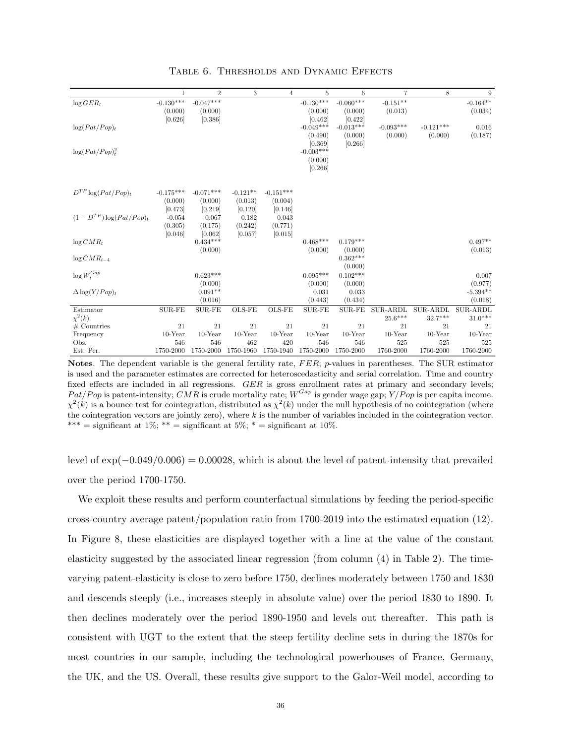Table 6. Thresholds and Dynamic Effects

| | 1 | 2 | 3 | 4 | 5 | 6 | 7 | 8 | 9 |
|---|---|---|---|---|---|---|---|---|---|
| $\log GER_t$ | -0.130*** | -0.047*** | | | -0.130*** | -0.060*** | -0.151** | | -0.164** |
| | (0.000) | (0.000) | | | (0.000) | (0.000) | (0.013) | | (0.034) |
| | [0.626] | [0.386] | | | [0.462] | [0.422] | | | |
| $\log(Pat/Pop)_t$ | | | | | -0.049*** | -0.013*** | -0.093*** | -0.121*** | 0.016 |
| | | | | | (0.490) | (0.000) | (0.000) | (0.000) | (0.187) |
| | | | | | [0.369] | [0.266] | | | |
| $\log(Pat/Pop)^2_t$ | | | | | -0.003*** | | | | |
| | | | | | (0.000) | | | | |
| | | | | | [0.266] | | | | |
| $D^{TP}\log(Pat/Pop)_t$ | -0.175*** | -0.071*** | -0.121** | -0.151*** | | | | | |
| | (0.000) | (0.000) | (0.013) | (0.004) | | | | | |
| | [0.473] | [0.219] | [0.120] | [0.146] | | | | | |
| $(1-D^{TP})\log(Pat/Pop)_t$ | -0.054 | 0.067 | 0.182 | 0.043 | | | | | |
| | (0.305) | (0.175) | (0.242) | (0.771) | | | | | |
| | [0.046] | [0.062] | [0.057] | [0.015] | | | | | |
| $\log CMR_t$ | | 0.434*** | | | 0.468*** | 0.179*** | | | 0.497** |
| | | (0.000) | | | (0.000) | (0.000) | | | (0.013) |
| $\log CMR_{t-4}$ | | | | | | 0.362*** | | | |
| | | | | | | (0.000) | | | |
| $\log W^{Gap}_t$ | | 0.623*** | | | 0.095*** | 0.102*** | | | 0.007 |
| | | (0.000) | | | (0.000) | (0.000) | | | (0.977) |
| $\Delta\log(Y/Pop)_t$ | | 0.091** | | | 0.031 | 0.033 | | | -5.394** |
| | | (0.016) | | | (0.443) | (0.434) | | | (0.018) |
| Estimator | SUR-FE | SUR-FE | OLS-FE | OLS-FE | SUR-FE | SUR-FE | SUR-ARDL | SUR-ARDL | SUR-ARDL |
| $\chi^2(k)$ | | | | | | | 25.6*** | 32.7*** | 31.0*** |
| # Countries | 21 | 21 | 21 | 21 | 21 | 21 | 21 | 21 | 21 |
| Frequency | 10-Year | 10-Year | 10-Year | 10-Year | 10-Year | 10-Year | 10-Year | 10-Year | 10-Year |
| Obs. | 546 | 546 | 462 | 420 | 546 | 546 | 525 | 525 | 525 |
| Est. Per. | 1750-2000 | 1750-2000 | 1750-1960 | 1750-1940 | 1750-2000 | 1750-2000 | 1760-2000 | 1760-2000 | 1760-2000 |

**Notes**. The dependent variable is the general fertility rate, $FER$; $p$-values in parentheses. The SUR estimator is used and the parameter estimates are corrected for heteroscedasticity and serial correlation. Time and country fixed effects are included in all regressions. $GER$ is gross enrollment rates at primary and secondary levels; $Pat/Pop$ is patent-intensity; $CMR$ is crude mortality rate; $W^{Gap}$ is gender wage gap; $Y/Pop$ is per capita income. $\chi^2(k)$ is a bounce test for cointegration, distributed as $\chi^2(k)$ under the null hypothesis of no cointegration (where the cointegration vectors are jointly zero), where $k$ is the number of variables included in the cointegration vector. *** = significant at 1%; ** = significant at 5%; * = significant at 10%.

level of $\exp(-0.049/0.006) = 0.00028$, which is about the level of patent-intensity that prevailed over the period 1700-1750.

We exploit these results and perform counterfactual simulations by feeding the period-specific cross-country average patent/population ratio from 1700-2019 into the estimated equation (12). In Figure 8, these elasticities are displayed together with a line at the value of the constant elasticity suggested by the associated linear regression (from column (4) in Table 2). The time-varying patent-elasticity is close to zero before 1750, declines moderately between 1750 and 1830 and descends steeply (i.e., increases steeply in absolute value) over the period 1830 to 1890. It then declines moderately over the period 1890-1950 and levels out thereafter. This path is consistent with UGT to the extent that the steep fertility decline sets in during the 1870s for most countries in our sample, including the technological powerhouses of France, Germany, the UK, and the US. Overall, these results give support to the Galor-Weil model, according to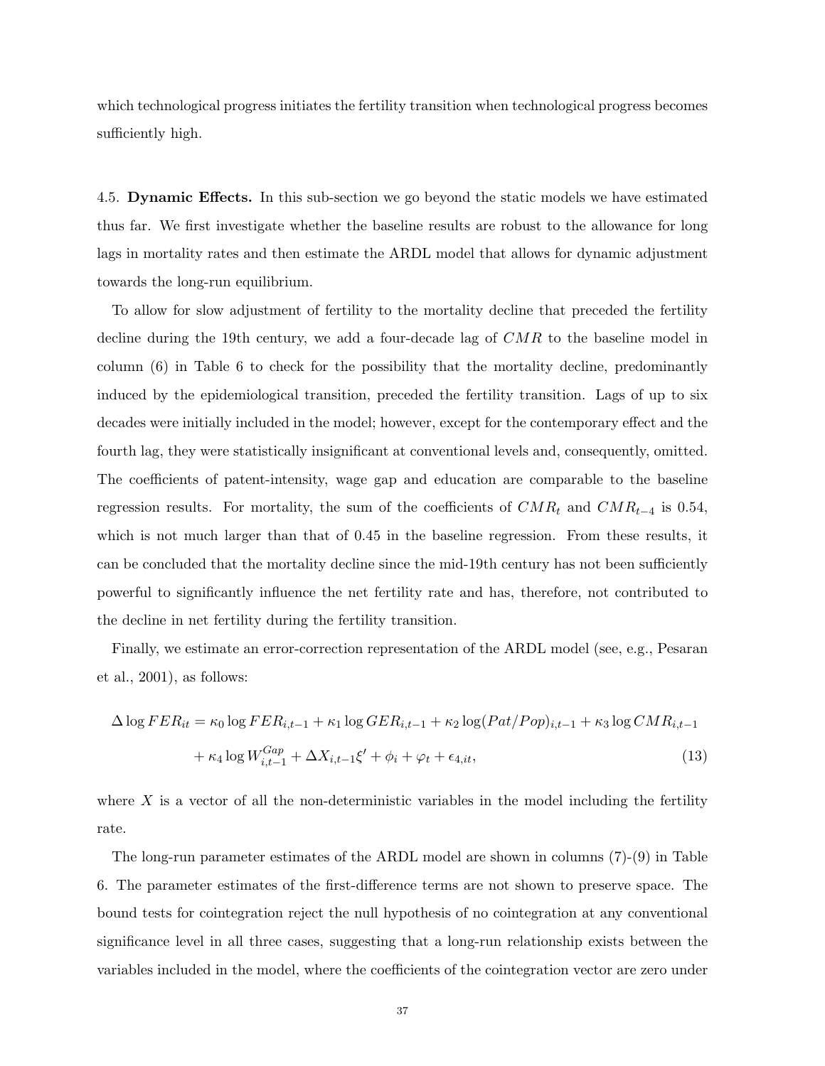which technological progress initiates the fertility transition when technological progress becomes sufficiently high.

4.5. **Dynamic Effects.** In this sub-section we go beyond the static models we have estimated thus far. We first investigate whether the baseline results are robust to the allowance for long lags in mortality rates and then estimate the ARDL model that allows for dynamic adjustment towards the long-run equilibrium.

To allow for slow adjustment of fertility to the mortality decline that preceded the fertility decline during the 19th century, we add a four-decade lag of $CMR$ to the baseline model in column (6) in Table 6 to check for the possibility that the mortality decline, predominantly induced by the epidemiological transition, preceded the fertility transition. Lags of up to six decades were initially included in the model; however, except for the contemporary effect and the fourth lag, they were statistically insignificant at conventional levels and, consequently, omitted. The coefficients of patent-intensity, wage gap and education are comparable to the baseline regression results. For mortality, the sum of the coefficients of $CMR_t$ and $CMR_{t-4}$ is 0.54, which is not much larger than that of 0.45 in the baseline regression. From these results, it can be concluded that the mortality decline since the mid-19th century has not been sufficiently powerful to significantly influence the net fertility rate and has, therefore, not contributed to the decline in net fertility during the fertility transition.

Finally, we estimate an error-correction representation of the ARDL model (see, e.g., Pesaran et al., 2001), as follows:

$$\Delta \log FER_{it} = \kappa_0 \log FER_{i,t-1} + \kappa_1 \log GER_{i,t-1} + \kappa_2 \log(Pat/Pop)_{i,t-1} + \kappa_3 \log CMR_{i,t-1} + \kappa_4 \log W^{Gap}_{i,t-1} + \Delta X_{i,t-1}\xi' + \phi_i + \varphi_t + \epsilon_{4,it}, \tag{13}$$

where $X$ is a vector of all the non-deterministic variables in the model including the fertility rate.

The long-run parameter estimates of the ARDL model are shown in columns (7)-(9) in Table 6. The parameter estimates of the first-difference terms are not shown to preserve space. The bound tests for cointegration reject the null hypothesis of no cointegration at any conventional significance level in all three cases, suggesting that a long-run relationship exists between the variables included in the model, where the coefficients of the cointegration vector are zero under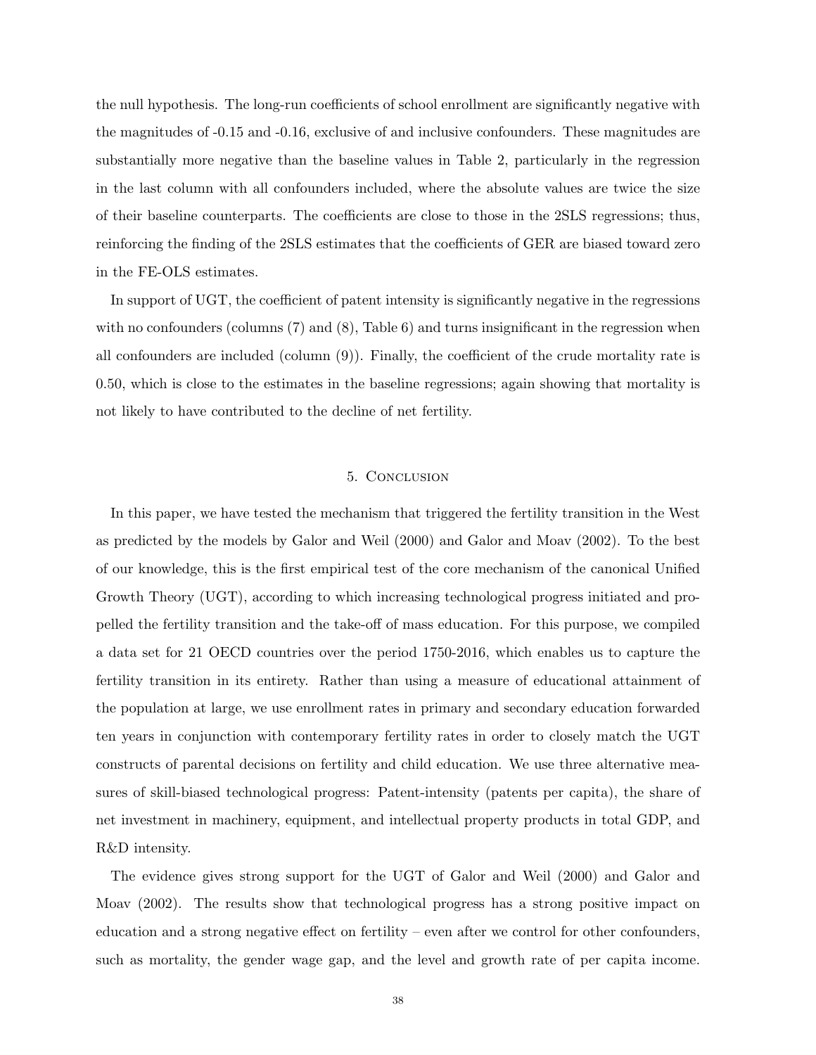the null hypothesis. The long-run coefficients of school enrollment are significantly negative with the magnitudes of -0.15 and -0.16, exclusive of and inclusive confounders. These magnitudes are substantially more negative than the baseline values in Table 2, particularly in the regression in the last column with all confounders included, where the absolute values are twice the size of their baseline counterparts. The coefficients are close to those in the 2SLS regressions; thus, reinforcing the finding of the 2SLS estimates that the coefficients of GER are biased toward zero in the FE-OLS estimates.

In support of UGT, the coefficient of patent intensity is significantly negative in the regressions with no confounders (columns (7) and (8), Table 6) and turns insignificant in the regression when all confounders are included (column (9)). Finally, the coefficient of the crude mortality rate is 0.50, which is close to the estimates in the baseline regressions; again showing that mortality is not likely to have contributed to the decline of net fertility.

## 5. Conclusion

In this paper, we have tested the mechanism that triggered the fertility transition in the West as predicted by the models by Galor and Weil (2000) and Galor and Moav (2002). To the best of our knowledge, this is the first empirical test of the core mechanism of the canonical Unified Growth Theory (UGT), according to which increasing technological progress initiated and propelled the fertility transition and the take-off of mass education. For this purpose, we compiled a data set for 21 OECD countries over the period 1750-2016, which enables us to capture the fertility transition in its entirety. Rather than using a measure of educational attainment of the population at large, we use enrollment rates in primary and secondary education forwarded ten years in conjunction with contemporary fertility rates in order to closely match the UGT constructs of parental decisions on fertility and child education. We use three alternative measures of skill-biased technological progress: Patent-intensity (patents per capita), the share of net investment in machinery, equipment, and intellectual property products in total GDP, and R&D intensity.

The evidence gives strong support for the UGT of Galor and Weil (2000) and Galor and Moav (2002). The results show that technological progress has a strong positive impact on education and a strong negative effect on fertility – even after we control for other confounders, such as mortality, the gender wage gap, and the level and growth rate of per capita income.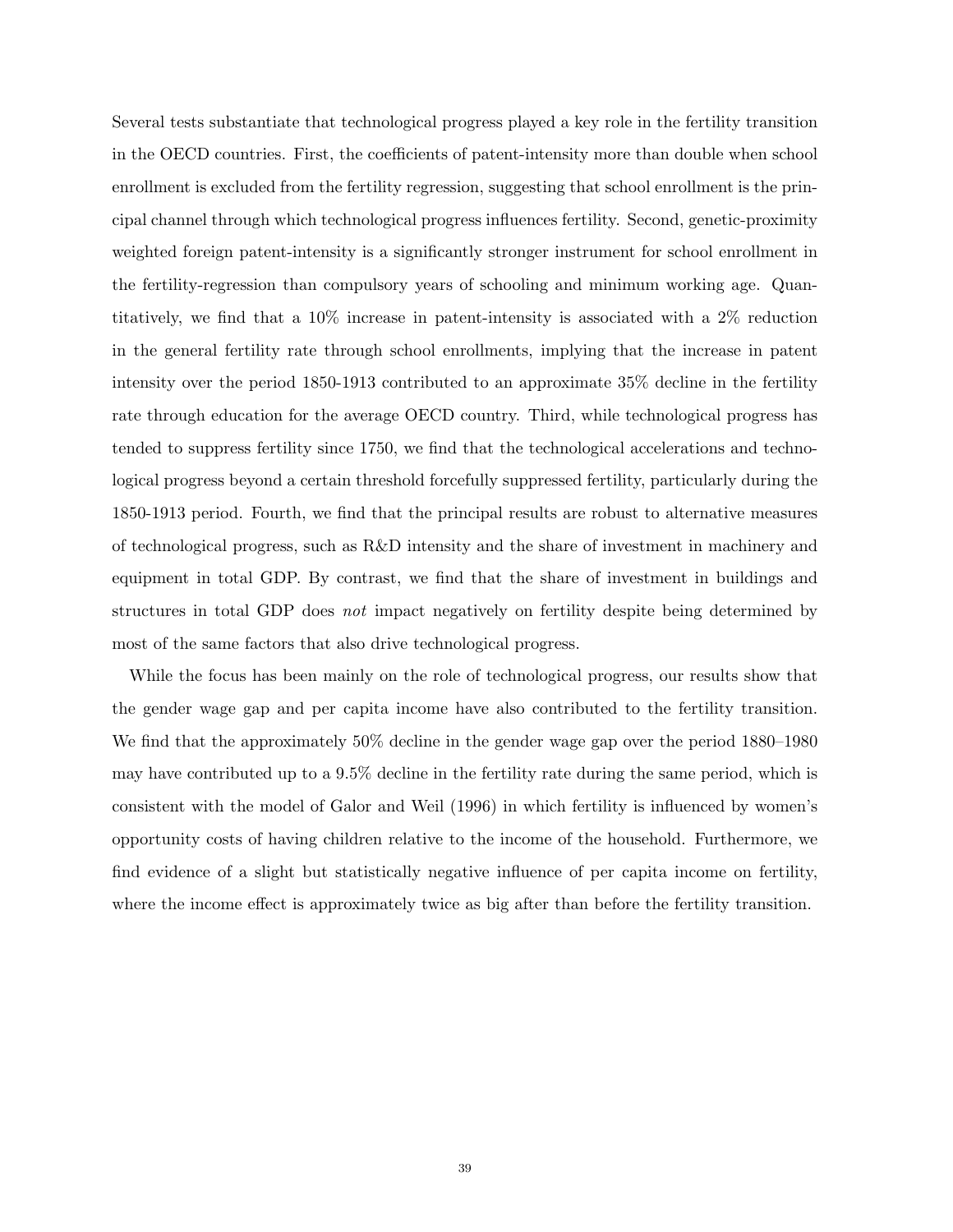Several tests substantiate that technological progress played a key role in the fertility transition in the OECD countries. First, the coefficients of patent-intensity more than double when school enrollment is excluded from the fertility regression, suggesting that school enrollment is the principal channel through which technological progress influences fertility. Second, genetic-proximity weighted foreign patent-intensity is a significantly stronger instrument for school enrollment in the fertility-regression than compulsory years of schooling and minimum working age. Quantitatively, we find that a 10% increase in patent-intensity is associated with a 2% reduction in the general fertility rate through school enrollments, implying that the increase in patent intensity over the period 1850-1913 contributed to an approximate 35% decline in the fertility rate through education for the average OECD country. Third, while technological progress has tended to suppress fertility since 1750, we find that the technological accelerations and technological progress beyond a certain threshold forcefully suppressed fertility, particularly during the 1850-1913 period. Fourth, we find that the principal results are robust to alternative measures of technological progress, such as R&D intensity and the share of investment in machinery and equipment in total GDP. By contrast, we find that the share of investment in buildings and structures in total GDP does *not* impact negatively on fertility despite being determined by most of the same factors that also drive technological progress.

While the focus has been mainly on the role of technological progress, our results show that the gender wage gap and per capita income have also contributed to the fertility transition. We find that the approximately 50% decline in the gender wage gap over the period 1880–1980 may have contributed up to a 9.5% decline in the fertility rate during the same period, which is consistent with the model of Galor and Weil (1996) in which fertility is influenced by women's opportunity costs of having children relative to the income of the household. Furthermore, we find evidence of a slight but statistically negative influence of per capita income on fertility, where the income effect is approximately twice as big after than before the fertility transition.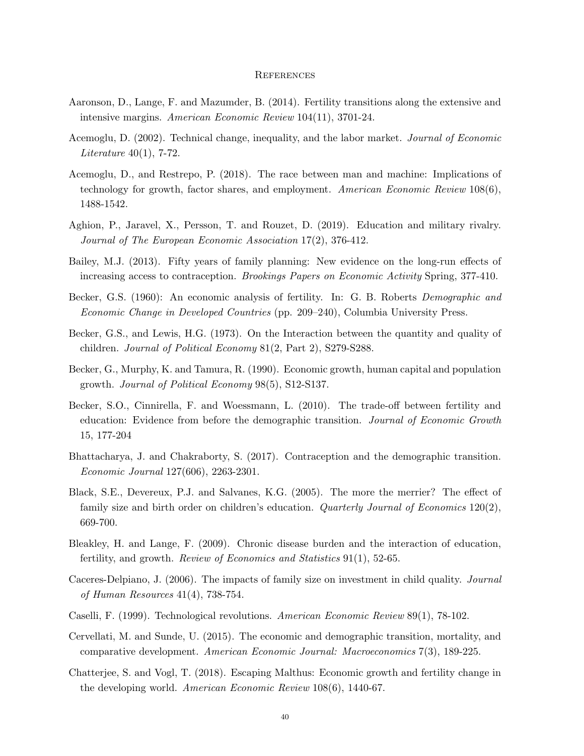## References

Aaronson, D., Lange, F. and Mazumder, B. (2014). Fertility transitions along the extensive and intensive margins. *American Economic Review* 104(11), 3701-24.

Acemoglu, D. (2002). Technical change, inequality, and the labor market. *Journal of Economic Literature* 40(1), 7-72.

Acemoglu, D., and Restrepo, P. (2018). The race between man and machine: Implications of technology for growth, factor shares, and employment. *American Economic Review* 108(6), 1488-1542.

Aghion, P., Jaravel, X., Persson, T. and Rouzet, D. (2019). Education and military rivalry. *Journal of The European Economic Association* 17(2), 376-412.

Bailey, M.J. (2013). Fifty years of family planning: New evidence on the long-run effects of increasing access to contraception. *Brookings Papers on Economic Activity* Spring, 377-410.

Becker, G.S. (1960): An economic analysis of fertility. In: G. B. Roberts *Demographic and Economic Change in Developed Countries* (pp. 209–240), Columbia University Press.

Becker, G.S., and Lewis, H.G. (1973). On the Interaction between the quantity and quality of children. *Journal of Political Economy* 81(2, Part 2), S279-S288.

Becker, G., Murphy, K. and Tamura, R. (1990). Economic growth, human capital and population growth. *Journal of Political Economy* 98(5), S12-S137.

Becker, S.O., Cinnirella, F. and Woessmann, L. (2010). The trade-off between fertility and education: Evidence from before the demographic transition. *Journal of Economic Growth* 15, 177-204

Bhattacharya, J. and Chakraborty, S. (2017). Contraception and the demographic transition. *Economic Journal* 127(606), 2263-2301.

Black, S.E., Devereux, P.J. and Salvanes, K.G. (2005). The more the merrier? The effect of family size and birth order on children's education. *Quarterly Journal of Economics* 120(2), 669-700.

Bleakley, H. and Lange, F. (2009). Chronic disease burden and the interaction of education, fertility, and growth. *Review of Economics and Statistics* 91(1), 52-65.

Caceres-Delpiano, J. (2006). The impacts of family size on investment in child quality. *Journal of Human Resources* 41(4), 738-754.

Caselli, F. (1999). Technological revolutions. *American Economic Review* 89(1), 78-102.

Cervellati, M. and Sunde, U. (2015). The economic and demographic transition, mortality, and comparative development. *American Economic Journal: Macroeconomics* 7(3), 189-225.

Chatterjee, S. and Vogl, T. (2018). Escaping Malthus: Economic growth and fertility change in the developing world. *American Economic Review* 108(6), 1440-67.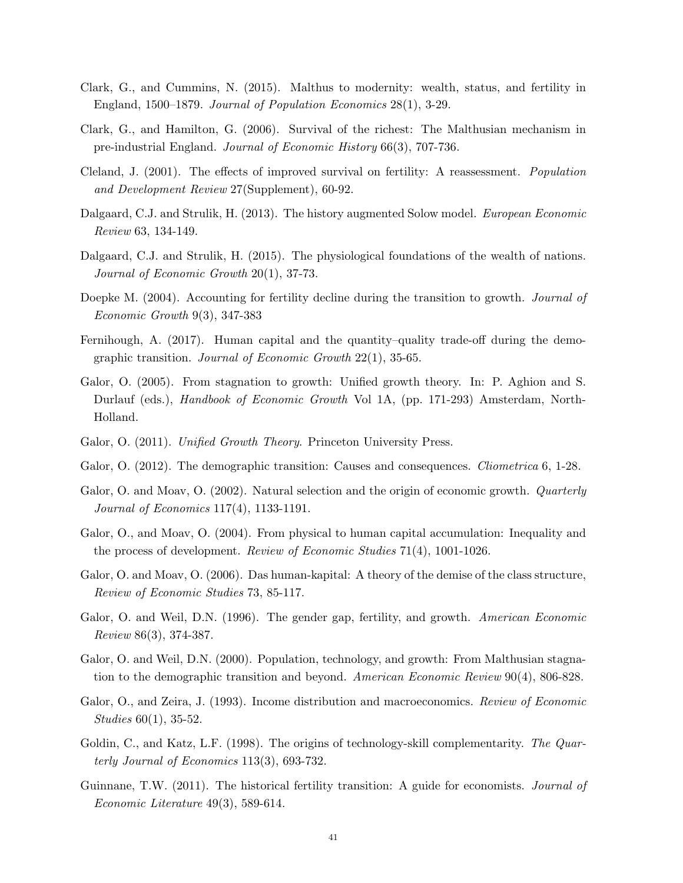Clark, G., and Cummins, N. (2015). Malthus to modernity: wealth, status, and fertility in England, 1500–1879. *Journal of Population Economics* 28(1), 3-29.

Clark, G., and Hamilton, G. (2006). Survival of the richest: The Malthusian mechanism in pre-industrial England. *Journal of Economic History* 66(3), 707-736.

Cleland, J. (2001). The effects of improved survival on fertility: A reassessment. *Population and Development Review* 27(Supplement), 60-92.

Dalgaard, C.J. and Strulik, H. (2013). The history augmented Solow model. *European Economic Review* 63, 134-149.

Dalgaard, C.J. and Strulik, H. (2015). The physiological foundations of the wealth of nations. *Journal of Economic Growth* 20(1), 37-73.

Doepke M. (2004). Accounting for fertility decline during the transition to growth. *Journal of Economic Growth* 9(3), 347-383

Fernihough, A. (2017). Human capital and the quantity–quality trade-off during the demographic transition. *Journal of Economic Growth* 22(1), 35-65.

Galor, O. (2005). From stagnation to growth: Unified growth theory. In: P. Aghion and S. Durlauf (eds.), *Handbook of Economic Growth* Vol 1A, (pp. 171-293) Amsterdam, North-Holland.

Galor, O. (2011). *Unified Growth Theory*. Princeton University Press.

Galor, O. (2012). The demographic transition: Causes and consequences. *Cliometrica* 6, 1-28.

Galor, O. and Moav, O. (2002). Natural selection and the origin of economic growth. *Quarterly Journal of Economics* 117(4), 1133-1191.

Galor, O., and Moav, O. (2004). From physical to human capital accumulation: Inequality and the process of development. *Review of Economic Studies* 71(4), 1001-1026.

Galor, O. and Moav, O. (2006). Das human-kapital: A theory of the demise of the class structure, *Review of Economic Studies* 73, 85-117.

Galor, O. and Weil, D.N. (1996). The gender gap, fertility, and growth. *American Economic Review* 86(3), 374-387.

Galor, O. and Weil, D.N. (2000). Population, technology, and growth: From Malthusian stagnation to the demographic transition and beyond. *American Economic Review* 90(4), 806-828.

Galor, O., and Zeira, J. (1993). Income distribution and macroeconomics. *Review of Economic Studies* 60(1), 35-52.

Goldin, C., and Katz, L.F. (1998). The origins of technology-skill complementarity. *The Quarterly Journal of Economics* 113(3), 693-732.

Guinnane, T.W. (2011). The historical fertility transition: A guide for economists. *Journal of Economic Literature* 49(3), 589-614.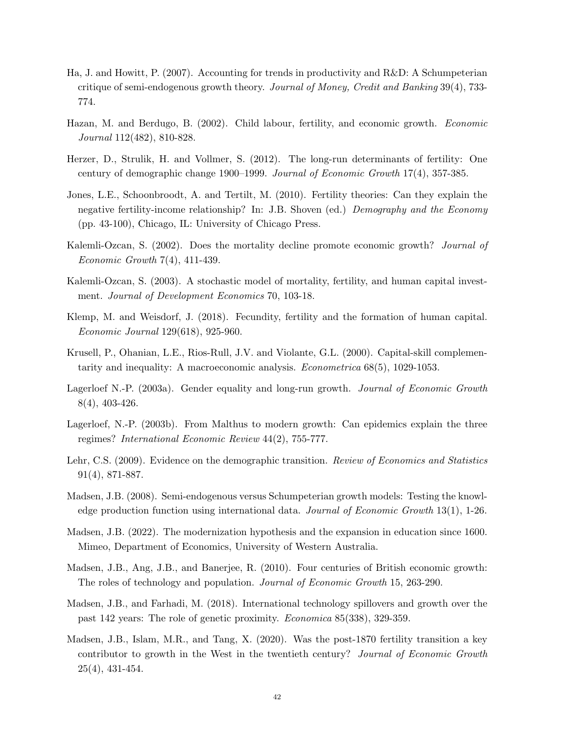Ha, J. and Howitt, P. (2007). Accounting for trends in productivity and R&D: A Schumpeterian critique of semi-endogenous growth theory. *Journal of Money, Credit and Banking* 39(4), 733-774.

Hazan, M. and Berdugo, B. (2002). Child labour, fertility, and economic growth. *Economic Journal* 112(482), 810-828.

Herzer, D., Strulik, H. and Vollmer, S. (2012). The long-run determinants of fertility: One century of demographic change 1900–1999. *Journal of Economic Growth* 17(4), 357-385.

Jones, L.E., Schoonbroodt, A. and Tertilt, M. (2010). Fertility theories: Can they explain the negative fertility-income relationship? In: J.B. Shoven (ed.) *Demography and the Economy* (pp. 43-100), Chicago, IL: University of Chicago Press.

Kalemli-Ozcan, S. (2002). Does the mortality decline promote economic growth? *Journal of Economic Growth* 7(4), 411-439.

Kalemli-Ozcan, S. (2003). A stochastic model of mortality, fertility, and human capital investment. *Journal of Development Economics* 70, 103-18.

Klemp, M. and Weisdorf, J. (2018). Fecundity, fertility and the formation of human capital. *Economic Journal* 129(618), 925-960.

Krusell, P., Ohanian, L.E., Rios-Rull, J.V. and Violante, G.L. (2000). Capital-skill complementarity and inequality: A macroeconomic analysis. *Econometrica* 68(5), 1029-1053.

Lagerloef N.-P. (2003a). Gender equality and long-run growth. *Journal of Economic Growth* 8(4), 403-426.

Lagerloef, N.-P. (2003b). From Malthus to modern growth: Can epidemics explain the three regimes? *International Economic Review* 44(2), 755-777.

Lehr, C.S. (2009). Evidence on the demographic transition. *Review of Economics and Statistics* 91(4), 871-887.

Madsen, J.B. (2008). Semi-endogenous versus Schumpeterian growth models: Testing the knowledge production function using international data. *Journal of Economic Growth* 13(1), 1-26.

Madsen, J.B. (2022). The modernization hypothesis and the expansion in education since 1600. Mimeo, Department of Economics, University of Western Australia.

Madsen, J.B., Ang, J.B., and Banerjee, R. (2010). Four centuries of British economic growth: The roles of technology and population. *Journal of Economic Growth* 15, 263-290.

Madsen, J.B., and Farhadi, M. (2018). International technology spillovers and growth over the past 142 years: The role of genetic proximity. *Economica* 85(338), 329-359.

Madsen, J.B., Islam, M.R., and Tang, X. (2020). Was the post-1870 fertility transition a key contributor to growth in the West in the twentieth century? *Journal of Economic Growth* 25(4), 431-454.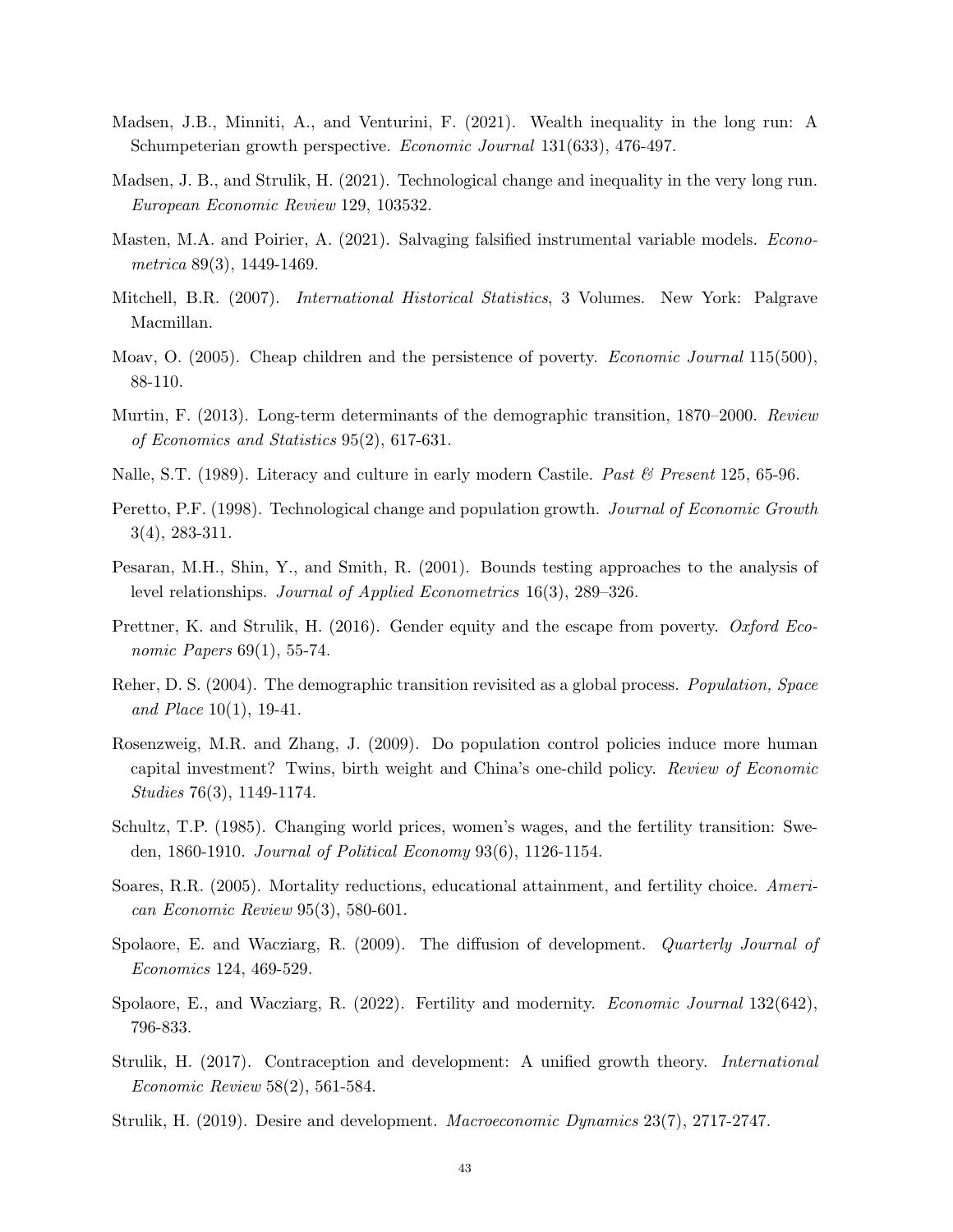Madsen, J.B., Minniti, A., and Venturini, F. (2021). Wealth inequality in the long run: A Schumpeterian growth perspective. *Economic Journal* 131(633), 476-497.

Madsen, J. B., and Strulik, H. (2021). Technological change and inequality in the very long run. *European Economic Review* 129, 103532.

Masten, M.A. and Poirier, A. (2021). Salvaging falsified instrumental variable models. *Econometrica* 89(3), 1449-1469.

Mitchell, B.R. (2007). *International Historical Statistics*, 3 Volumes. New York: Palgrave Macmillan.

Moav, O. (2005). Cheap children and the persistence of poverty. *Economic Journal* 115(500), 88-110.

Murtin, F. (2013). Long-term determinants of the demographic transition, 1870–2000. *Review of Economics and Statistics* 95(2), 617-631.

Nalle, S.T. (1989). Literacy and culture in early modern Castile. *Past & Present* 125, 65-96.

Peretto, P.F. (1998). Technological change and population growth. *Journal of Economic Growth* 3(4), 283-311.

Pesaran, M.H., Shin, Y., and Smith, R. (2001). Bounds testing approaches to the analysis of level relationships. *Journal of Applied Econometrics* 16(3), 289–326.

Prettner, K. and Strulik, H. (2016). Gender equity and the escape from poverty. *Oxford Economic Papers* 69(1), 55-74.

Reher, D. S. (2004). The demographic transition revisited as a global process. *Population, Space and Place* 10(1), 19-41.

Rosenzweig, M.R. and Zhang, J. (2009). Do population control policies induce more human capital investment? Twins, birth weight and China's one-child policy. *Review of Economic Studies* 76(3), 1149-1174.

Schultz, T.P. (1985). Changing world prices, women's wages, and the fertility transition: Sweden, 1860-1910. *Journal of Political Economy* 93(6), 1126-1154.

Soares, R.R. (2005). Mortality reductions, educational attainment, and fertility choice. *American Economic Review* 95(3), 580-601.

Spolaore, E. and Wacziarg, R. (2009). The diffusion of development. *Quarterly Journal of Economics* 124, 469-529.

Spolaore, E., and Wacziarg, R. (2022). Fertility and modernity. *Economic Journal* 132(642), 796-833.

Strulik, H. (2017). Contraception and development: A unified growth theory. *International Economic Review* 58(2), 561-584.

Strulik, H. (2019). Desire and development. *Macroeconomic Dynamics* 23(7), 2717-2747.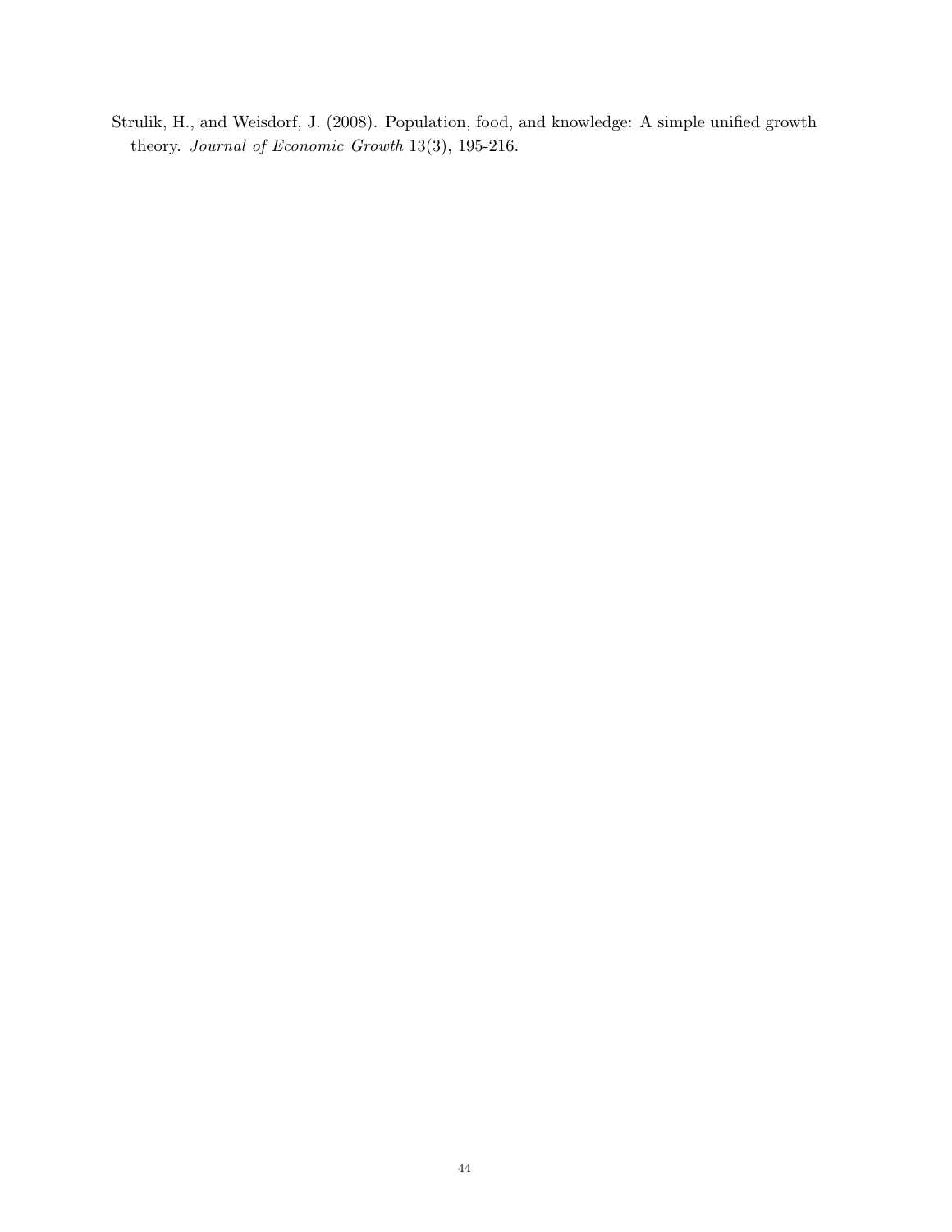Strulik, H., and Weisdorf, J. (2008). Population, food, and knowledge: A simple unified growth theory. *Journal of Economic Growth* 13(3), 195-216.